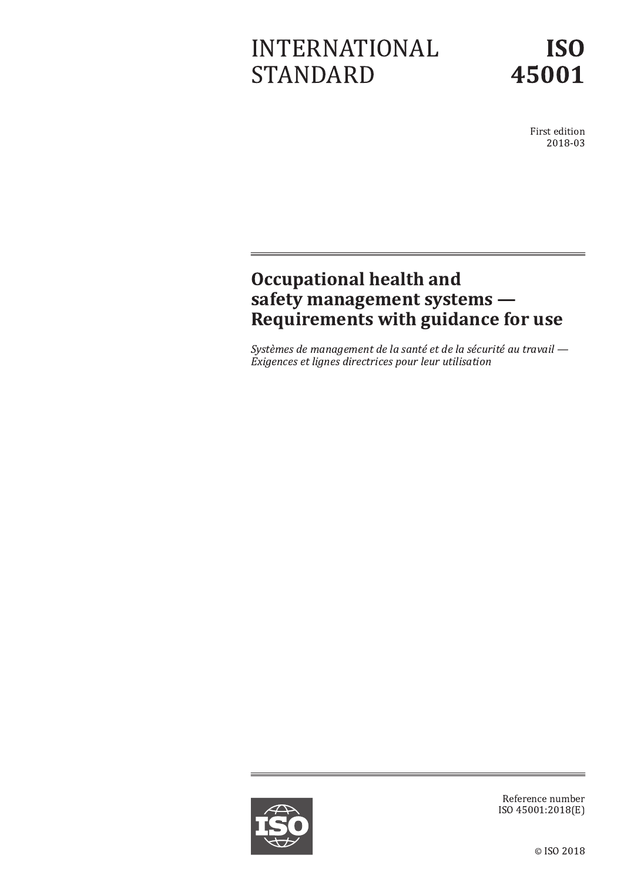# INTERNATIONAL STANDARD

# ISO 45001

First edition
2018-03

## Occupational health and safety management systems — Requirements with guidance for use

*Systèmes de management de la santé et de la sécurité au travail — Exigences et lignes directrices pour leur utilisation*

Reference number
ISO 45001:2018(E)

© ISO 2018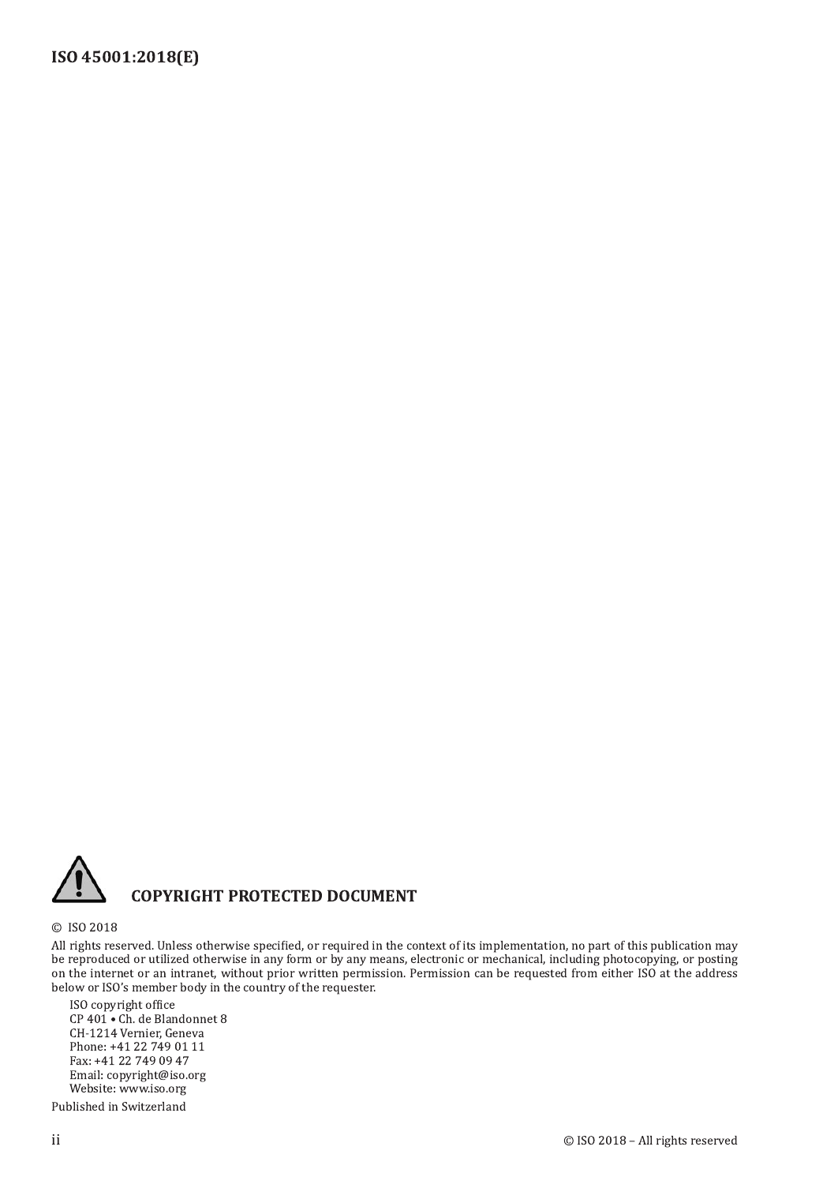**COPYRIGHT PROTECTED DOCUMENT**

© ISO 2018

All rights reserved. Unless otherwise specified, or required in the context of its implementation, no part of this publication may be reproduced or utilized otherwise in any form or by any means, electronic or mechanical, including photocopying, or posting on the internet or an intranet, without prior written permission. Permission can be requested from either ISO at the address below or ISO's member body in the country of the requester.

ISO copyright office
CP 401 • Ch. de Blandonnet 8
CH-1214 Vernier, Geneva
Phone: +41 22 749 01 11
Fax: +41 22 749 09 47
Email: copyright@iso.org
Website: www.iso.org

Published in Switzerland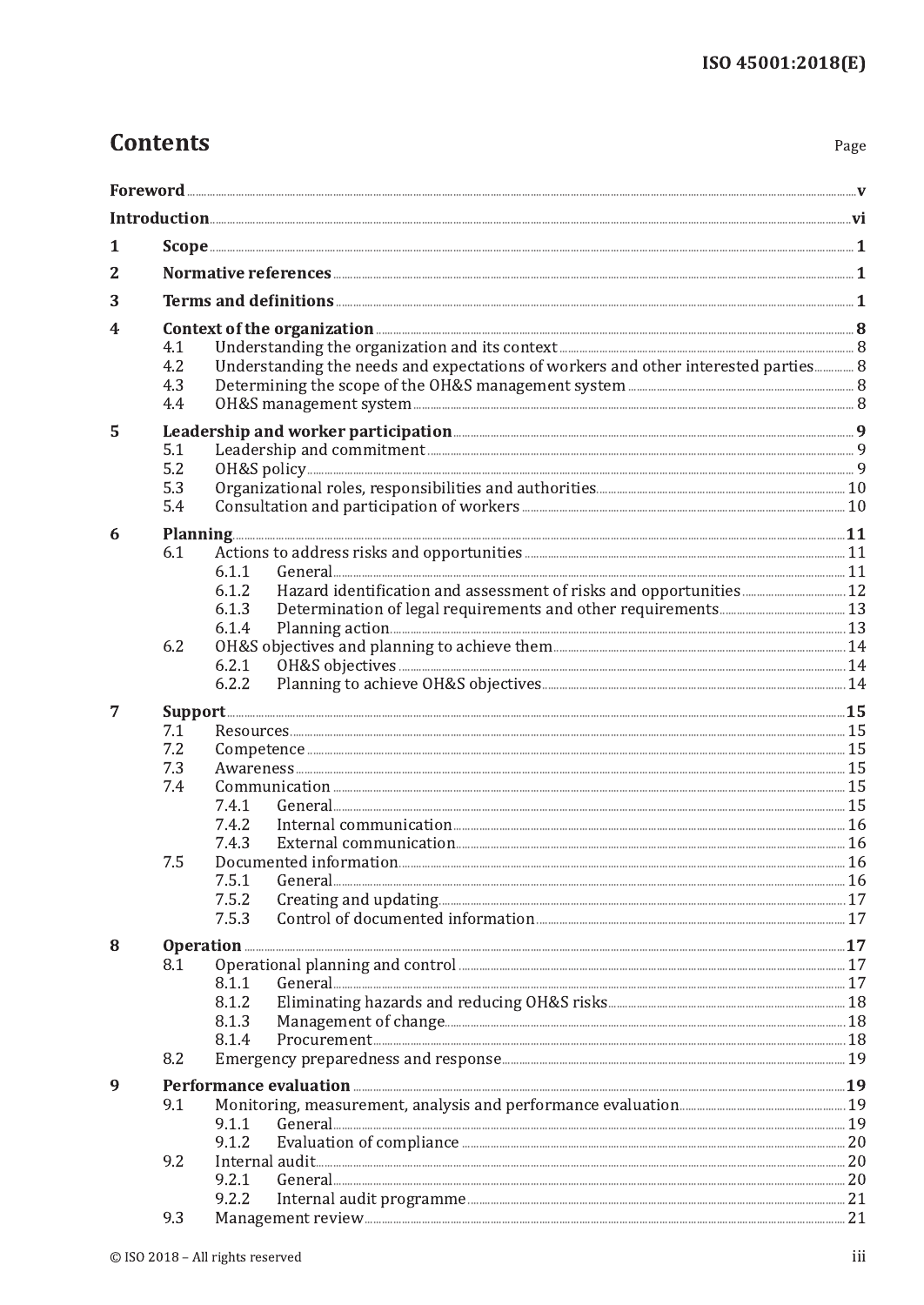# Contents

Page

**Foreword** ..... **v**

**Introduction** ..... **vi**

**1 Scope** ..... **1**

**2 Normative references** ..... **1**

**3 Terms and definitions** ..... **1**

**4 Context of the organization** ..... **8**
- 4.1 Understanding the organization and its context ..... 8
- 4.2 Understanding the needs and expectations of workers and other interested parties ..... 8
- 4.3 Determining the scope of the OH&S management system ..... 8
- 4.4 OH&S management system ..... 8

**5 Leadership and worker participation** ..... **9**
- 5.1 Leadership and commitment ..... 9
- 5.2 OH&S policy ..... 9
- 5.3 Organizational roles, responsibilities and authorities ..... 10
- 5.4 Consultation and participation of workers ..... 10

**6 Planning** ..... **11**
- 6.1 Actions to address risks and opportunities ..... 11
  - 6.1.1 General ..... 11
  - 6.1.2 Hazard identification and assessment of risks and opportunities ..... 12
  - 6.1.3 Determination of legal requirements and other requirements ..... 13
  - 6.1.4 Planning action ..... 13
- 6.2 OH&S objectives and planning to achieve them ..... 14
  - 6.2.1 OH&S objectives ..... 14
  - 6.2.2 Planning to achieve OH&S objectives ..... 14

**7 Support** ..... **15**
- 7.1 Resources ..... 15
- 7.2 Competence ..... 15
- 7.3 Awareness ..... 15
- 7.4 Communication ..... 15
  - 7.4.1 General ..... 15
  - 7.4.2 Internal communication ..... 16
  - 7.4.3 External communication ..... 16
- 7.5 Documented information ..... 16
  - 7.5.1 General ..... 16
  - 7.5.2 Creating and updating ..... 17
  - 7.5.3 Control of documented information ..... 17

**8 Operation** ..... **17**
- 8.1 Operational planning and control ..... 17
  - 8.1.1 General ..... 17
  - 8.1.2 Eliminating hazards and reducing OH&S risks ..... 18
  - 8.1.3 Management of change ..... 18
  - 8.1.4 Procurement ..... 18
- 8.2 Emergency preparedness and response ..... 19

**9 Performance evaluation** ..... **19**
- 9.1 Monitoring, measurement, analysis and performance evaluation ..... 19
  - 9.1.1 General ..... 19
  - 9.1.2 Evaluation of compliance ..... 20
- 9.2 Internal audit ..... 20
  - 9.2.1 General ..... 20
  - 9.2.2 Internal audit programme ..... 21
- 9.3 Management review ..... 21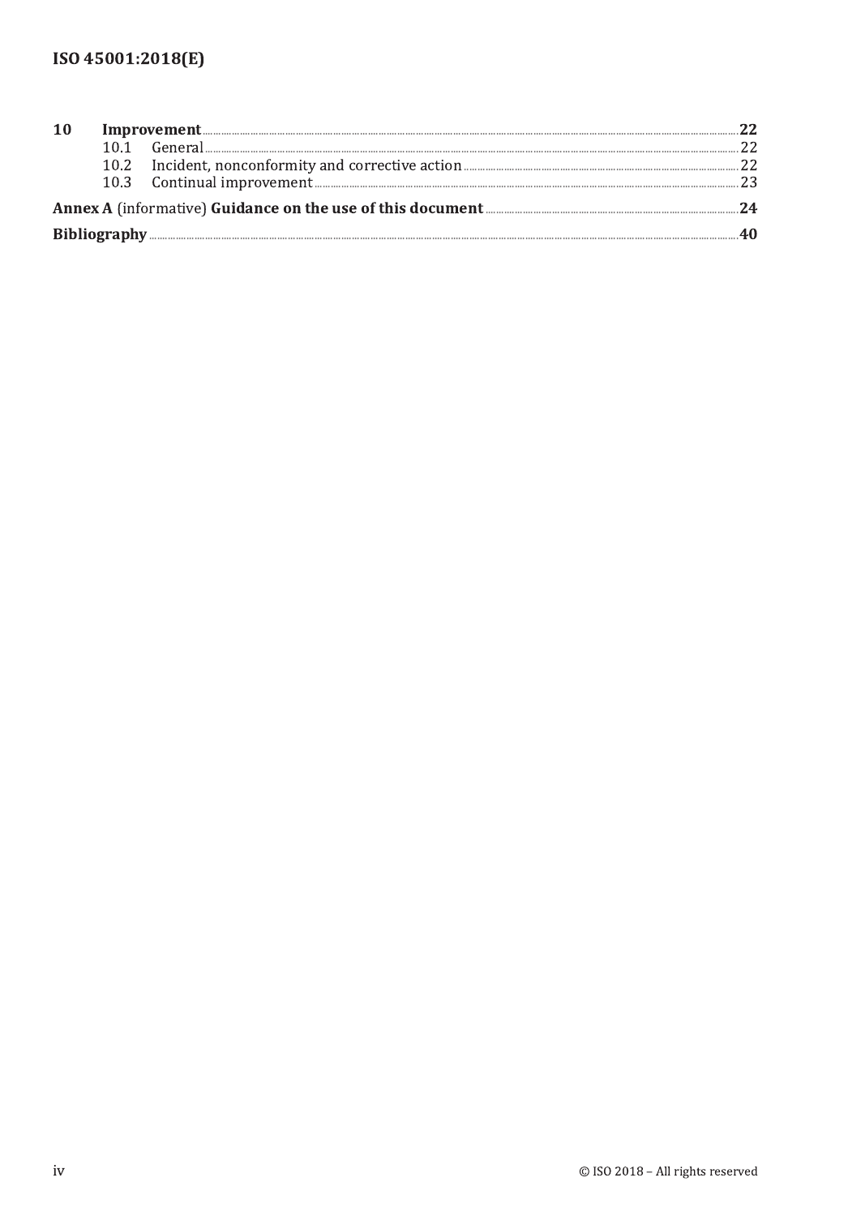**10 Improvement** ..... **22**

10.1 General ..... 22

10.2 Incident, nonconformity and corrective action ..... 22

10.3 Continual improvement ..... 23

**Annex A** (informative) **Guidance on the use of this document** ..... **24**

**Bibliography** ..... **40**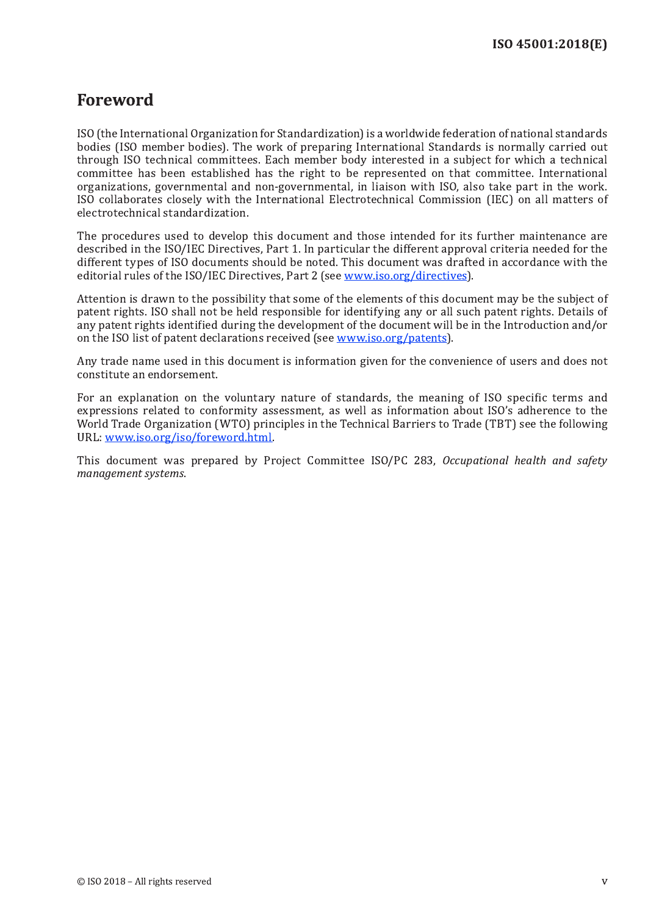# Foreword

ISO (the International Organization for Standardization) is a worldwide federation of national standards bodies (ISO member bodies). The work of preparing International Standards is normally carried out through ISO technical committees. Each member body interested in a subject for which a technical committee has been established has the right to be represented on that committee. International organizations, governmental and non-governmental, in liaison with ISO, also take part in the work. ISO collaborates closely with the International Electrotechnical Commission (IEC) on all matters of electrotechnical standardization.

The procedures used to develop this document and those intended for its further maintenance are described in the ISO/IEC Directives, Part 1. In particular the different approval criteria needed for the different types of ISO documents should be noted. This document was drafted in accordance with the editorial rules of the ISO/IEC Directives, Part 2 (see www.iso.org/directives).

Attention is drawn to the possibility that some of the elements of this document may be the subject of patent rights. ISO shall not be held responsible for identifying any or all such patent rights. Details of any patent rights identified during the development of the document will be in the Introduction and/or on the ISO list of patent declarations received (see www.iso.org/patents).

Any trade name used in this document is information given for the convenience of users and does not constitute an endorsement.

For an explanation on the voluntary nature of standards, the meaning of ISO specific terms and expressions related to conformity assessment, as well as information about ISO's adherence to the World Trade Organization (WTO) principles in the Technical Barriers to Trade (TBT) see the following URL: www.iso.org/iso/foreword.html.

This document was prepared by Project Committee ISO/PC 283, *Occupational health and safety management systems*.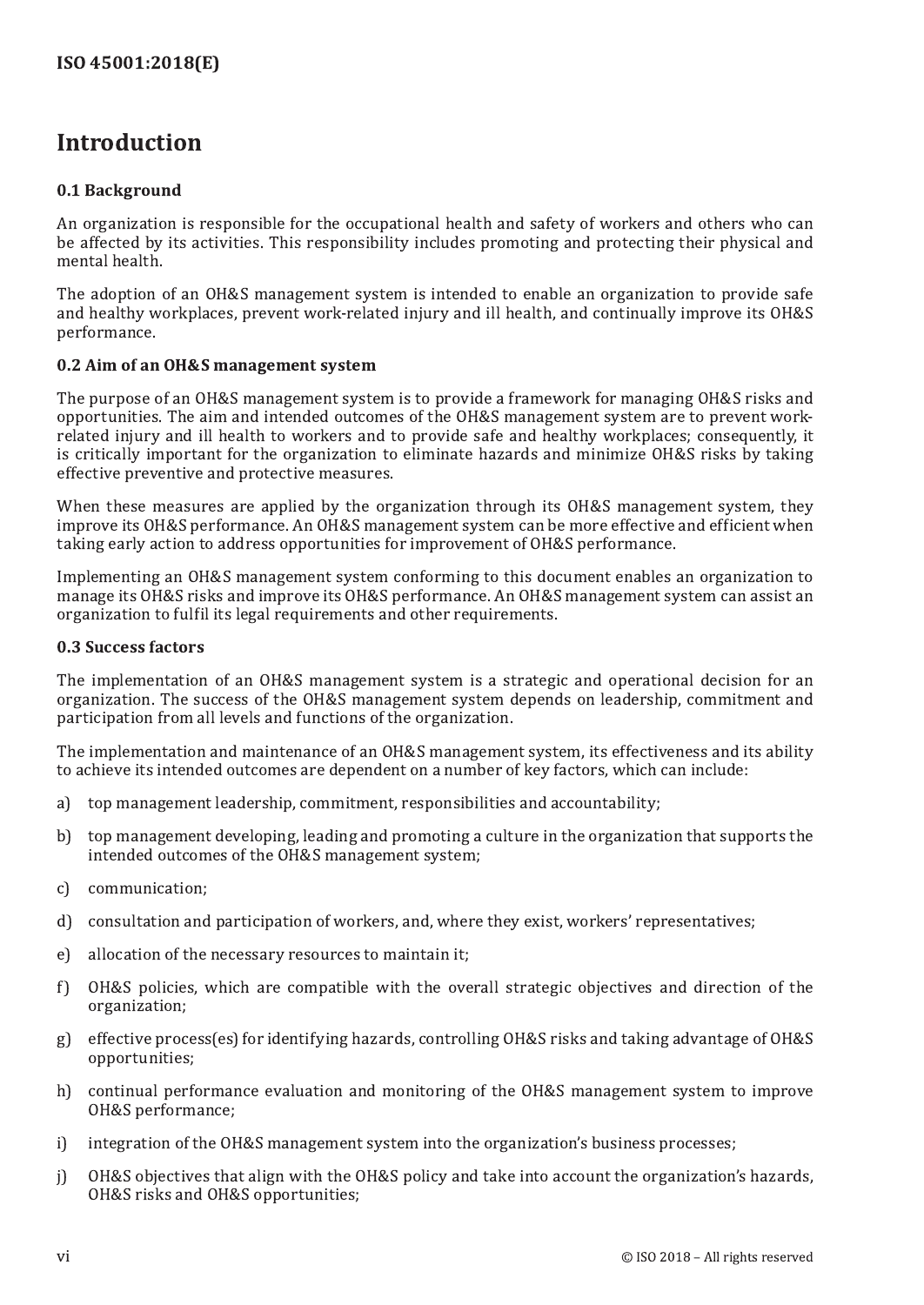# Introduction

## 0.1 Background

An organization is responsible for the occupational health and safety of workers and others who can be affected by its activities. This responsibility includes promoting and protecting their physical and mental health.

The adoption of an OH&S management system is intended to enable an organization to provide safe and healthy workplaces, prevent work-related injury and ill health, and continually improve its OH&S performance.

## 0.2 Aim of an OH&S management system

The purpose of an OH&S management system is to provide a framework for managing OH&S risks and opportunities. The aim and intended outcomes of the OH&S management system are to prevent work-related injury and ill health to workers and to provide safe and healthy workplaces; consequently, it is critically important for the organization to eliminate hazards and minimize OH&S risks by taking effective preventive and protective measures.

When these measures are applied by the organization through its OH&S management system, they improve its OH&S performance. An OH&S management system can be more effective and efficient when taking early action to address opportunities for improvement of OH&S performance.

Implementing an OH&S management system conforming to this document enables an organization to manage its OH&S risks and improve its OH&S performance. An OH&S management system can assist an organization to fulfil its legal requirements and other requirements.

## 0.3 Success factors

The implementation of an OH&S management system is a strategic and operational decision for an organization. The success of the OH&S management system depends on leadership, commitment and participation from all levels and functions of the organization.

The implementation and maintenance of an OH&S management system, its effectiveness and its ability to achieve its intended outcomes are dependent on a number of key factors, which can include:

a) top management leadership, commitment, responsibilities and accountability;

b) top management developing, leading and promoting a culture in the organization that supports the intended outcomes of the OH&S management system;

c) communication;

d) consultation and participation of workers, and, where they exist, workers' representatives;

e) allocation of the necessary resources to maintain it;

f) OH&S policies, which are compatible with the overall strategic objectives and direction of the organization;

g) effective process(es) for identifying hazards, controlling OH&S risks and taking advantage of OH&S opportunities;

h) continual performance evaluation and monitoring of the OH&S management system to improve OH&S performance;

i) integration of the OH&S management system into the organization's business processes;

j) OH&S objectives that align with the OH&S policy and take into account the organization's hazards, OH&S risks and OH&S opportunities;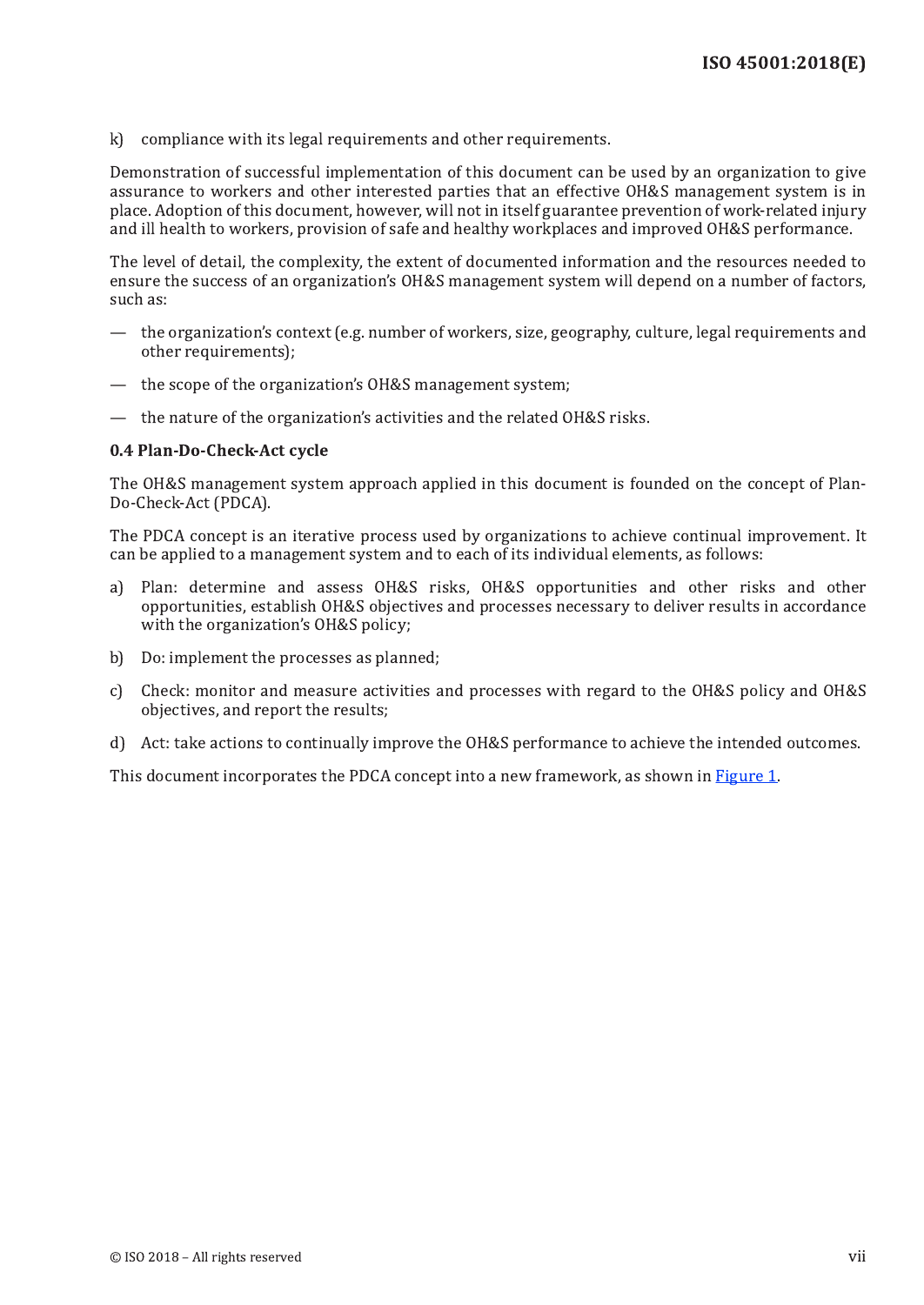k) compliance with its legal requirements and other requirements.

Demonstration of successful implementation of this document can be used by an organization to give assurance to workers and other interested parties that an effective OH&S management system is in place. Adoption of this document, however, will not in itself guarantee prevention of work-related injury and ill health to workers, provision of safe and healthy workplaces and improved OH&S performance.

The level of detail, the complexity, the extent of documented information and the resources needed to ensure the success of an organization's OH&S management system will depend on a number of factors, such as:

— the organization's context (e.g. number of workers, size, geography, culture, legal requirements and other requirements);

— the scope of the organization's OH&S management system;

— the nature of the organization's activities and the related OH&S risks.

### 0.4 Plan-Do-Check-Act cycle

The OH&S management system approach applied in this document is founded on the concept of Plan-Do-Check-Act (PDCA).

The PDCA concept is an iterative process used by organizations to achieve continual improvement. It can be applied to a management system and to each of its individual elements, as follows:

a) Plan: determine and assess OH&S risks, OH&S opportunities and other risks and other opportunities, establish OH&S objectives and processes necessary to deliver results in accordance with the organization's OH&S policy;

b) Do: implement the processes as planned;

c) Check: monitor and measure activities and processes with regard to the OH&S policy and OH&S objectives, and report the results;

d) Act: take actions to continually improve the OH&S performance to achieve the intended outcomes.

This document incorporates the PDCA concept into a new framework, as shown in Figure 1.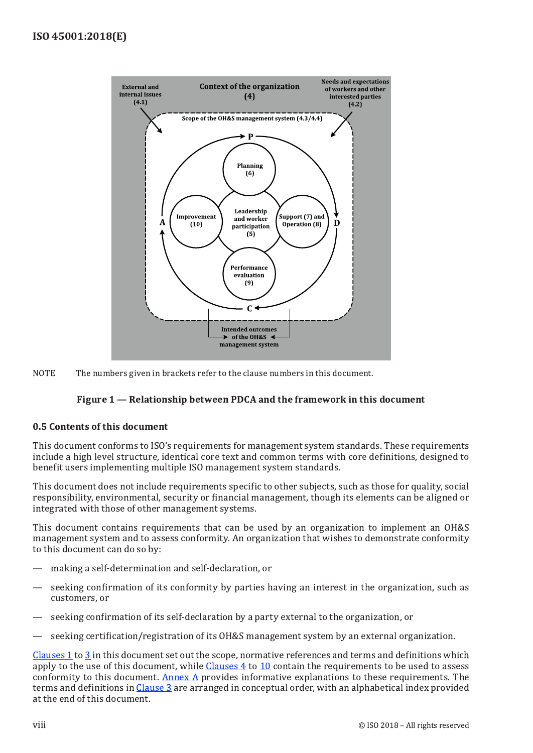External and internal issues (4.1)

Context of the organization (4)

Needs and expectations of workers and other interested parties (4.2)

Scope of the OH&S management system (4.3/4.4)

P

Planning (6)

A

Improvement (10)

Leadership and worker participation (5)

Support (7) and Operation (8)

D

Performance evaluation (9)

C

Intended outcomes of the OH&S management system

NOTE The numbers given in brackets refer to the clause numbers in this document.

**Figure 1 — Relationship between PDCA and the framework in this document**

### 0.5 Contents of this document

This document conforms to ISO's requirements for management system standards. These requirements include a high level structure, identical core text and common terms with core definitions, designed to benefit users implementing multiple ISO management system standards.

This document does not include requirements specific to other subjects, such as those for quality, social responsibility, environmental, security or financial management, though its elements can be aligned or integrated with those of other management systems.

This document contains requirements that can be used by an organization to implement an OH&S management system and to assess conformity. An organization that wishes to demonstrate conformity to this document can do so by:

— making a self-determination and self-declaration, or

— seeking confirmation of its conformity by parties having an interest in the organization, such as customers, or

— seeking confirmation of its self-declaration by a party external to the organization, or

— seeking certification/registration of its OH&S management system by an external organization.

Clauses 1 to 3 in this document set out the scope, normative references and terms and definitions which apply to the use of this document, while Clauses 4 to 10 contain the requirements to be used to assess conformity to this document. Annex A provides informative explanations to these requirements. The terms and definitions in Clause 3 are arranged in conceptual order, with an alphabetical index provided at the end of this document.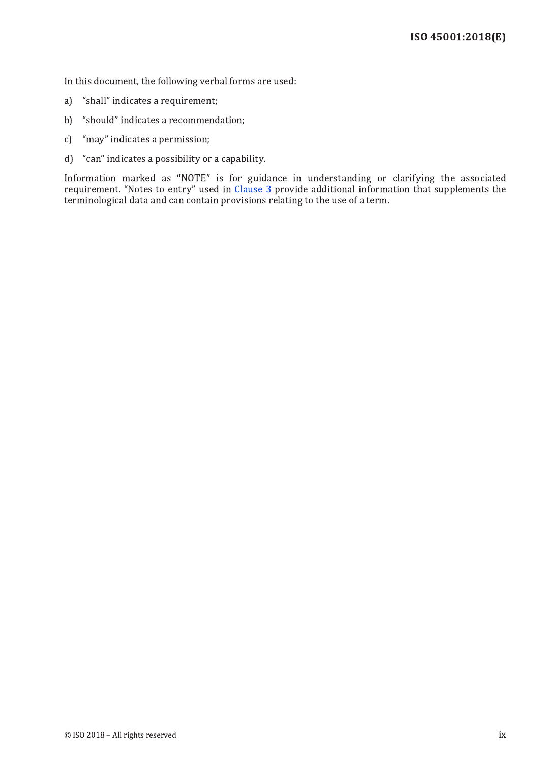In this document, the following verbal forms are used:

a) "shall" indicates a requirement;

b) "should" indicates a recommendation;

c) "may" indicates a permission;

d) "can" indicates a possibility or a capability.

Information marked as "NOTE" is for guidance in understanding or clarifying the associated requirement. "Notes to entry" used in Clause 3 provide additional information that supplements the terminological data and can contain provisions relating to the use of a term.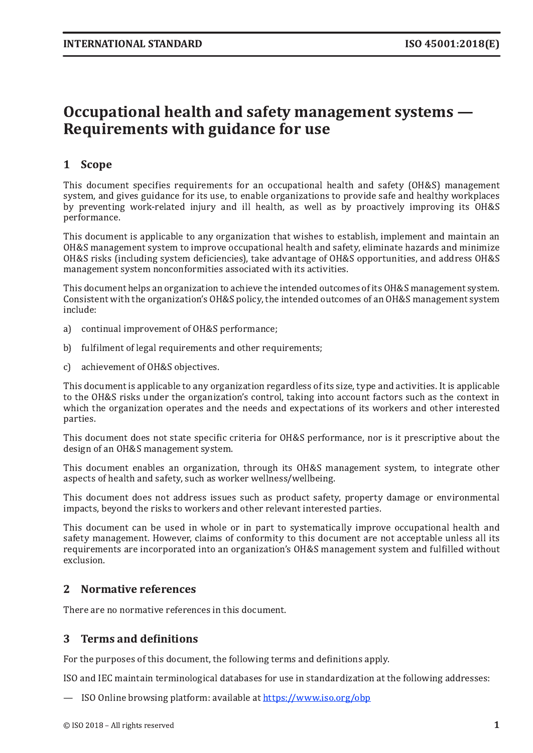# Occupational health and safety management systems — Requirements with guidance for use

## 1 Scope

This document specifies requirements for an occupational health and safety (OH&S) management system, and gives guidance for its use, to enable organizations to provide safe and healthy workplaces by preventing work-related injury and ill health, as well as by proactively improving its OH&S performance.

This document is applicable to any organization that wishes to establish, implement and maintain an OH&S management system to improve occupational health and safety, eliminate hazards and minimize OH&S risks (including system deficiencies), take advantage of OH&S opportunities, and address OH&S management system nonconformities associated with its activities.

This document helps an organization to achieve the intended outcomes of its OH&S management system. Consistent with the organization's OH&S policy, the intended outcomes of an OH&S management system include:

a) continual improvement of OH&S performance;

b) fulfilment of legal requirements and other requirements;

c) achievement of OH&S objectives.

This document is applicable to any organization regardless of its size, type and activities. It is applicable to the OH&S risks under the organization's control, taking into account factors such as the context in which the organization operates and the needs and expectations of its workers and other interested parties.

This document does not state specific criteria for OH&S performance, nor is it prescriptive about the design of an OH&S management system.

This document enables an organization, through its OH&S management system, to integrate other aspects of health and safety, such as worker wellness/wellbeing.

This document does not address issues such as product safety, property damage or environmental impacts, beyond the risks to workers and other relevant interested parties.

This document can be used in whole or in part to systematically improve occupational health and safety management. However, claims of conformity to this document are not acceptable unless all its requirements are incorporated into an organization's OH&S management system and fulfilled without exclusion.

## 2 Normative references

There are no normative references in this document.

## 3 Terms and definitions

For the purposes of this document, the following terms and definitions apply.

ISO and IEC maintain terminological databases for use in standardization at the following addresses:

— ISO Online browsing platform: available at https://www.iso.org/obp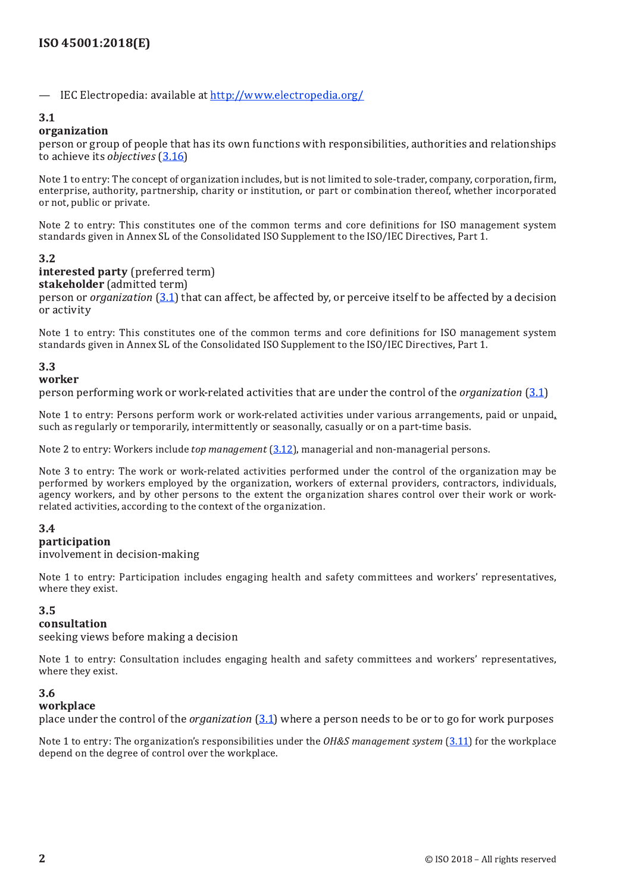— IEC Electropedia: available at http://www.electropedia.org/

### 3.1
**organization**

person or group of people that has its own functions with responsibilities, authorities and relationships to achieve its *objectives* (3.16)

Note 1 to entry: The concept of organization includes, but is not limited to sole-trader, company, corporation, firm, enterprise, authority, partnership, charity or institution, or part or combination thereof, whether incorporated or not, public or private.

Note 2 to entry: This constitutes one of the common terms and core definitions for ISO management system standards given in Annex SL of the Consolidated ISO Supplement to the ISO/IEC Directives, Part 1.

### 3.2
**interested party** (preferred term)
**stakeholder** (admitted term)

person or *organization* (3.1) that can affect, be affected by, or perceive itself to be affected by a decision or activity

Note 1 to entry: This constitutes one of the common terms and core definitions for ISO management system standards given in Annex SL of the Consolidated ISO Supplement to the ISO/IEC Directives, Part 1.

### 3.3
**worker**

person performing work or work-related activities that are under the control of the *organization* (3.1)

Note 1 to entry: Persons perform work or work-related activities under various arrangements, paid or unpaid, such as regularly or temporarily, intermittently or seasonally, casually or on a part-time basis.

Note 2 to entry: Workers include *top management* (3.12), managerial and non-managerial persons.

Note 3 to entry: The work or work-related activities performed under the control of the organization may be performed by workers employed by the organization, workers of external providers, contractors, individuals, agency workers, and by other persons to the extent the organization shares control over their work or work-related activities, according to the context of the organization.

### 3.4
**participation**

involvement in decision-making

Note 1 to entry: Participation includes engaging health and safety committees and workers' representatives, where they exist.

### 3.5
**consultation**

seeking views before making a decision

Note 1 to entry: Consultation includes engaging health and safety committees and workers' representatives, where they exist.

### 3.6
**workplace**

place under the control of the *organization* (3.1) where a person needs to be or to go for work purposes

Note 1 to entry: The organization's responsibilities under the *OH&S management system* (3.11) for the workplace depend on the degree of control over the workplace.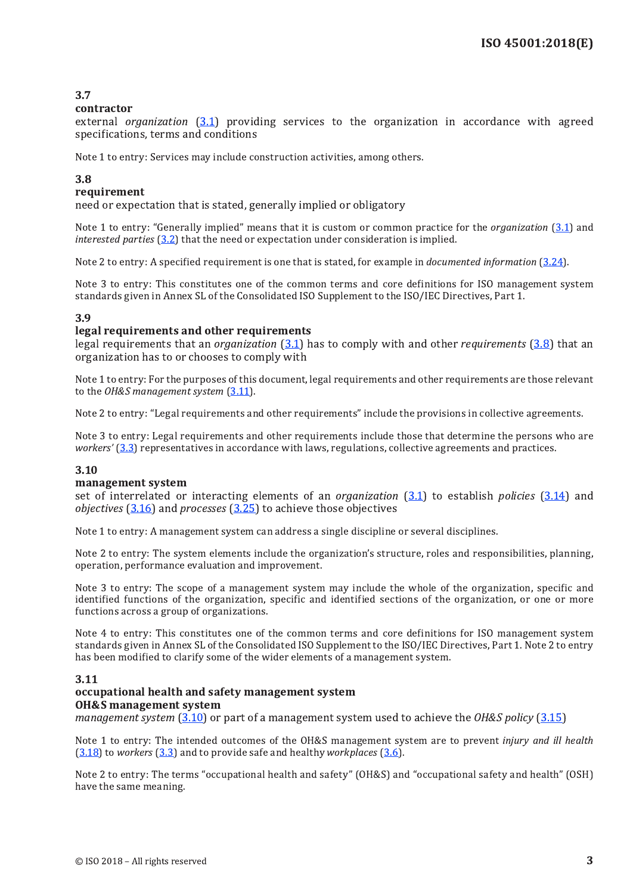### 3.7
**contractor**

external *organization* (3.1) providing services to the organization in accordance with agreed specifications, terms and conditions

Note 1 to entry: Services may include construction activities, among others.

### 3.8
**requirement**

need or expectation that is stated, generally implied or obligatory

Note 1 to entry: "Generally implied" means that it is custom or common practice for the *organization* (3.1) and *interested parties* (3.2) that the need or expectation under consideration is implied.

Note 2 to entry: A specified requirement is one that is stated, for example in *documented information* (3.24).

Note 3 to entry: This constitutes one of the common terms and core definitions for ISO management system standards given in Annex SL of the Consolidated ISO Supplement to the ISO/IEC Directives, Part 1.

### 3.9
**legal requirements and other requirements**

legal requirements that an *organization* (3.1) has to comply with and other *requirements* (3.8) that an organization has to or chooses to comply with

Note 1 to entry: For the purposes of this document, legal requirements and other requirements are those relevant to the *OH&S management system* (3.11).

Note 2 to entry: "Legal requirements and other requirements" include the provisions in collective agreements.

Note 3 to entry: Legal requirements and other requirements include those that determine the persons who are *workers'* (3.3) representatives in accordance with laws, regulations, collective agreements and practices.

### 3.10
**management system**

set of interrelated or interacting elements of an *organization* (3.1) to establish *policies* (3.14) and *objectives* (3.16) and *processes* (3.25) to achieve those objectives

Note 1 to entry: A management system can address a single discipline or several disciplines.

Note 2 to entry: The system elements include the organization's structure, roles and responsibilities, planning, operation, performance evaluation and improvement.

Note 3 to entry: The scope of a management system may include the whole of the organization, specific and identified functions of the organization, specific and identified sections of the organization, or one or more functions across a group of organizations.

Note 4 to entry: This constitutes one of the common terms and core definitions for ISO management system standards given in Annex SL of the Consolidated ISO Supplement to the ISO/IEC Directives, Part 1. Note 2 to entry has been modified to clarify some of the wider elements of a management system.

### 3.11
**occupational health and safety management system**
**OH&S management system**

*management system* (3.10) or part of a management system used to achieve the *OH&S policy* (3.15)

Note 1 to entry: The intended outcomes of the OH&S management system are to prevent *injury and ill health* (3.18) to *workers* (3.3) and to provide safe and healthy *workplaces* (3.6).

Note 2 to entry: The terms "occupational health and safety" (OH&S) and "occupational safety and health" (OSH) have the same meaning.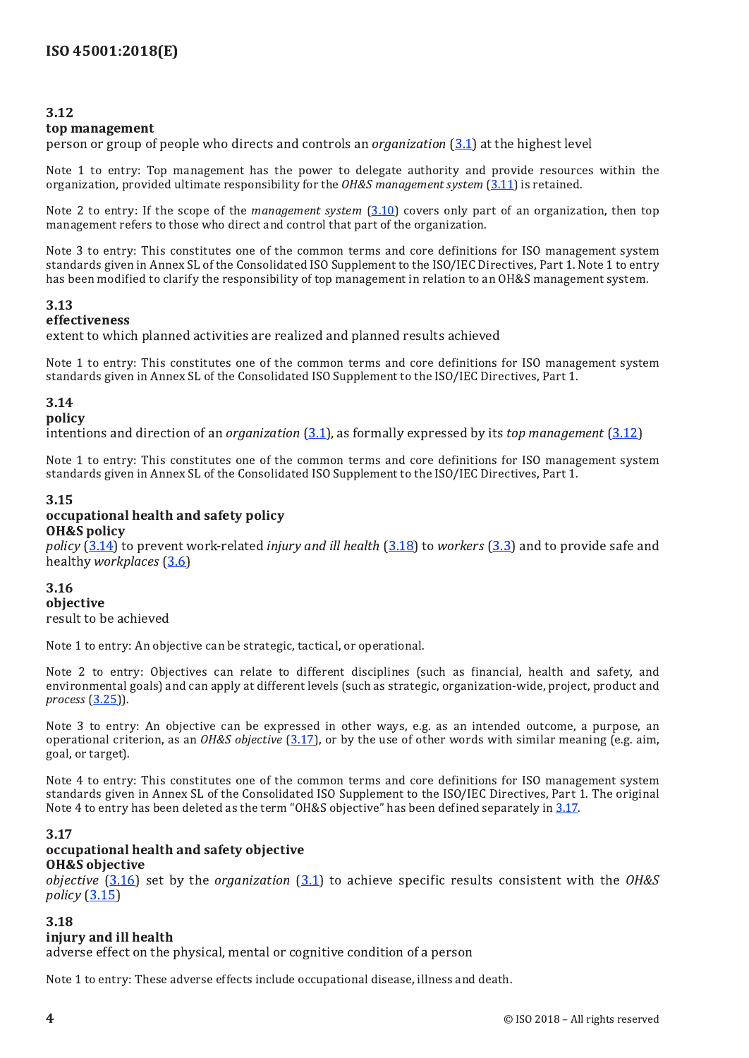### 3.12
**top management**
person or group of people who directs and controls an *organization* (3.1) at the highest level

Note 1 to entry: Top management has the power to delegate authority and provide resources within the organization, provided ultimate responsibility for the *OH&S management system* (3.11) is retained.

Note 2 to entry: If the scope of the *management system* (3.10) covers only part of an organization, then top management refers to those who direct and control that part of the organization.

Note 3 to entry: This constitutes one of the common terms and core definitions for ISO management system standards given in Annex SL of the Consolidated ISO Supplement to the ISO/IEC Directives, Part 1. Note 1 to entry has been modified to clarify the responsibility of top management in relation to an OH&S management system.

### 3.13
**effectiveness**
extent to which planned activities are realized and planned results achieved

Note 1 to entry: This constitutes one of the common terms and core definitions for ISO management system standards given in Annex SL of the Consolidated ISO Supplement to the ISO/IEC Directives, Part 1.

### 3.14
**policy**
intentions and direction of an *organization* (3.1), as formally expressed by its *top management* (3.12)

Note 1 to entry: This constitutes one of the common terms and core definitions for ISO management system standards given in Annex SL of the Consolidated ISO Supplement to the ISO/IEC Directives, Part 1.

### 3.15
**occupational health and safety policy**
**OH&S policy**
*policy* (3.14) to prevent work-related *injury and ill health* (3.18) to *workers* (3.3) and to provide safe and healthy *workplaces* (3.6)

### 3.16
**objective**
result to be achieved

Note 1 to entry: An objective can be strategic, tactical, or operational.

Note 2 to entry: Objectives can relate to different disciplines (such as financial, health and safety, and environmental goals) and can apply at different levels (such as strategic, organization-wide, project, product and *process* (3.25)).

Note 3 to entry: An objective can be expressed in other ways, e.g. as an intended outcome, a purpose, an operational criterion, as an *OH&S objective* (3.17), or by the use of other words with similar meaning (e.g. aim, goal, or target).

Note 4 to entry: This constitutes one of the common terms and core definitions for ISO management system standards given in Annex SL of the Consolidated ISO Supplement to the ISO/IEC Directives, Part 1. The original Note 4 to entry has been deleted as the term "OH&S objective" has been defined separately in 3.17.

### 3.17
**occupational health and safety objective**
**OH&S objective**
*objective* (3.16) set by the *organization* (3.1) to achieve specific results consistent with the *OH&S policy* (3.15)

### 3.18
**injury and ill health**
adverse effect on the physical, mental or cognitive condition of a person

Note 1 to entry: These adverse effects include occupational disease, illness and death.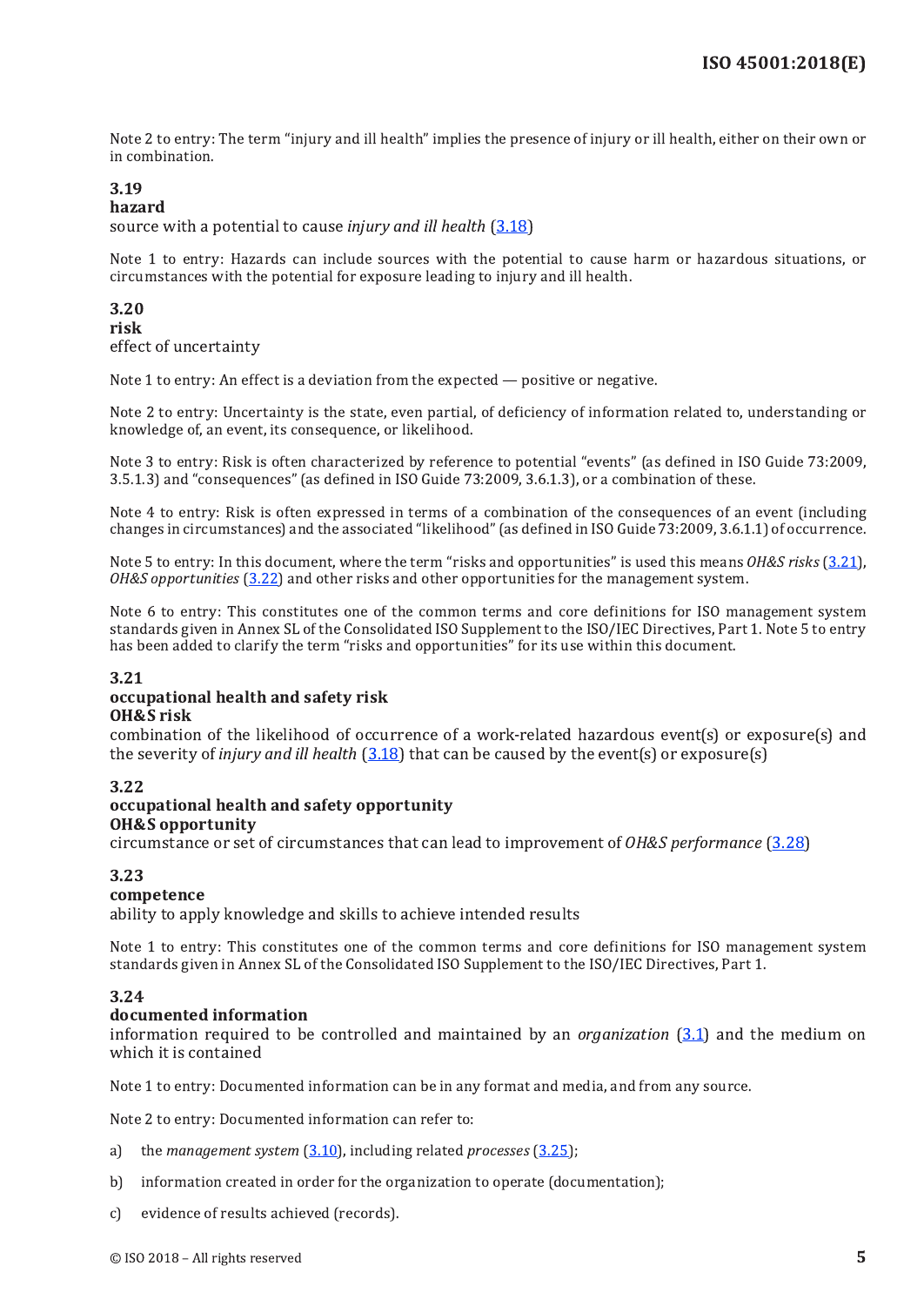Note 2 to entry: The term "injury and ill health" implies the presence of injury or ill health, either on their own or in combination.

### 3.19
**hazard**

source with a potential to cause *injury and ill health* (3.18)

Note 1 to entry: Hazards can include sources with the potential to cause harm or hazardous situations, or circumstances with the potential for exposure leading to injury and ill health.

### 3.20
**risk**

effect of uncertainty

Note 1 to entry: An effect is a deviation from the expected — positive or negative.

Note 2 to entry: Uncertainty is the state, even partial, of deficiency of information related to, understanding or knowledge of, an event, its consequence, or likelihood.

Note 3 to entry: Risk is often characterized by reference to potential "events" (as defined in ISO Guide 73:2009, 3.5.1.3) and "consequences" (as defined in ISO Guide 73:2009, 3.6.1.3), or a combination of these.

Note 4 to entry: Risk is often expressed in terms of a combination of the consequences of an event (including changes in circumstances) and the associated "likelihood" (as defined in ISO Guide 73:2009, 3.6.1.1) of occurrence.

Note 5 to entry: In this document, where the term "risks and opportunities" is used this means *OH&S risks* (3.21), *OH&S opportunities* (3.22) and other risks and other opportunities for the management system.

Note 6 to entry: This constitutes one of the common terms and core definitions for ISO management system standards given in Annex SL of the Consolidated ISO Supplement to the ISO/IEC Directives, Part 1. Note 5 to entry has been added to clarify the term "risks and opportunities" for its use within this document.

### 3.21
**occupational health and safety risk**
**OH&S risk**

combination of the likelihood of occurrence of a work-related hazardous event(s) or exposure(s) and the severity of *injury and ill health* (3.18) that can be caused by the event(s) or exposure(s)

### 3.22
**occupational health and safety opportunity**
**OH&S opportunity**

circumstance or set of circumstances that can lead to improvement of *OH&S performance* (3.28)

### 3.23
**competence**

ability to apply knowledge and skills to achieve intended results

Note 1 to entry: This constitutes one of the common terms and core definitions for ISO management system standards given in Annex SL of the Consolidated ISO Supplement to the ISO/IEC Directives, Part 1.

### 3.24
**documented information**

information required to be controlled and maintained by an *organization* (3.1) and the medium on which it is contained

Note 1 to entry: Documented information can be in any format and media, and from any source.

Note 2 to entry: Documented information can refer to:

a) the *management system* (3.10), including related *processes* (3.25);

b) information created in order for the organization to operate (documentation);

c) evidence of results achieved (records).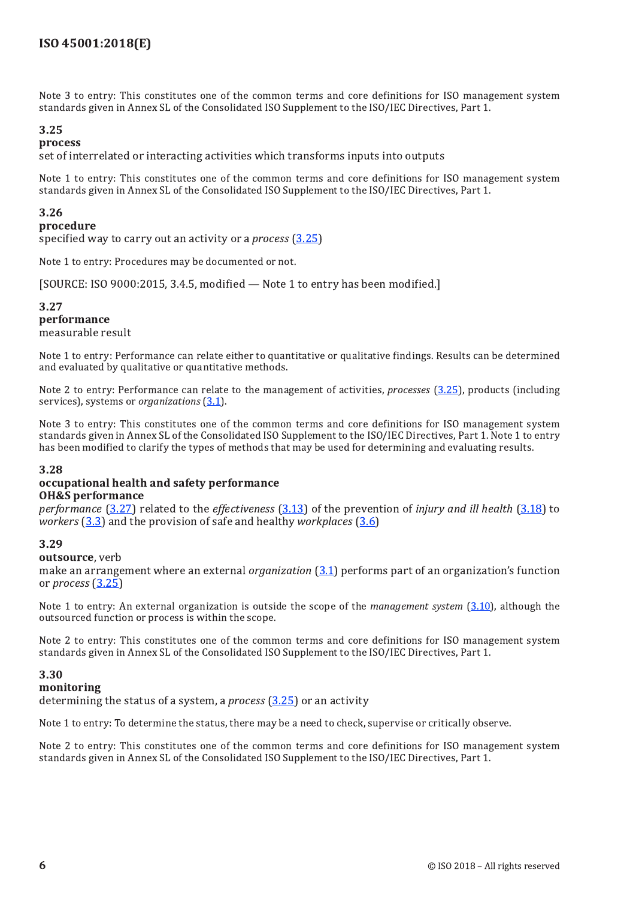Note 3 to entry: This constitutes one of the common terms and core definitions for ISO management system standards given in Annex SL of the Consolidated ISO Supplement to the ISO/IEC Directives, Part 1.

### 3.25
**process**

set of interrelated or interacting activities which transforms inputs into outputs

Note 1 to entry: This constitutes one of the common terms and core definitions for ISO management system standards given in Annex SL of the Consolidated ISO Supplement to the ISO/IEC Directives, Part 1.

### 3.26
**procedure**

specified way to carry out an activity or a *process* (3.25)

Note 1 to entry: Procedures may be documented or not.

[SOURCE: ISO 9000:2015, 3.4.5, modified — Note 1 to entry has been modified.]

### 3.27
**performance**

measurable result

Note 1 to entry: Performance can relate either to quantitative or qualitative findings. Results can be determined and evaluated by qualitative or quantitative methods.

Note 2 to entry: Performance can relate to the management of activities, *processes* (3.25), products (including services), systems or *organizations* (3.1).

Note 3 to entry: This constitutes one of the common terms and core definitions for ISO management system standards given in Annex SL of the Consolidated ISO Supplement to the ISO/IEC Directives, Part 1. Note 1 to entry has been modified to clarify the types of methods that may be used for determining and evaluating results.

### 3.28
**occupational health and safety performance**
**OH&S performance**

*performance* (3.27) related to the *effectiveness* (3.13) of the prevention of *injury and ill health* (3.18) to *workers* (3.3) and the provision of safe and healthy *workplaces* (3.6)

### 3.29
**outsource**, verb

make an arrangement where an external *organization* (3.1) performs part of an organization's function or *process* (3.25)

Note 1 to entry: An external organization is outside the scope of the *management system* (3.10), although the outsourced function or process is within the scope.

Note 2 to entry: This constitutes one of the common terms and core definitions for ISO management system standards given in Annex SL of the Consolidated ISO Supplement to the ISO/IEC Directives, Part 1.

### 3.30
**monitoring**

determining the status of a system, a *process* (3.25) or an activity

Note 1 to entry: To determine the status, there may be a need to check, supervise or critically observe.

Note 2 to entry: This constitutes one of the common terms and core definitions for ISO management system standards given in Annex SL of the Consolidated ISO Supplement to the ISO/IEC Directives, Part 1.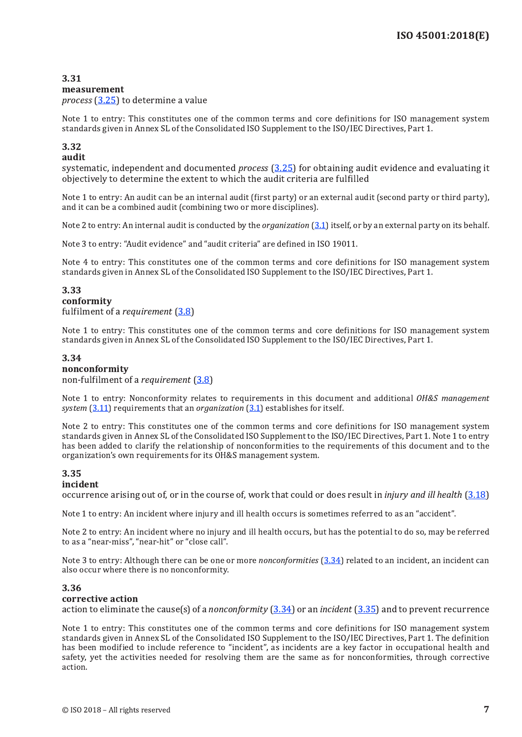### 3.31
**measurement**

*process* (3.25) to determine a value

Note 1 to entry: This constitutes one of the common terms and core definitions for ISO management system standards given in Annex SL of the Consolidated ISO Supplement to the ISO/IEC Directives, Part 1.

### 3.32
**audit**

systematic, independent and documented *process* (3.25) for obtaining audit evidence and evaluating it objectively to determine the extent to which the audit criteria are fulfilled

Note 1 to entry: An audit can be an internal audit (first party) or an external audit (second party or third party), and it can be a combined audit (combining two or more disciplines).

Note 2 to entry: An internal audit is conducted by the *organization* (3.1) itself, or by an external party on its behalf.

Note 3 to entry: "Audit evidence" and "audit criteria" are defined in ISO 19011.

Note 4 to entry: This constitutes one of the common terms and core definitions for ISO management system standards given in Annex SL of the Consolidated ISO Supplement to the ISO/IEC Directives, Part 1.

### 3.33
**conformity**

fulfilment of a *requirement* (3.8)

Note 1 to entry: This constitutes one of the common terms and core definitions for ISO management system standards given in Annex SL of the Consolidated ISO Supplement to the ISO/IEC Directives, Part 1.

### 3.34
**nonconformity**

non-fulfilment of a *requirement* (3.8)

Note 1 to entry: Nonconformity relates to requirements in this document and additional *OH&S management system* (3.11) requirements that an *organization* (3.1) establishes for itself.

Note 2 to entry: This constitutes one of the common terms and core definitions for ISO management system standards given in Annex SL of the Consolidated ISO Supplement to the ISO/IEC Directives, Part 1. Note 1 to entry has been added to clarify the relationship of nonconformities to the requirements of this document and to the organization's own requirements for its OH&S management system.

### 3.35
**incident**

occurrence arising out of, or in the course of, work that could or does result in *injury and ill health* (3.18)

Note 1 to entry: An incident where injury and ill health occurs is sometimes referred to as an "accident".

Note 2 to entry: An incident where no injury and ill health occurs, but has the potential to do so, may be referred to as a "near-miss", "near-hit" or "close call".

Note 3 to entry: Although there can be one or more *nonconformities* (3.34) related to an incident, an incident can also occur where there is no nonconformity.

### 3.36
**corrective action**

action to eliminate the cause(s) of a *nonconformity* (3.34) or an *incident* (3.35) and to prevent recurrence

Note 1 to entry: This constitutes one of the common terms and core definitions for ISO management system standards given in Annex SL of the Consolidated ISO Supplement to the ISO/IEC Directives, Part 1. The definition has been modified to include reference to "incident", as incidents are a key factor in occupational health and safety, yet the activities needed for resolving them are the same as for nonconformities, through corrective action.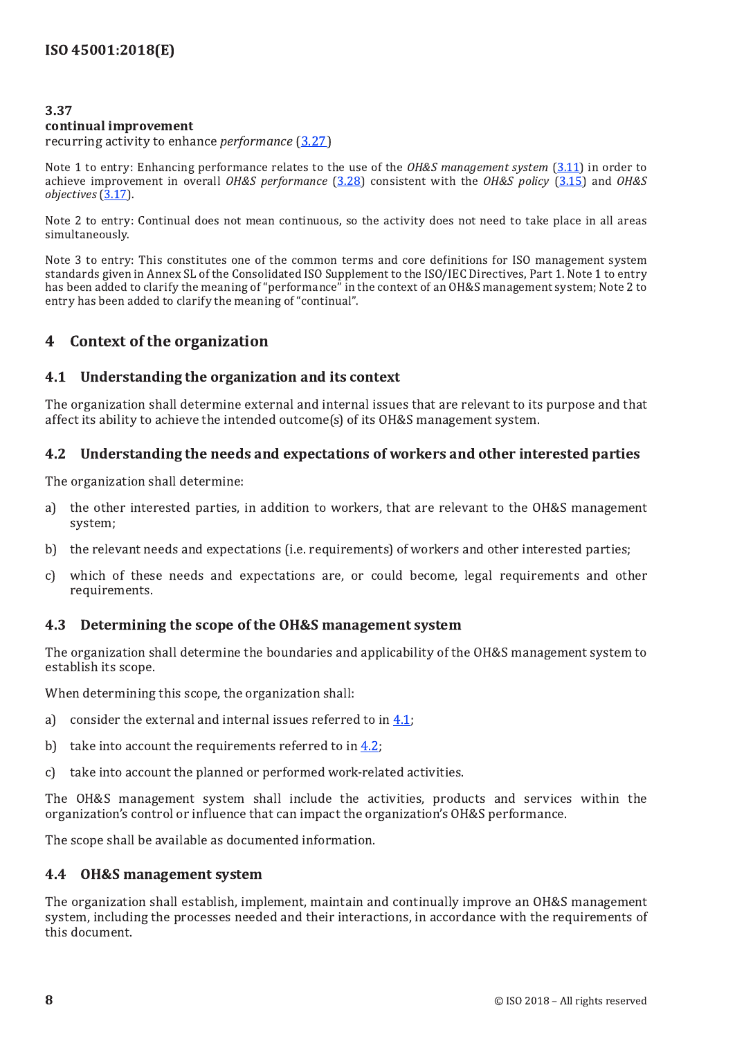**3.37**
**continual improvement**
recurring activity to enhance *performance* (3.27)

Note 1 to entry: Enhancing performance relates to the use of the *OH&S management system* (3.11) in order to achieve improvement in overall *OH&S performance* (3.28) consistent with the *OH&S policy* (3.15) and *OH&S objectives* (3.17).

Note 2 to entry: Continual does not mean continuous, so the activity does not need to take place in all areas simultaneously.

Note 3 to entry: This constitutes one of the common terms and core definitions for ISO management system standards given in Annex SL of the Consolidated ISO Supplement to the ISO/IEC Directives, Part 1. Note 1 to entry has been added to clarify the meaning of "performance" in the context of an OH&S management system; Note 2 to entry has been added to clarify the meaning of "continual".

# 4 Context of the organization

## 4.1 Understanding the organization and its context

The organization shall determine external and internal issues that are relevant to its purpose and that affect its ability to achieve the intended outcome(s) of its OH&S management system.

## 4.2 Understanding the needs and expectations of workers and other interested parties

The organization shall determine:

a) the other interested parties, in addition to workers, that are relevant to the OH&S management system;

b) the relevant needs and expectations (i.e. requirements) of workers and other interested parties;

c) which of these needs and expectations are, or could become, legal requirements and other requirements.

## 4.3 Determining the scope of the OH&S management system

The organization shall determine the boundaries and applicability of the OH&S management system to establish its scope.

When determining this scope, the organization shall:

a) consider the external and internal issues referred to in 4.1;

b) take into account the requirements referred to in 4.2;

c) take into account the planned or performed work-related activities.

The OH&S management system shall include the activities, products and services within the organization's control or influence that can impact the organization's OH&S performance.

The scope shall be available as documented information.

## 4.4 OH&S management system

The organization shall establish, implement, maintain and continually improve an OH&S management system, including the processes needed and their interactions, in accordance with the requirements of this document.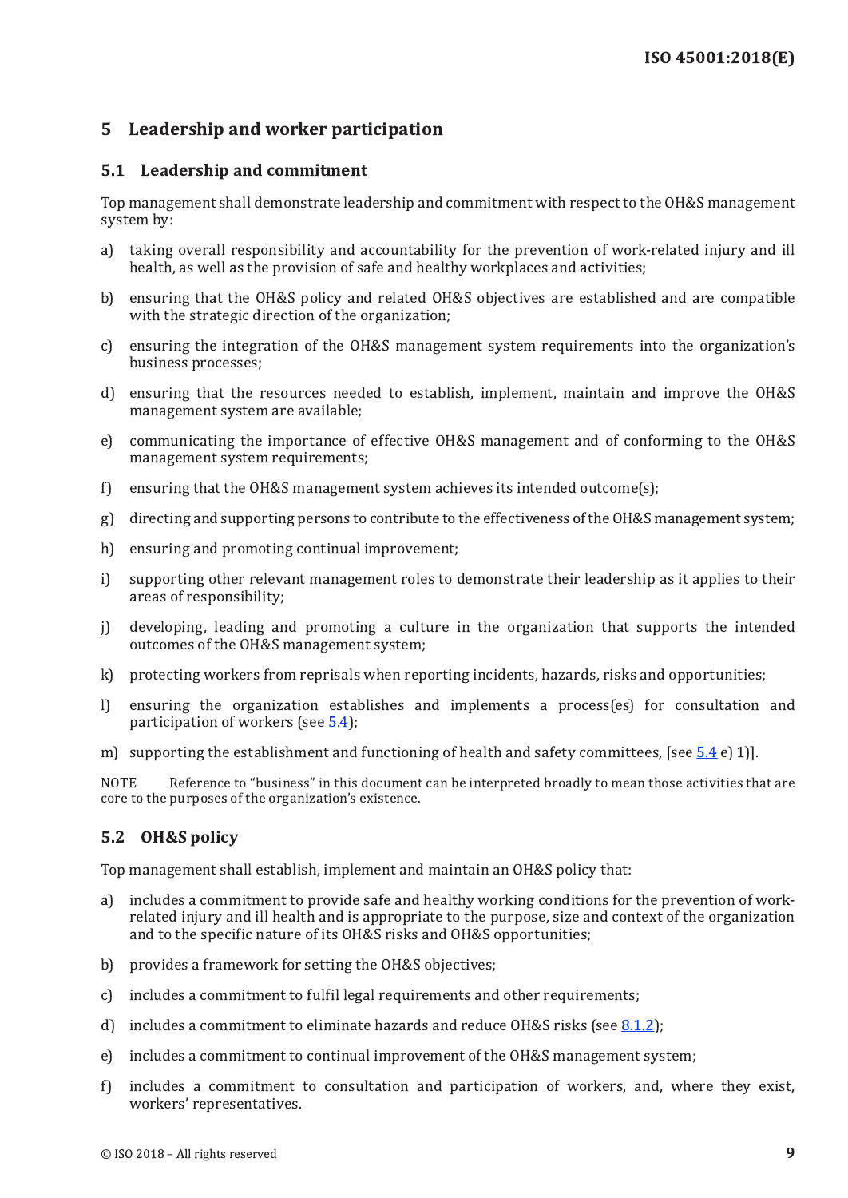## 5 Leadership and worker participation

### 5.1 Leadership and commitment

Top management shall demonstrate leadership and commitment with respect to the OH&S management system by:

a) taking overall responsibility and accountability for the prevention of work-related injury and ill health, as well as the provision of safe and healthy workplaces and activities;

b) ensuring that the OH&S policy and related OH&S objectives are established and are compatible with the strategic direction of the organization;

c) ensuring the integration of the OH&S management system requirements into the organization's business processes;

d) ensuring that the resources needed to establish, implement, maintain and improve the OH&S management system are available;

e) communicating the importance of effective OH&S management and of conforming to the OH&S management system requirements;

f) ensuring that the OH&S management system achieves its intended outcome(s);

g) directing and supporting persons to contribute to the effectiveness of the OH&S management system;

h) ensuring and promoting continual improvement;

i) supporting other relevant management roles to demonstrate their leadership as it applies to their areas of responsibility;

j) developing, leading and promoting a culture in the organization that supports the intended outcomes of the OH&S management system;

k) protecting workers from reprisals when reporting incidents, hazards, risks and opportunities;

l) ensuring the organization establishes and implements a process(es) for consultation and participation of workers (see 5.4);

m) supporting the establishment and functioning of health and safety committees, [see 5.4 e) 1)].

NOTE Reference to "business" in this document can be interpreted broadly to mean those activities that are core to the purposes of the organization's existence.

### 5.2 OH&S policy

Top management shall establish, implement and maintain an OH&S policy that:

a) includes a commitment to provide safe and healthy working conditions for the prevention of work-related injury and ill health and is appropriate to the purpose, size and context of the organization and to the specific nature of its OH&S risks and OH&S opportunities;

b) provides a framework for setting the OH&S objectives;

c) includes a commitment to fulfil legal requirements and other requirements;

d) includes a commitment to eliminate hazards and reduce OH&S risks (see 8.1.2);

e) includes a commitment to continual improvement of the OH&S management system;

f) includes a commitment to consultation and participation of workers, and, where they exist, workers' representatives.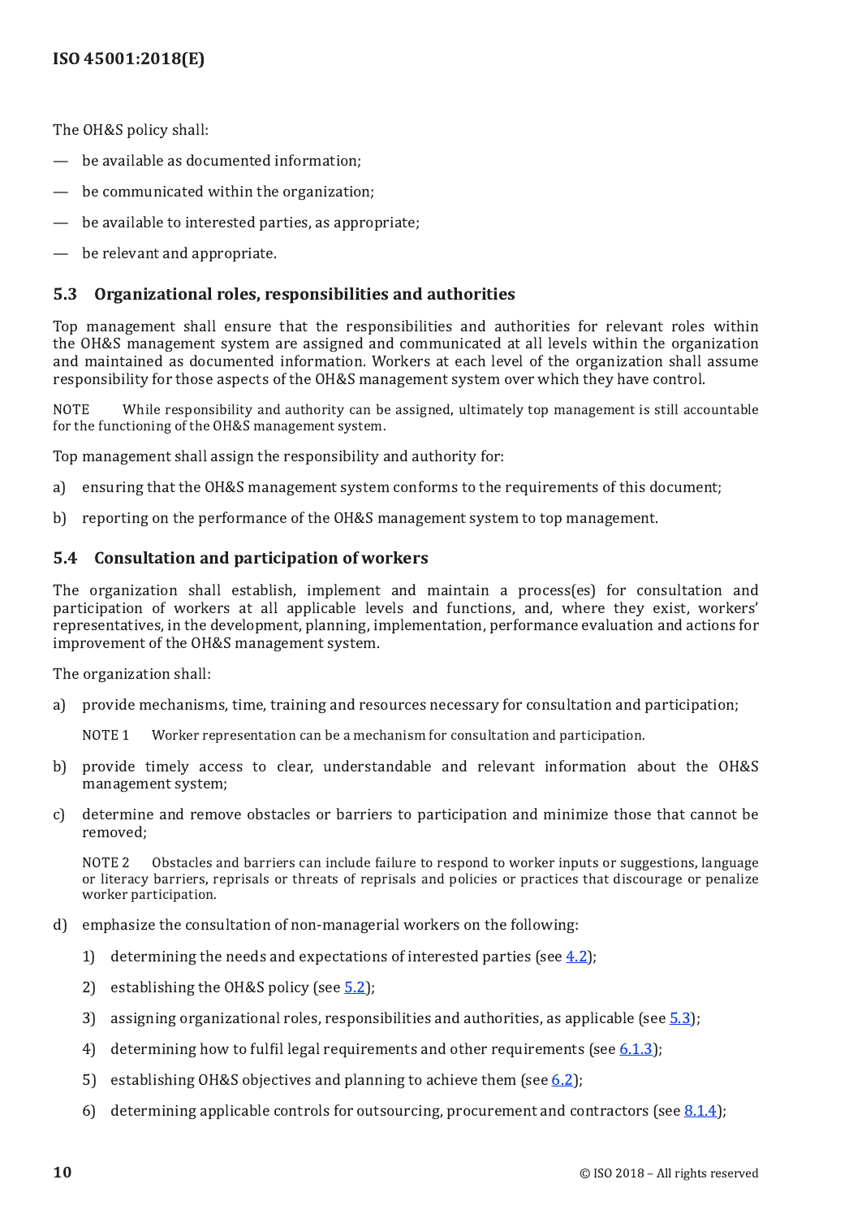The OH&S policy shall:

— be available as documented information;

— be communicated within the organization;

— be available to interested parties, as appropriate;

— be relevant and appropriate.

## 5.3 Organizational roles, responsibilities and authorities

Top management shall ensure that the responsibilities and authorities for relevant roles within the OH&S management system are assigned and communicated at all levels within the organization and maintained as documented information. Workers at each level of the organization shall assume responsibility for those aspects of the OH&S management system over which they have control.

NOTE While responsibility and authority can be assigned, ultimately top management is still accountable for the functioning of the OH&S management system.

Top management shall assign the responsibility and authority for:

a) ensuring that the OH&S management system conforms to the requirements of this document;

b) reporting on the performance of the OH&S management system to top management.

## 5.4 Consultation and participation of workers

The organization shall establish, implement and maintain a process(es) for consultation and participation of workers at all applicable levels and functions, and, where they exist, workers' representatives, in the development, planning, implementation, performance evaluation and actions for improvement of the OH&S management system.

The organization shall:

a) provide mechanisms, time, training and resources necessary for consultation and participation;

   NOTE 1 Worker representation can be a mechanism for consultation and participation.

b) provide timely access to clear, understandable and relevant information about the OH&S management system;

c) determine and remove obstacles or barriers to participation and minimize those that cannot be removed;

   NOTE 2 Obstacles and barriers can include failure to respond to worker inputs or suggestions, language or literacy barriers, reprisals or threats of reprisals and policies or practices that discourage or penalize worker participation.

d) emphasize the consultation of non-managerial workers on the following:

   1) determining the needs and expectations of interested parties (see 4.2);

   2) establishing the OH&S policy (see 5.2);

   3) assigning organizational roles, responsibilities and authorities, as applicable (see 5.3);

   4) determining how to fulfil legal requirements and other requirements (see 6.1.3);

   5) establishing OH&S objectives and planning to achieve them (see 6.2);

   6) determining applicable controls for outsourcing, procurement and contractors (see 8.1.4);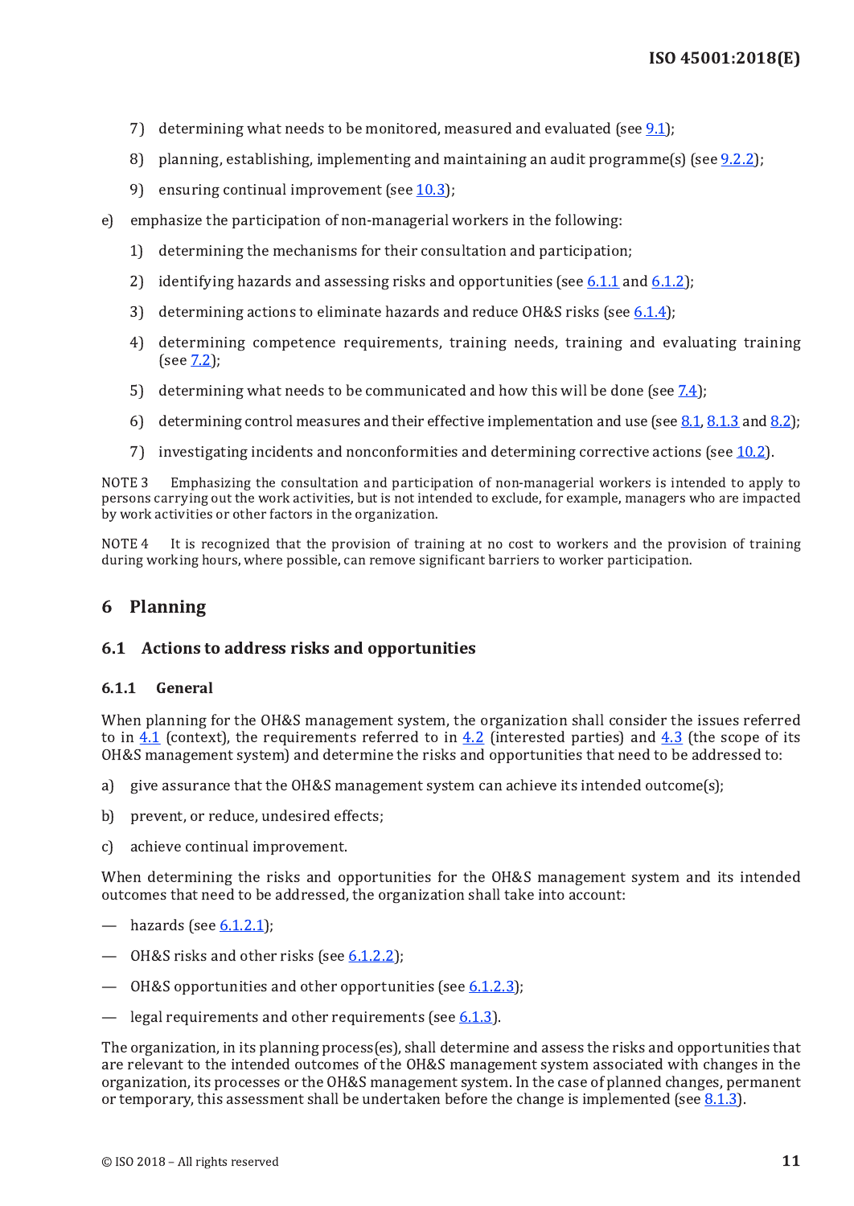7) determining what needs to be monitored, measured and evaluated (see 9.1);

   8) planning, establishing, implementing and maintaining an audit programme(s) (see 9.2.2);

   9) ensuring continual improvement (see 10.3);

e) emphasize the participation of non-managerial workers in the following:

   1) determining the mechanisms for their consultation and participation;

   2) identifying hazards and assessing risks and opportunities (see 6.1.1 and 6.1.2);

   3) determining actions to eliminate hazards and reduce OH&S risks (see 6.1.4);

   4) determining competence requirements, training needs, training and evaluating training (see 7.2);

   5) determining what needs to be communicated and how this will be done (see 7.4);

   6) determining control measures and their effective implementation and use (see 8.1, 8.1.3 and 8.2);

   7) investigating incidents and nonconformities and determining corrective actions (see 10.2).

NOTE 3 Emphasizing the consultation and participation of non-managerial workers is intended to apply to persons carrying out the work activities, but is not intended to exclude, for example, managers who are impacted by work activities or other factors in the organization.

NOTE 4 It is recognized that the provision of training at no cost to workers and the provision of training during working hours, where possible, can remove significant barriers to worker participation.

# 6 Planning

## 6.1 Actions to address risks and opportunities

### 6.1.1 General

When planning for the OH&S management system, the organization shall consider the issues referred to in 4.1 (context), the requirements referred to in 4.2 (interested parties) and 4.3 (the scope of its OH&S management system) and determine the risks and opportunities that need to be addressed to:

a) give assurance that the OH&S management system can achieve its intended outcome(s);

b) prevent, or reduce, undesired effects;

c) achieve continual improvement.

When determining the risks and opportunities for the OH&S management system and its intended outcomes that need to be addressed, the organization shall take into account:

— hazards (see 6.1.2.1);

— OH&S risks and other risks (see 6.1.2.2);

— OH&S opportunities and other opportunities (see 6.1.2.3);

— legal requirements and other requirements (see 6.1.3).

The organization, in its planning process(es), shall determine and assess the risks and opportunities that are relevant to the intended outcomes of the OH&S management system associated with changes in the organization, its processes or the OH&S management system. In the case of planned changes, permanent or temporary, this assessment shall be undertaken before the change is implemented (see 8.1.3).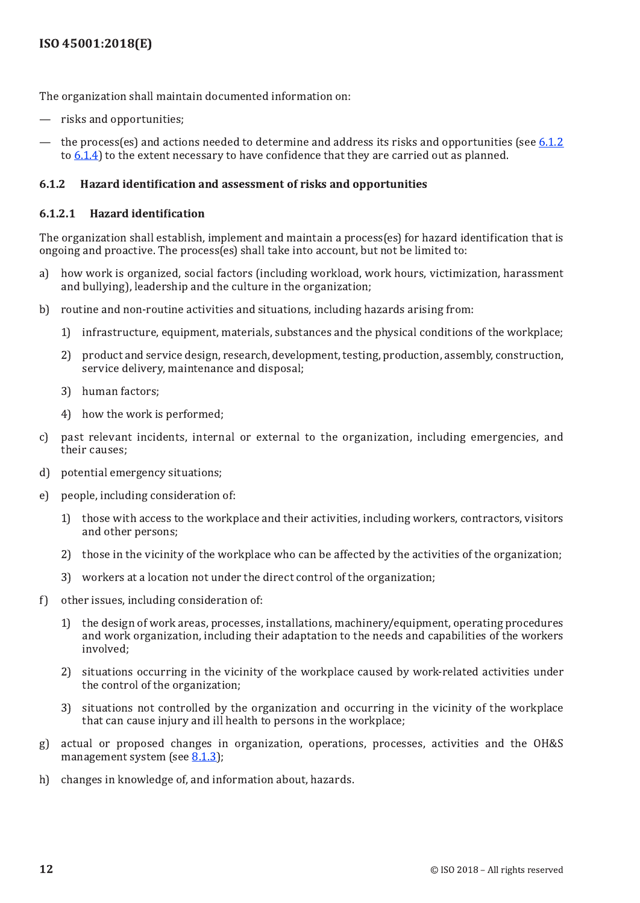The organization shall maintain documented information on:

— risks and opportunities;

— the process(es) and actions needed to determine and address its risks and opportunities (see 6.1.2 to 6.1.4) to the extent necessary to have confidence that they are carried out as planned.

### 6.1.2 Hazard identification and assessment of risks and opportunities

#### 6.1.2.1 Hazard identification

The organization shall establish, implement and maintain a process(es) for hazard identification that is ongoing and proactive. The process(es) shall take into account, but not be limited to:

a) how work is organized, social factors (including workload, work hours, victimization, harassment and bullying), leadership and the culture in the organization;

b) routine and non-routine activities and situations, including hazards arising from:

   1) infrastructure, equipment, materials, substances and the physical conditions of the workplace;

   2) product and service design, research, development, testing, production, assembly, construction, service delivery, maintenance and disposal;

   3) human factors;

   4) how the work is performed;

c) past relevant incidents, internal or external to the organization, including emergencies, and their causes;

d) potential emergency situations;

e) people, including consideration of:

   1) those with access to the workplace and their activities, including workers, contractors, visitors and other persons;

   2) those in the vicinity of the workplace who can be affected by the activities of the organization;

   3) workers at a location not under the direct control of the organization;

f) other issues, including consideration of:

   1) the design of work areas, processes, installations, machinery/equipment, operating procedures and work organization, including their adaptation to the needs and capabilities of the workers involved;

   2) situations occurring in the vicinity of the workplace caused by work-related activities under the control of the organization;

   3) situations not controlled by the organization and occurring in the vicinity of the workplace that can cause injury and ill health to persons in the workplace;

g) actual or proposed changes in organization, operations, processes, activities and the OH&S management system (see 8.1.3);

h) changes in knowledge of, and information about, hazards.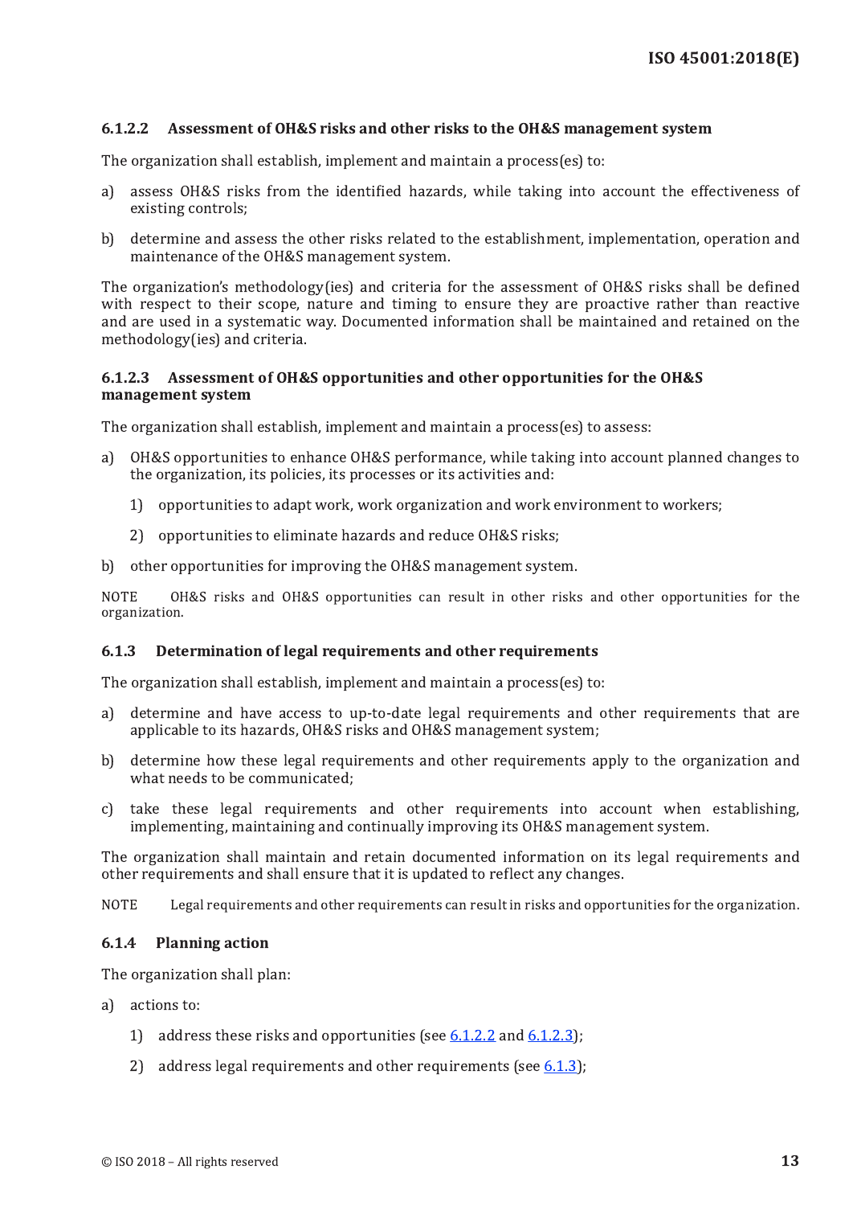#### 6.1.2.2 Assessment of OH&S risks and other risks to the OH&S management system

The organization shall establish, implement and maintain a process(es) to:

a) assess OH&S risks from the identified hazards, while taking into account the effectiveness of existing controls;

b) determine and assess the other risks related to the establishment, implementation, operation and maintenance of the OH&S management system.

The organization's methodology(ies) and criteria for the assessment of OH&S risks shall be defined with respect to their scope, nature and timing to ensure they are proactive rather than reactive and are used in a systematic way. Documented information shall be maintained and retained on the methodology(ies) and criteria.

#### 6.1.2.3 Assessment of OH&S opportunities and other opportunities for the OH&S management system

The organization shall establish, implement and maintain a process(es) to assess:

a) OH&S opportunities to enhance OH&S performance, while taking into account planned changes to the organization, its policies, its processes or its activities and:

   1) opportunities to adapt work, work organization and work environment to workers;

   2) opportunities to eliminate hazards and reduce OH&S risks;

b) other opportunities for improving the OH&S management system.

NOTE OH&S risks and OH&S opportunities can result in other risks and other opportunities for the organization.

### 6.1.3 Determination of legal requirements and other requirements

The organization shall establish, implement and maintain a process(es) to:

a) determine and have access to up-to-date legal requirements and other requirements that are applicable to its hazards, OH&S risks and OH&S management system;

b) determine how these legal requirements and other requirements apply to the organization and what needs to be communicated;

c) take these legal requirements and other requirements into account when establishing, implementing, maintaining and continually improving its OH&S management system.

The organization shall maintain and retain documented information on its legal requirements and other requirements and shall ensure that it is updated to reflect any changes.

NOTE Legal requirements and other requirements can result in risks and opportunities for the organization.

### 6.1.4 Planning action

The organization shall plan:

a) actions to:

   1) address these risks and opportunities (see 6.1.2.2 and 6.1.2.3);

   2) address legal requirements and other requirements (see 6.1.3);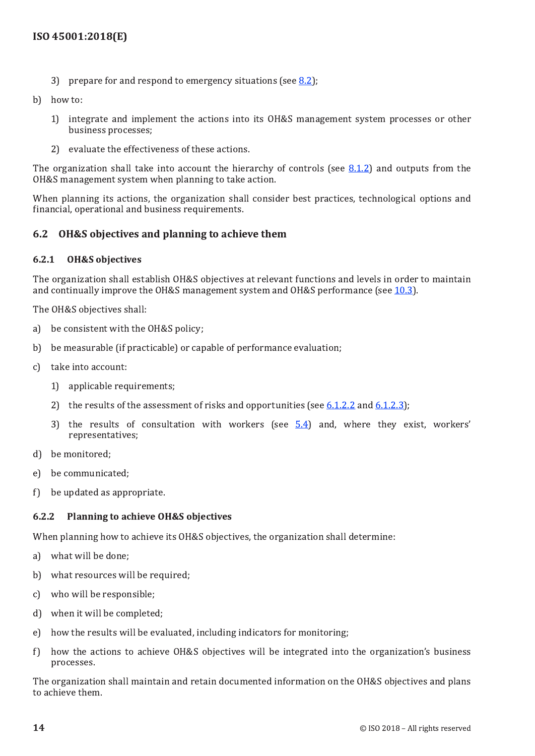3) prepare for and respond to emergency situations (see 8.2);

b) how to:

1) integrate and implement the actions into its OH&S management system processes or other business processes;

2) evaluate the effectiveness of these actions.

The organization shall take into account the hierarchy of controls (see 8.1.2) and outputs from the OH&S management system when planning to take action.

When planning its actions, the organization shall consider best practices, technological options and financial, operational and business requirements.

## 6.2 OH&S objectives and planning to achieve them

### 6.2.1 OH&S objectives

The organization shall establish OH&S objectives at relevant functions and levels in order to maintain and continually improve the OH&S management system and OH&S performance (see 10.3).

The OH&S objectives shall:

a) be consistent with the OH&S policy;

b) be measurable (if practicable) or capable of performance evaluation;

c) take into account:

1) applicable requirements;

2) the results of the assessment of risks and opportunities (see 6.1.2.2 and 6.1.2.3);

3) the results of consultation with workers (see 5.4) and, where they exist, workers' representatives;

d) be monitored;

e) be communicated;

f) be updated as appropriate.

### 6.2.2 Planning to achieve OH&S objectives

When planning how to achieve its OH&S objectives, the organization shall determine:

a) what will be done;

b) what resources will be required;

c) who will be responsible;

d) when it will be completed;

e) how the results will be evaluated, including indicators for monitoring;

f) how the actions to achieve OH&S objectives will be integrated into the organization's business processes.

The organization shall maintain and retain documented information on the OH&S objectives and plans to achieve them.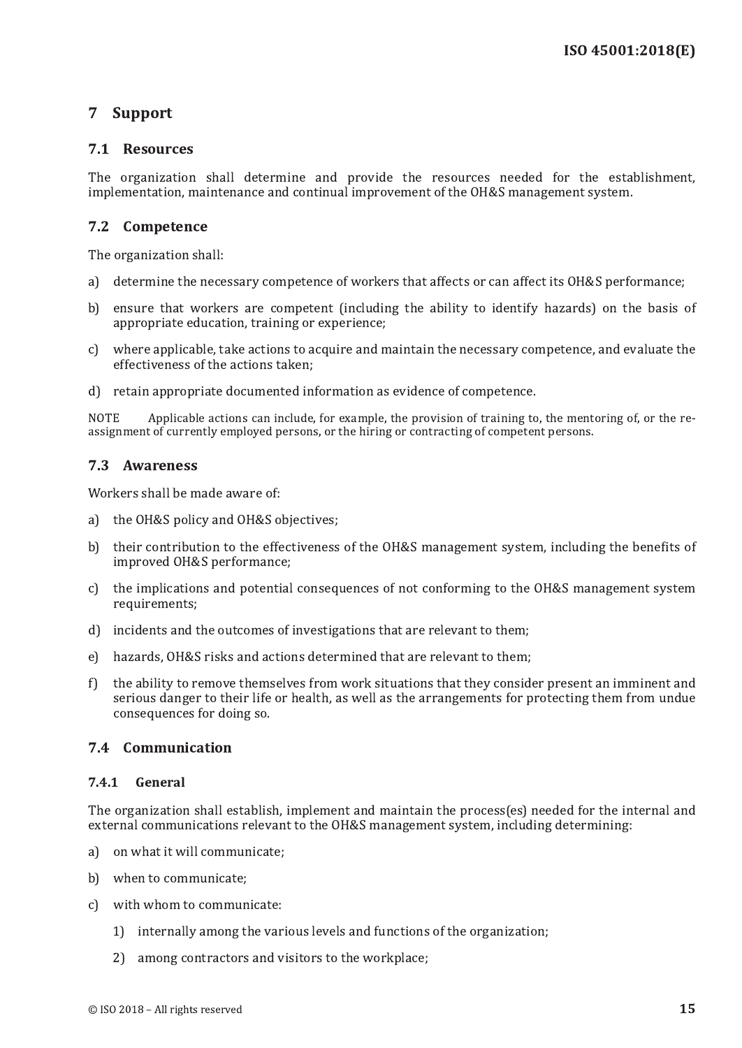# 7 Support

## 7.1 Resources

The organization shall determine and provide the resources needed for the establishment, implementation, maintenance and continual improvement of the OH&S management system.

## 7.2 Competence

The organization shall:

a) determine the necessary competence of workers that affects or can affect its OH&S performance;

b) ensure that workers are competent (including the ability to identify hazards) on the basis of appropriate education, training or experience;

c) where applicable, take actions to acquire and maintain the necessary competence, and evaluate the effectiveness of the actions taken;

d) retain appropriate documented information as evidence of competence.

NOTE Applicable actions can include, for example, the provision of training to, the mentoring of, or the re-assignment of currently employed persons, or the hiring or contracting of competent persons.

## 7.3 Awareness

Workers shall be made aware of:

a) the OH&S policy and OH&S objectives;

b) their contribution to the effectiveness of the OH&S management system, including the benefits of improved OH&S performance;

c) the implications and potential consequences of not conforming to the OH&S management system requirements;

d) incidents and the outcomes of investigations that are relevant to them;

e) hazards, OH&S risks and actions determined that are relevant to them;

f) the ability to remove themselves from work situations that they consider present an imminent and serious danger to their life or health, as well as the arrangements for protecting them from undue consequences for doing so.

## 7.4 Communication

### 7.4.1 General

The organization shall establish, implement and maintain the process(es) needed for the internal and external communications relevant to the OH&S management system, including determining:

a) on what it will communicate;

b) when to communicate;

c) with whom to communicate:

   1) internally among the various levels and functions of the organization;

   2) among contractors and visitors to the workplace;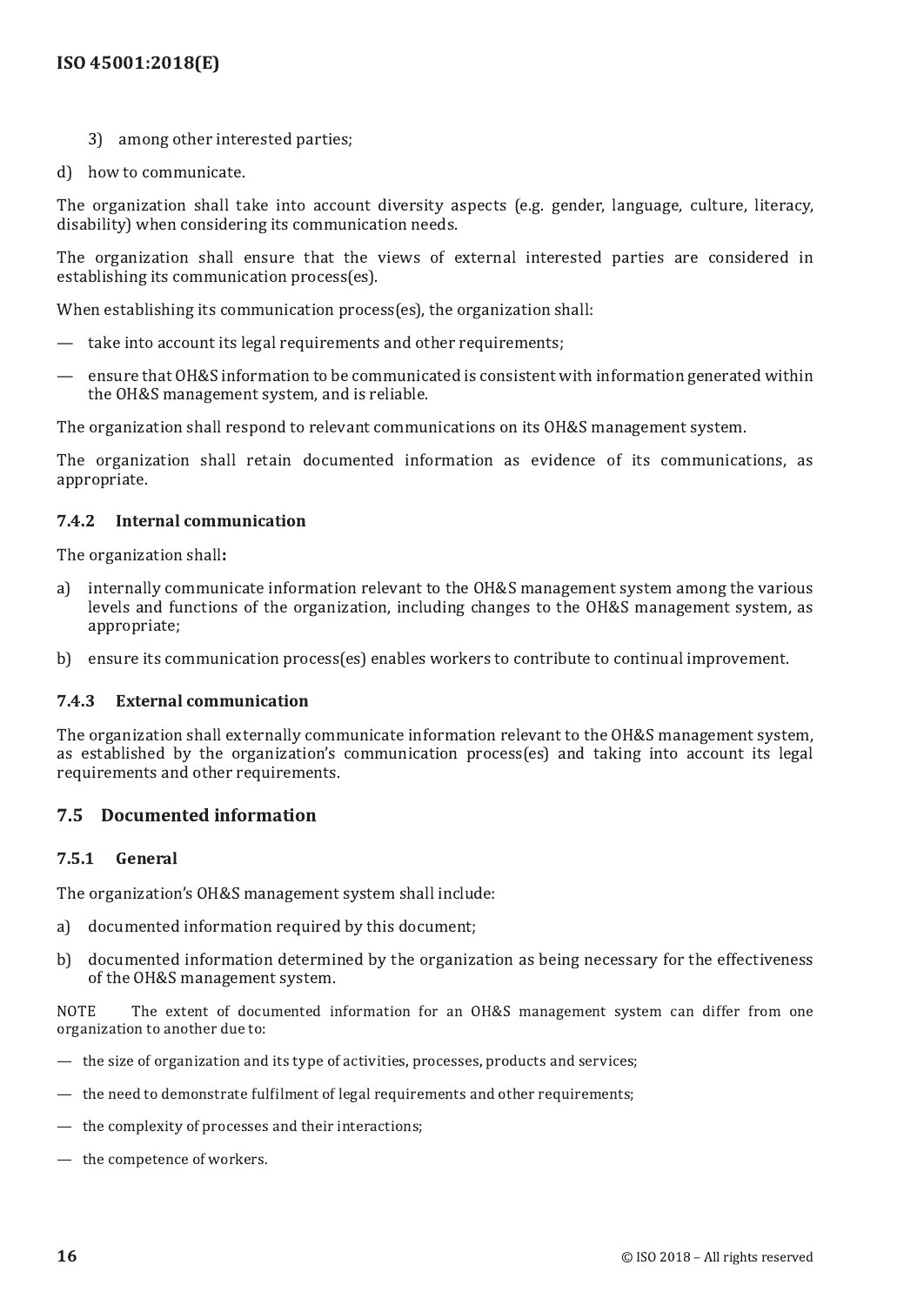3) among other interested parties;

d) how to communicate.

The organization shall take into account diversity aspects (e.g. gender, language, culture, literacy, disability) when considering its communication needs.

The organization shall ensure that the views of external interested parties are considered in establishing its communication process(es).

When establishing its communication process(es), the organization shall:

— take into account its legal requirements and other requirements;

— ensure that OH&S information to be communicated is consistent with information generated within the OH&S management system, and is reliable.

The organization shall respond to relevant communications on its OH&S management system.

The organization shall retain documented information as evidence of its communications, as appropriate.

### 7.4.2 Internal communication

The organization shall**:**

a) internally communicate information relevant to the OH&S management system among the various levels and functions of the organization, including changes to the OH&S management system, as appropriate;

b) ensure its communication process(es) enables workers to contribute to continual improvement.

### 7.4.3 External communication

The organization shall externally communicate information relevant to the OH&S management system, as established by the organization's communication process(es) and taking into account its legal requirements and other requirements.

## 7.5 Documented information

### 7.5.1 General

The organization's OH&S management system shall include:

a) documented information required by this document;

b) documented information determined by the organization as being necessary for the effectiveness of the OH&S management system.

NOTE The extent of documented information for an OH&S management system can differ from one organization to another due to:

— the size of organization and its type of activities, processes, products and services;

— the need to demonstrate fulfilment of legal requirements and other requirements;

— the complexity of processes and their interactions;

— the competence of workers.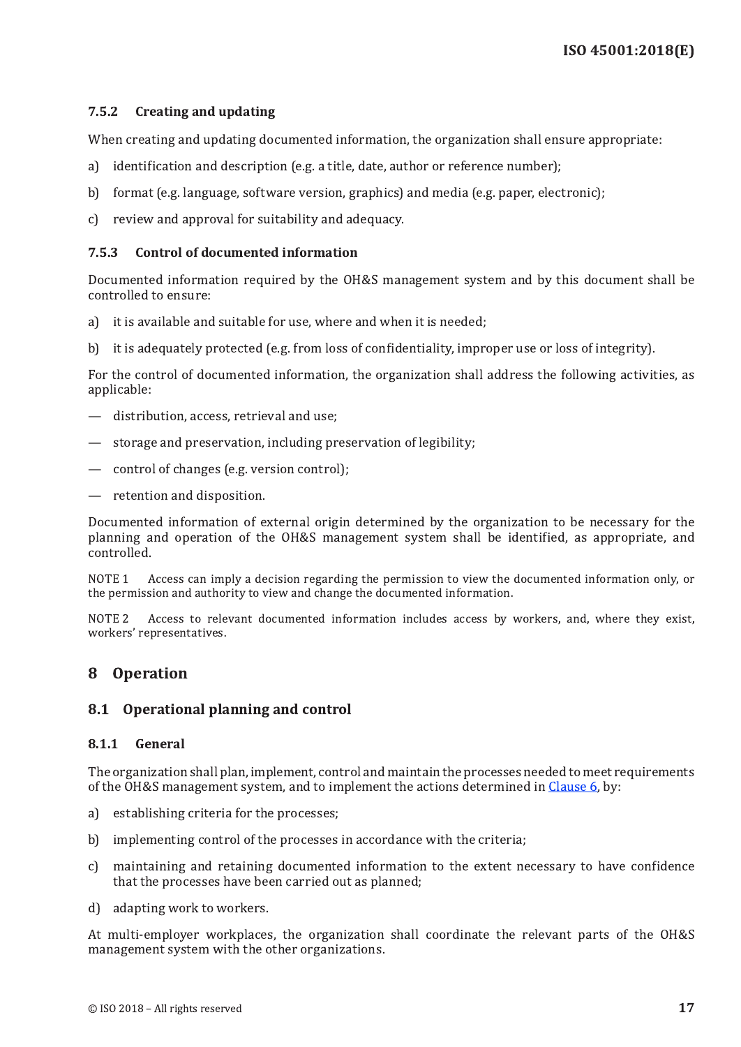### 7.5.2 Creating and updating

When creating and updating documented information, the organization shall ensure appropriate:

a) identification and description (e.g. a title, date, author or reference number);

b) format (e.g. language, software version, graphics) and media (e.g. paper, electronic);

c) review and approval for suitability and adequacy.

### 7.5.3 Control of documented information

Documented information required by the OH&S management system and by this document shall be controlled to ensure:

a) it is available and suitable for use, where and when it is needed;

b) it is adequately protected (e.g. from loss of confidentiality, improper use or loss of integrity).

For the control of documented information, the organization shall address the following activities, as applicable:

— distribution, access, retrieval and use;

— storage and preservation, including preservation of legibility;

— control of changes (e.g. version control);

— retention and disposition.

Documented information of external origin determined by the organization to be necessary for the planning and operation of the OH&S management system shall be identified, as appropriate, and controlled.

NOTE 1 Access can imply a decision regarding the permission to view the documented information only, or the permission and authority to view and change the documented information.

NOTE 2 Access to relevant documented information includes access by workers, and, where they exist, workers' representatives.

# 8 Operation

## 8.1 Operational planning and control

### 8.1.1 General

The organization shall plan, implement, control and maintain the processes needed to meet requirements of the OH&S management system, and to implement the actions determined in Clause 6, by:

a) establishing criteria for the processes;

b) implementing control of the processes in accordance with the criteria;

c) maintaining and retaining documented information to the extent necessary to have confidence that the processes have been carried out as planned;

d) adapting work to workers.

At multi-employer workplaces, the organization shall coordinate the relevant parts of the OH&S management system with the other organizations.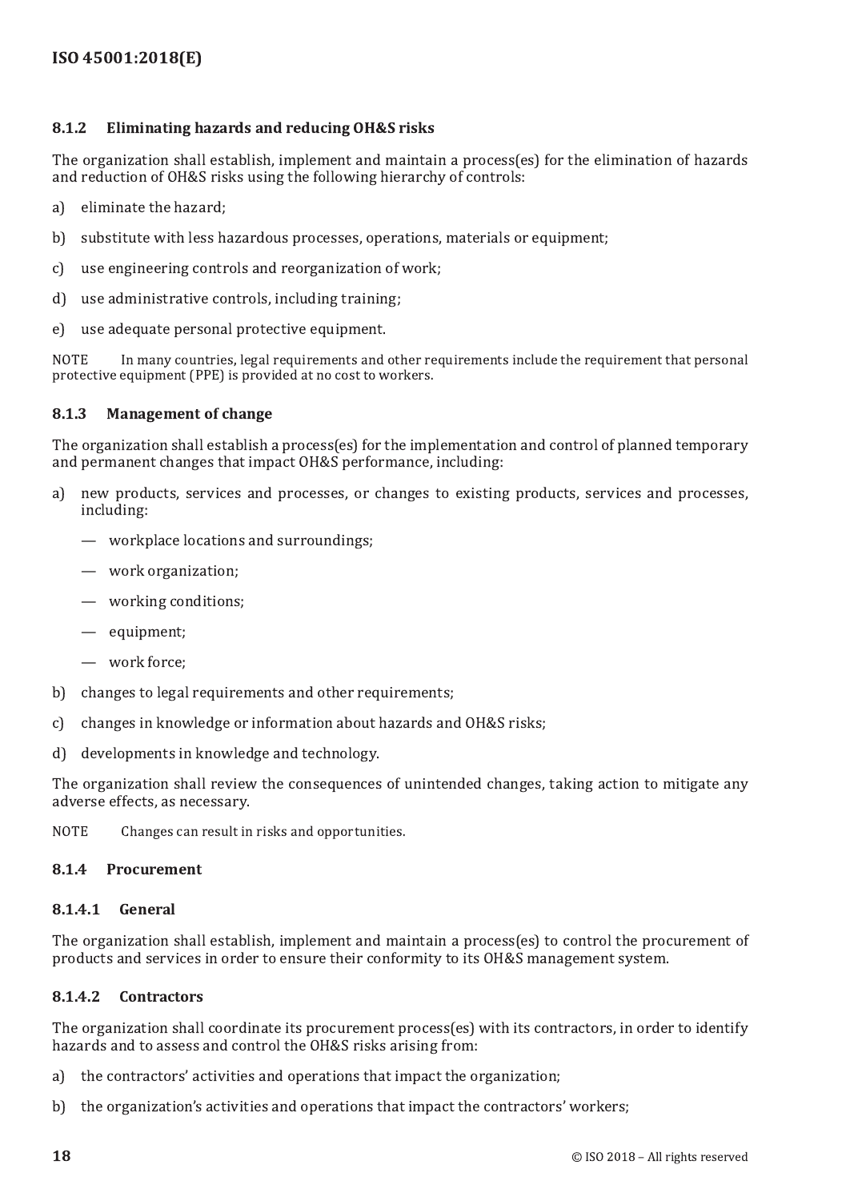### 8.1.2 Eliminating hazards and reducing OH&S risks

The organization shall establish, implement and maintain a process(es) for the elimination of hazards and reduction of OH&S risks using the following hierarchy of controls:

a) eliminate the hazard;

b) substitute with less hazardous processes, operations, materials or equipment;

c) use engineering controls and reorganization of work;

d) use administrative controls, including training;

e) use adequate personal protective equipment.

NOTE In many countries, legal requirements and other requirements include the requirement that personal protective equipment (PPE) is provided at no cost to workers.

### 8.1.3 Management of change

The organization shall establish a process(es) for the implementation and control of planned temporary and permanent changes that impact OH&S performance, including:

a) new products, services and processes, or changes to existing products, services and processes, including:

- workplace locations and surroundings;
- work organization;
- working conditions;
- equipment;
- work force;

b) changes to legal requirements and other requirements;

c) changes in knowledge or information about hazards and OH&S risks;

d) developments in knowledge and technology.

The organization shall review the consequences of unintended changes, taking action to mitigate any adverse effects, as necessary.

NOTE Changes can result in risks and opportunities.

### 8.1.4 Procurement

#### 8.1.4.1 General

The organization shall establish, implement and maintain a process(es) to control the procurement of products and services in order to ensure their conformity to its OH&S management system.

#### 8.1.4.2 Contractors

The organization shall coordinate its procurement process(es) with its contractors, in order to identify hazards and to assess and control the OH&S risks arising from:

a) the contractors' activities and operations that impact the organization;

b) the organization's activities and operations that impact the contractors' workers;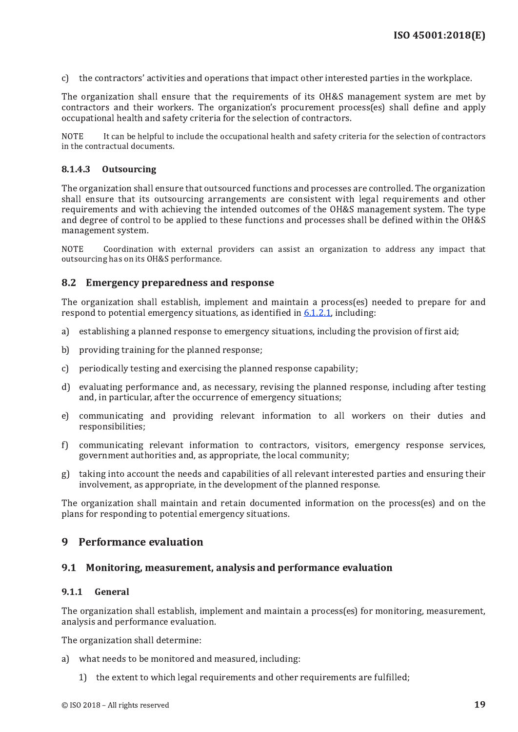c) the contractors' activities and operations that impact other interested parties in the workplace.

The organization shall ensure that the requirements of its OH&S management system are met by contractors and their workers. The organization's procurement process(es) shall define and apply occupational health and safety criteria for the selection of contractors.

NOTE It can be helpful to include the occupational health and safety criteria for the selection of contractors in the contractual documents.

#### 8.1.4.3 Outsourcing

The organization shall ensure that outsourced functions and processes are controlled. The organization shall ensure that its outsourcing arrangements are consistent with legal requirements and other requirements and with achieving the intended outcomes of the OH&S management system. The type and degree of control to be applied to these functions and processes shall be defined within the OH&S management system.

NOTE Coordination with external providers can assist an organization to address any impact that outsourcing has on its OH&S performance.

## 8.2 Emergency preparedness and response

The organization shall establish, implement and maintain a process(es) needed to prepare for and respond to potential emergency situations, as identified in 6.1.2.1, including:

a) establishing a planned response to emergency situations, including the provision of first aid;

b) providing training for the planned response;

c) periodically testing and exercising the planned response capability;

d) evaluating performance and, as necessary, revising the planned response, including after testing and, in particular, after the occurrence of emergency situations;

e) communicating and providing relevant information to all workers on their duties and responsibilities;

f) communicating relevant information to contractors, visitors, emergency response services, government authorities and, as appropriate, the local community;

g) taking into account the needs and capabilities of all relevant interested parties and ensuring their involvement, as appropriate, in the development of the planned response.

The organization shall maintain and retain documented information on the process(es) and on the plans for responding to potential emergency situations.

# 9 Performance evaluation

## 9.1 Monitoring, measurement, analysis and performance evaluation

### 9.1.1 General

The organization shall establish, implement and maintain a process(es) for monitoring, measurement, analysis and performance evaluation.

The organization shall determine:

a) what needs to be monitored and measured, including:

   1) the extent to which legal requirements and other requirements are fulfilled;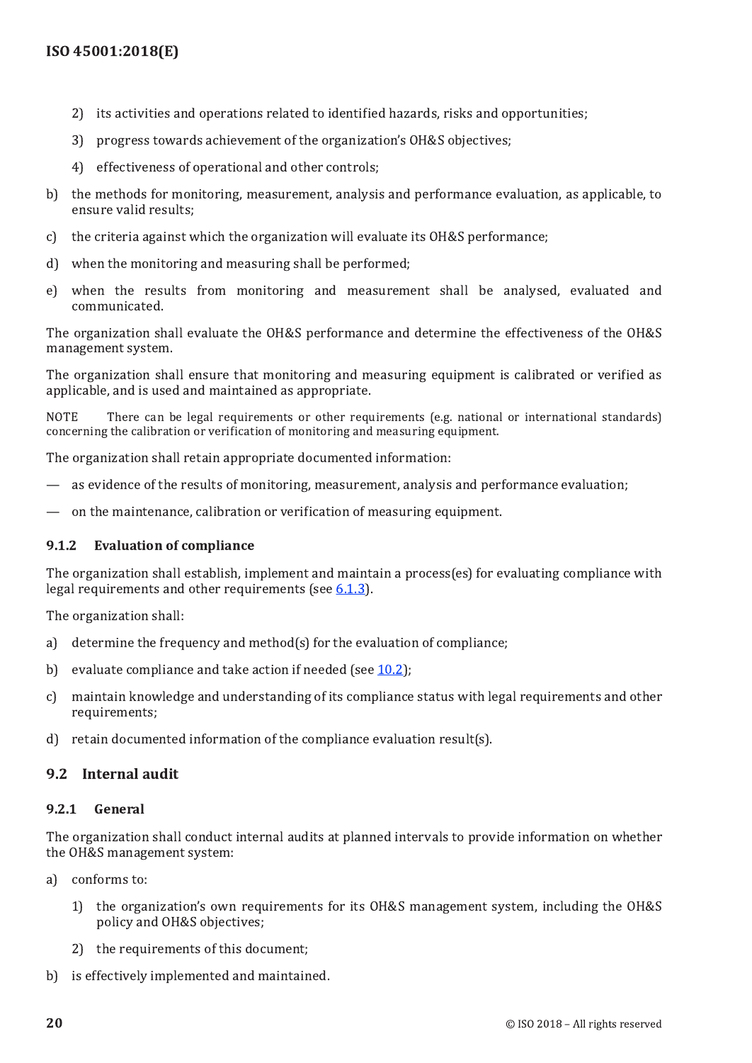2) its activities and operations related to identified hazards, risks and opportunities;

3) progress towards achievement of the organization's OH&S objectives;

4) effectiveness of operational and other controls;

b) the methods for monitoring, measurement, analysis and performance evaluation, as applicable, to ensure valid results;

c) the criteria against which the organization will evaluate its OH&S performance;

d) when the monitoring and measuring shall be performed;

e) when the results from monitoring and measurement shall be analysed, evaluated and communicated.

The organization shall evaluate the OH&S performance and determine the effectiveness of the OH&S management system.

The organization shall ensure that monitoring and measuring equipment is calibrated or verified as applicable, and is used and maintained as appropriate.

NOTE There can be legal requirements or other requirements (e.g. national or international standards) concerning the calibration or verification of monitoring and measuring equipment.

The organization shall retain appropriate documented information:

— as evidence of the results of monitoring, measurement, analysis and performance evaluation;

— on the maintenance, calibration or verification of measuring equipment.

#### 9.1.2 Evaluation of compliance

The organization shall establish, implement and maintain a process(es) for evaluating compliance with legal requirements and other requirements (see 6.1.3).

The organization shall:

a) determine the frequency and method(s) for the evaluation of compliance;

b) evaluate compliance and take action if needed (see 10.2);

c) maintain knowledge and understanding of its compliance status with legal requirements and other requirements;

d) retain documented information of the compliance evaluation result(s).

### 9.2 Internal audit

#### 9.2.1 General

The organization shall conduct internal audits at planned intervals to provide information on whether the OH&S management system:

a) conforms to:

1) the organization's own requirements for its OH&S management system, including the OH&S policy and OH&S objectives;

2) the requirements of this document;

b) is effectively implemented and maintained.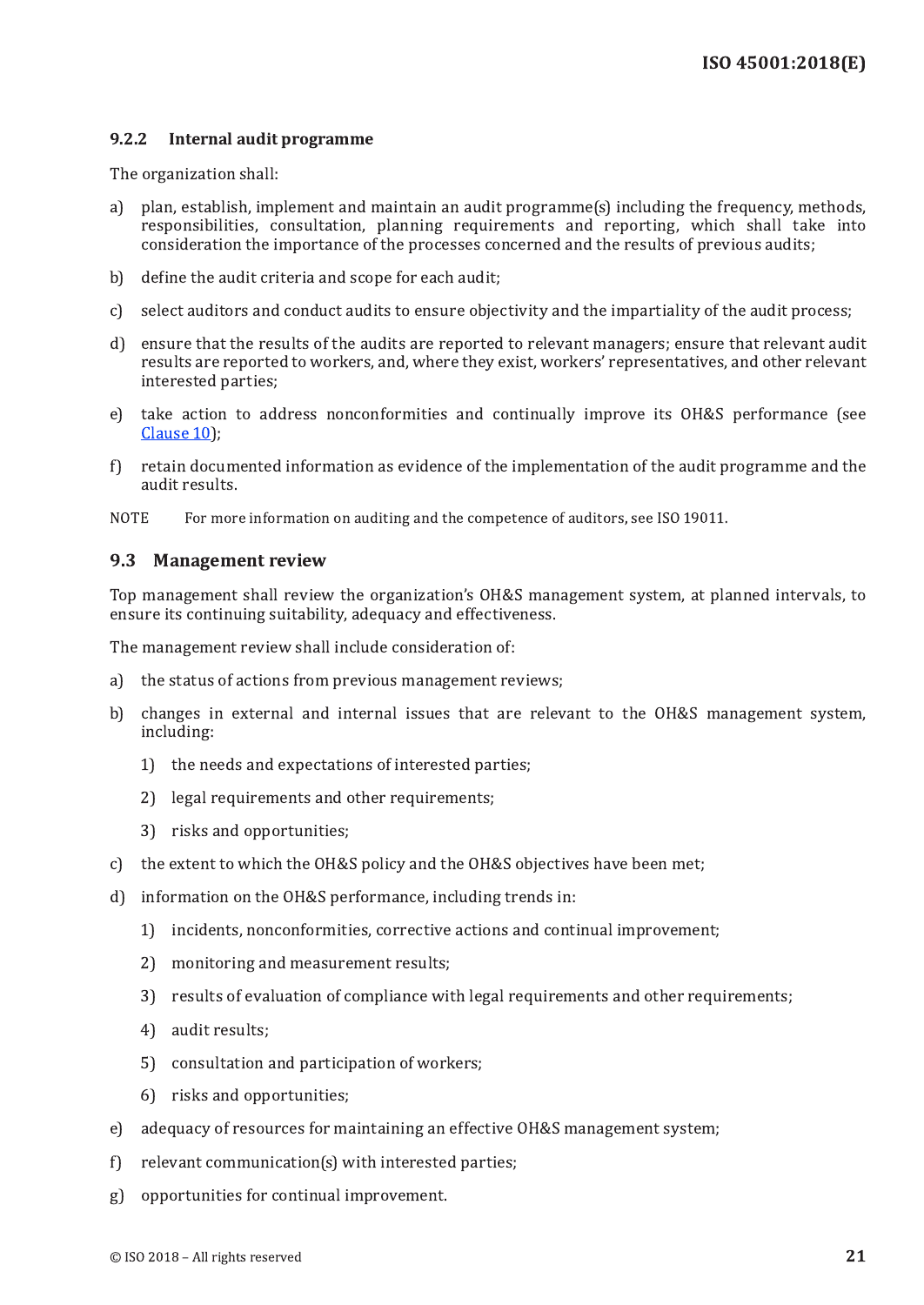### 9.2.2 Internal audit programme

The organization shall:

a) plan, establish, implement and maintain an audit programme(s) including the frequency, methods, responsibilities, consultation, planning requirements and reporting, which shall take into consideration the importance of the processes concerned and the results of previous audits;

b) define the audit criteria and scope for each audit;

c) select auditors and conduct audits to ensure objectivity and the impartiality of the audit process;

d) ensure that the results of the audits are reported to relevant managers; ensure that relevant audit results are reported to workers, and, where they exist, workers' representatives, and other relevant interested parties;

e) take action to address nonconformities and continually improve its OH&S performance (see Clause 10);

f) retain documented information as evidence of the implementation of the audit programme and the audit results.

NOTE For more information on auditing and the competence of auditors, see ISO 19011.

## 9.3 Management review

Top management shall review the organization's OH&S management system, at planned intervals, to ensure its continuing suitability, adequacy and effectiveness.

The management review shall include consideration of:

a) the status of actions from previous management reviews;

b) changes in external and internal issues that are relevant to the OH&S management system, including:

   1) the needs and expectations of interested parties;

   2) legal requirements and other requirements;

   3) risks and opportunities;

c) the extent to which the OH&S policy and the OH&S objectives have been met;

d) information on the OH&S performance, including trends in:

   1) incidents, nonconformities, corrective actions and continual improvement;

   2) monitoring and measurement results;

   3) results of evaluation of compliance with legal requirements and other requirements;

   4) audit results;

   5) consultation and participation of workers;

   6) risks and opportunities;

e) adequacy of resources for maintaining an effective OH&S management system;

f) relevant communication(s) with interested parties;

g) opportunities for continual improvement.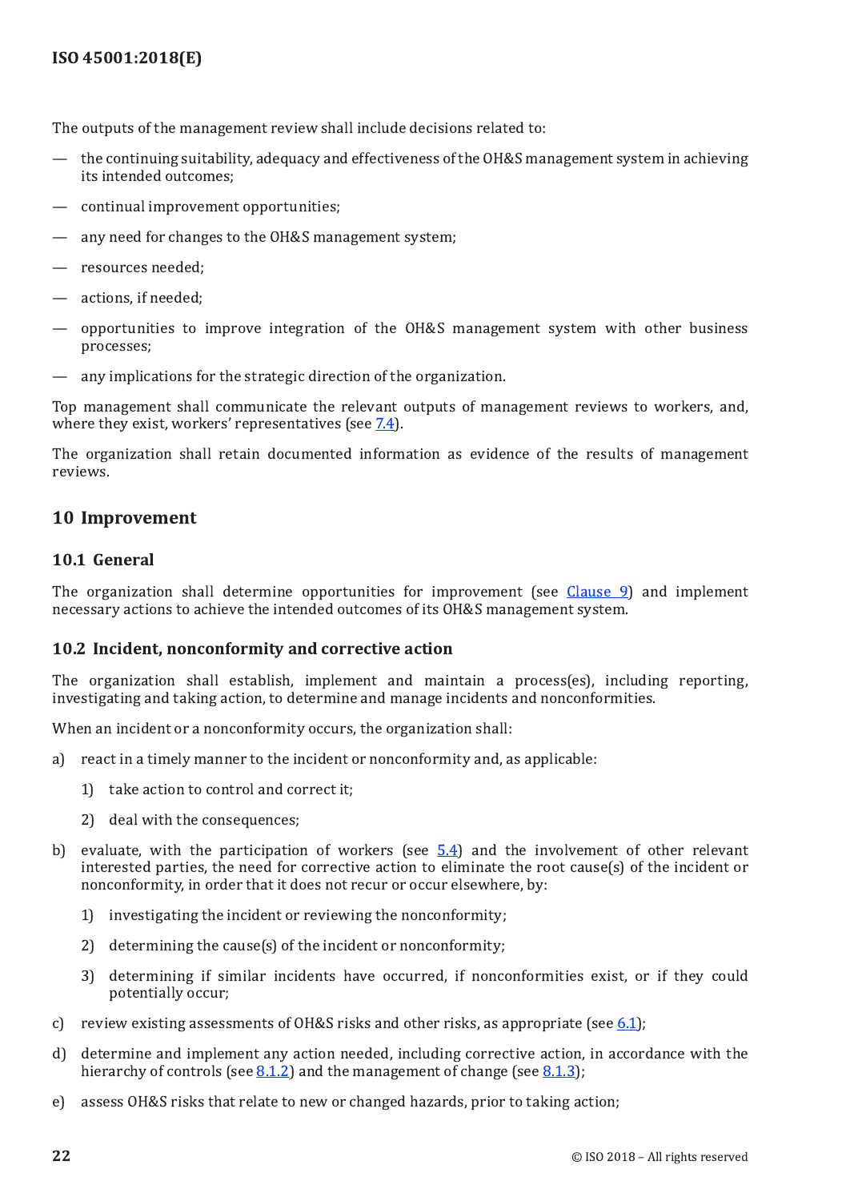The outputs of the management review shall include decisions related to:

— the continuing suitability, adequacy and effectiveness of the OH&S management system in achieving its intended outcomes;

— continual improvement opportunities;

— any need for changes to the OH&S management system;

— resources needed;

— actions, if needed;

— opportunities to improve integration of the OH&S management system with other business processes;

— any implications for the strategic direction of the organization.

Top management shall communicate the relevant outputs of management reviews to workers, and, where they exist, workers' representatives (see 7.4).

The organization shall retain documented information as evidence of the results of management reviews.

## 10 Improvement

### 10.1 General

The organization shall determine opportunities for improvement (see Clause 9) and implement necessary actions to achieve the intended outcomes of its OH&S management system.

### 10.2 Incident, nonconformity and corrective action

The organization shall establish, implement and maintain a process(es), including reporting, investigating and taking action, to determine and manage incidents and nonconformities.

When an incident or a nonconformity occurs, the organization shall:

a) react in a timely manner to the incident or nonconformity and, as applicable:

   1) take action to control and correct it;

   2) deal with the consequences;

b) evaluate, with the participation of workers (see 5.4) and the involvement of other relevant interested parties, the need for corrective action to eliminate the root cause(s) of the incident or nonconformity, in order that it does not recur or occur elsewhere, by:

   1) investigating the incident or reviewing the nonconformity;

   2) determining the cause(s) of the incident or nonconformity;

   3) determining if similar incidents have occurred, if nonconformities exist, or if they could potentially occur;

c) review existing assessments of OH&S risks and other risks, as appropriate (see 6.1);

d) determine and implement any action needed, including corrective action, in accordance with the hierarchy of controls (see 8.1.2) and the management of change (see 8.1.3);

e) assess OH&S risks that relate to new or changed hazards, prior to taking action;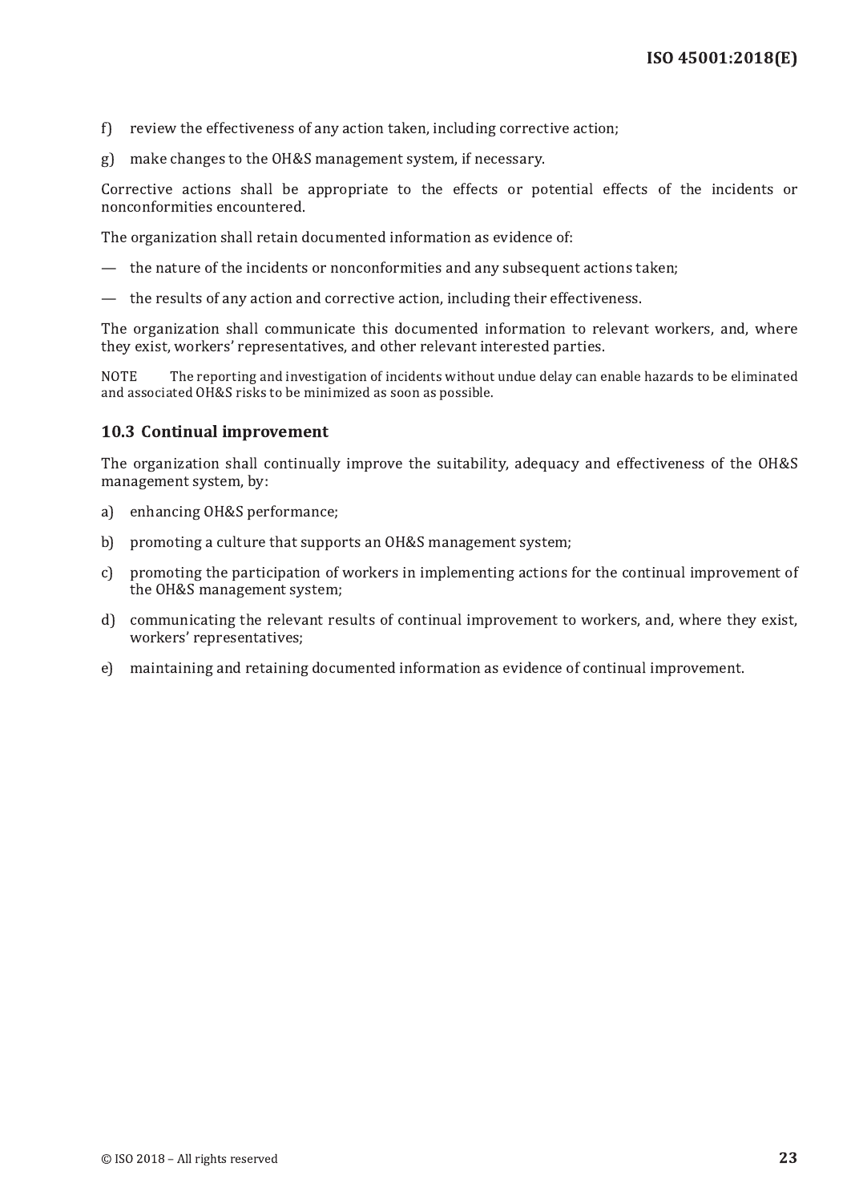f) review the effectiveness of any action taken, including corrective action;

g) make changes to the OH&S management system, if necessary.

Corrective actions shall be appropriate to the effects or potential effects of the incidents or nonconformities encountered.

The organization shall retain documented information as evidence of:

— the nature of the incidents or nonconformities and any subsequent actions taken;

— the results of any action and corrective action, including their effectiveness.

The organization shall communicate this documented information to relevant workers, and, where they exist, workers' representatives, and other relevant interested parties.

NOTE The reporting and investigation of incidents without undue delay can enable hazards to be eliminated and associated OH&S risks to be minimized as soon as possible.

### 10.3 Continual improvement

The organization shall continually improve the suitability, adequacy and effectiveness of the OH&S management system, by:

a) enhancing OH&S performance;

b) promoting a culture that supports an OH&S management system;

c) promoting the participation of workers in implementing actions for the continual improvement of the OH&S management system;

d) communicating the relevant results of continual improvement to workers, and, where they exist, workers' representatives;

e) maintaining and retaining documented information as evidence of continual improvement.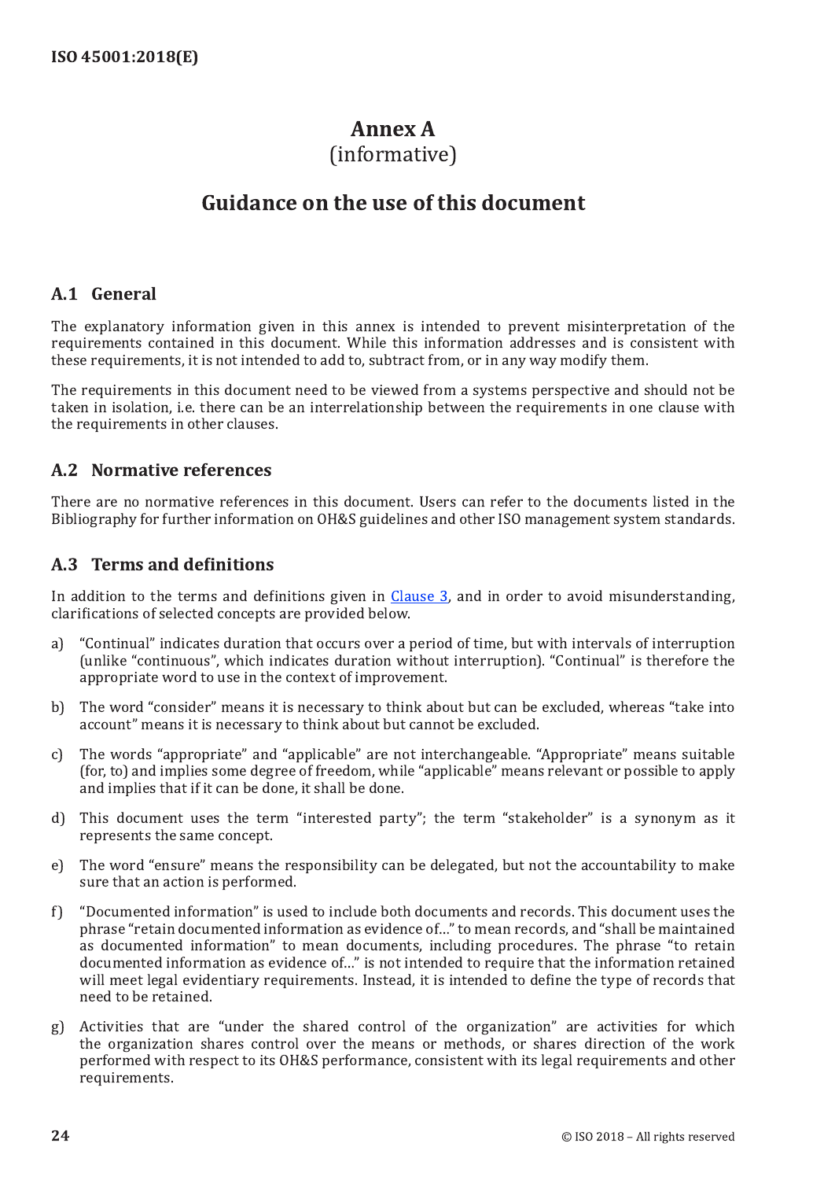# Annex A
(informative)

# Guidance on the use of this document

## A.1 General

The explanatory information given in this annex is intended to prevent misinterpretation of the requirements contained in this document. While this information addresses and is consistent with these requirements, it is not intended to add to, subtract from, or in any way modify them.

The requirements in this document need to be viewed from a systems perspective and should not be taken in isolation, i.e. there can be an interrelationship between the requirements in one clause with the requirements in other clauses.

## A.2 Normative references

There are no normative references in this document. Users can refer to the documents listed in the Bibliography for further information on OH&S guidelines and other ISO management system standards.

## A.3 Terms and definitions

In addition to the terms and definitions given in Clause 3, and in order to avoid misunderstanding, clarifications of selected concepts are provided below.

a) “Continual” indicates duration that occurs over a period of time, but with intervals of interruption (unlike “continuous”, which indicates duration without interruption). “Continual” is therefore the appropriate word to use in the context of improvement.

b) The word “consider” means it is necessary to think about but can be excluded, whereas “take into account” means it is necessary to think about but cannot be excluded.

c) The words “appropriate” and “applicable” are not interchangeable. “Appropriate” means suitable (for, to) and implies some degree of freedom, while “applicable” means relevant or possible to apply and implies that if it can be done, it shall be done.

d) This document uses the term “interested party”; the term “stakeholder” is a synonym as it represents the same concept.

e) The word “ensure” means the responsibility can be delegated, but not the accountability to make sure that an action is performed.

f) “Documented information” is used to include both documents and records. This document uses the phrase “retain documented information as evidence of…” to mean records, and “shall be maintained as documented information” to mean documents, including procedures. The phrase “to retain documented information as evidence of…” is not intended to require that the information retained will meet legal evidentiary requirements. Instead, it is intended to define the type of records that need to be retained.

g) Activities that are “under the shared control of the organization” are activities for which the organization shares control over the means or methods, or shares direction of the work performed with respect to its OH&S performance, consistent with its legal requirements and other requirements.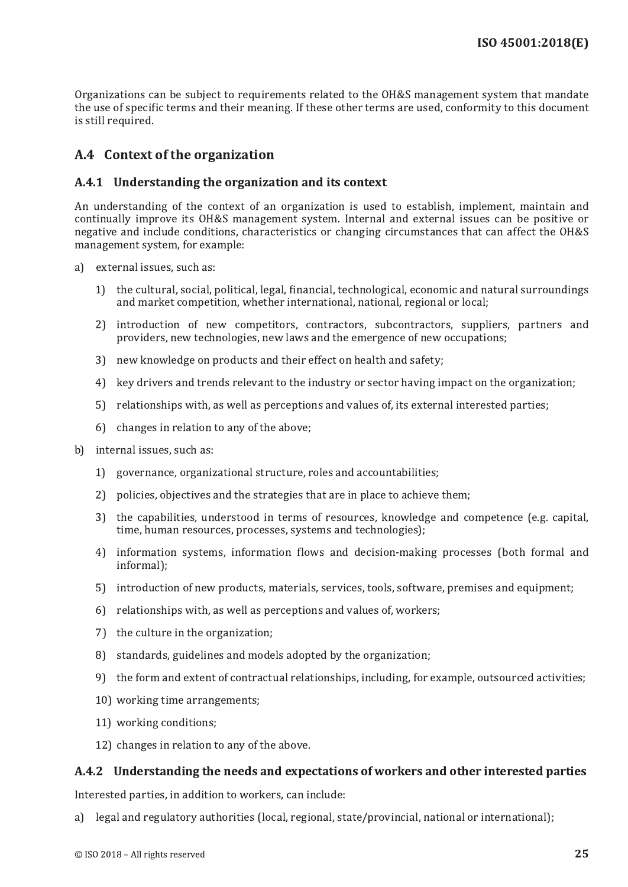Organizations can be subject to requirements related to the OH&S management system that mandate the use of specific terms and their meaning. If these other terms are used, conformity to this document is still required.

## A.4 Context of the organization

### A.4.1 Understanding the organization and its context

An understanding of the context of an organization is used to establish, implement, maintain and continually improve its OH&S management system. Internal and external issues can be positive or negative and include conditions, characteristics or changing circumstances that can affect the OH&S management system, for example:

a) external issues, such as:

   1) the cultural, social, political, legal, financial, technological, economic and natural surroundings and market competition, whether international, national, regional or local;

   2) introduction of new competitors, contractors, subcontractors, suppliers, partners and providers, new technologies, new laws and the emergence of new occupations;

   3) new knowledge on products and their effect on health and safety;

   4) key drivers and trends relevant to the industry or sector having impact on the organization;

   5) relationships with, as well as perceptions and values of, its external interested parties;

   6) changes in relation to any of the above;

b) internal issues, such as:

   1) governance, organizational structure, roles and accountabilities;

   2) policies, objectives and the strategies that are in place to achieve them;

   3) the capabilities, understood in terms of resources, knowledge and competence (e.g. capital, time, human resources, processes, systems and technologies);

   4) information systems, information flows and decision-making processes (both formal and informal);

   5) introduction of new products, materials, services, tools, software, premises and equipment;

   6) relationships with, as well as perceptions and values of, workers;

   7) the culture in the organization;

   8) standards, guidelines and models adopted by the organization;

   9) the form and extent of contractual relationships, including, for example, outsourced activities;

   10) working time arrangements;

   11) working conditions;

   12) changes in relation to any of the above.

### A.4.2 Understanding the needs and expectations of workers and other interested parties

Interested parties, in addition to workers, can include:

a) legal and regulatory authorities (local, regional, state/provincial, national or international);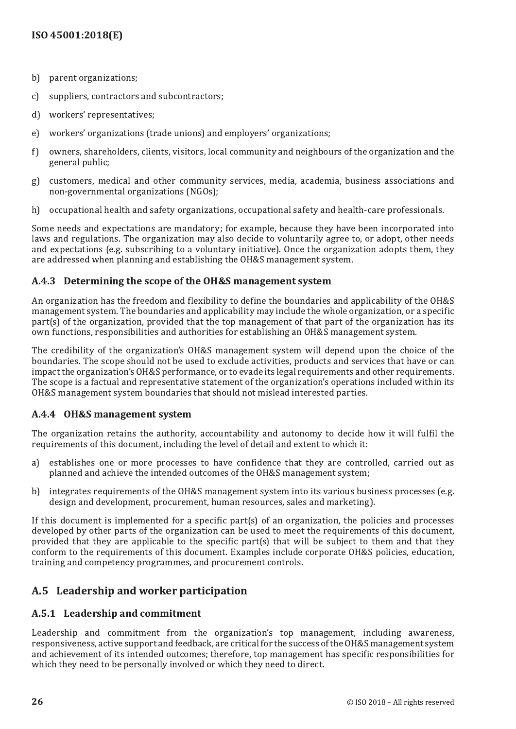b) parent organizations;

c) suppliers, contractors and subcontractors;

d) workers' representatives;

e) workers' organizations (trade unions) and employers' organizations;

f) owners, shareholders, clients, visitors, local community and neighbours of the organization and the general public;

g) customers, medical and other community services, media, academia, business associations and non-governmental organizations (NGOs);

h) occupational health and safety organizations, occupational safety and health-care professionals.

Some needs and expectations are mandatory; for example, because they have been incorporated into laws and regulations. The organization may also decide to voluntarily agree to, or adopt, other needs and expectations (e.g. subscribing to a voluntary initiative). Once the organization adopts them, they are addressed when planning and establishing the OH&S management system.

### A.4.3 Determining the scope of the OH&S management system

An organization has the freedom and flexibility to define the boundaries and applicability of the OH&S management system. The boundaries and applicability may include the whole organization, or a specific part(s) of the organization, provided that the top management of that part of the organization has its own functions, responsibilities and authorities for establishing an OH&S management system.

The credibility of the organization's OH&S management system will depend upon the choice of the boundaries. The scope should not be used to exclude activities, products and services that have or can impact the organization's OH&S performance, or to evade its legal requirements and other requirements. The scope is a factual and representative statement of the organization's operations included within its OH&S management system boundaries that should not mislead interested parties.

### A.4.4 OH&S management system

The organization retains the authority, accountability and autonomy to decide how it will fulfil the requirements of this document, including the level of detail and extent to which it:

a) establishes one or more processes to have confidence that they are controlled, carried out as planned and achieve the intended outcomes of the OH&S management system;

b) integrates requirements of the OH&S management system into its various business processes (e.g. design and development, procurement, human resources, sales and marketing).

If this document is implemented for a specific part(s) of an organization, the policies and processes developed by other parts of the organization can be used to meet the requirements of this document, provided that they are applicable to the specific part(s) that will be subject to them and that they conform to the requirements of this document. Examples include corporate OH&S policies, education, training and competency programmes, and procurement controls.

## A.5 Leadership and worker participation

### A.5.1 Leadership and commitment

Leadership and commitment from the organization's top management, including awareness, responsiveness, active support and feedback, are critical for the success of the OH&S management system and achievement of its intended outcomes; therefore, top management has specific responsibilities for which they need to be personally involved or which they need to direct.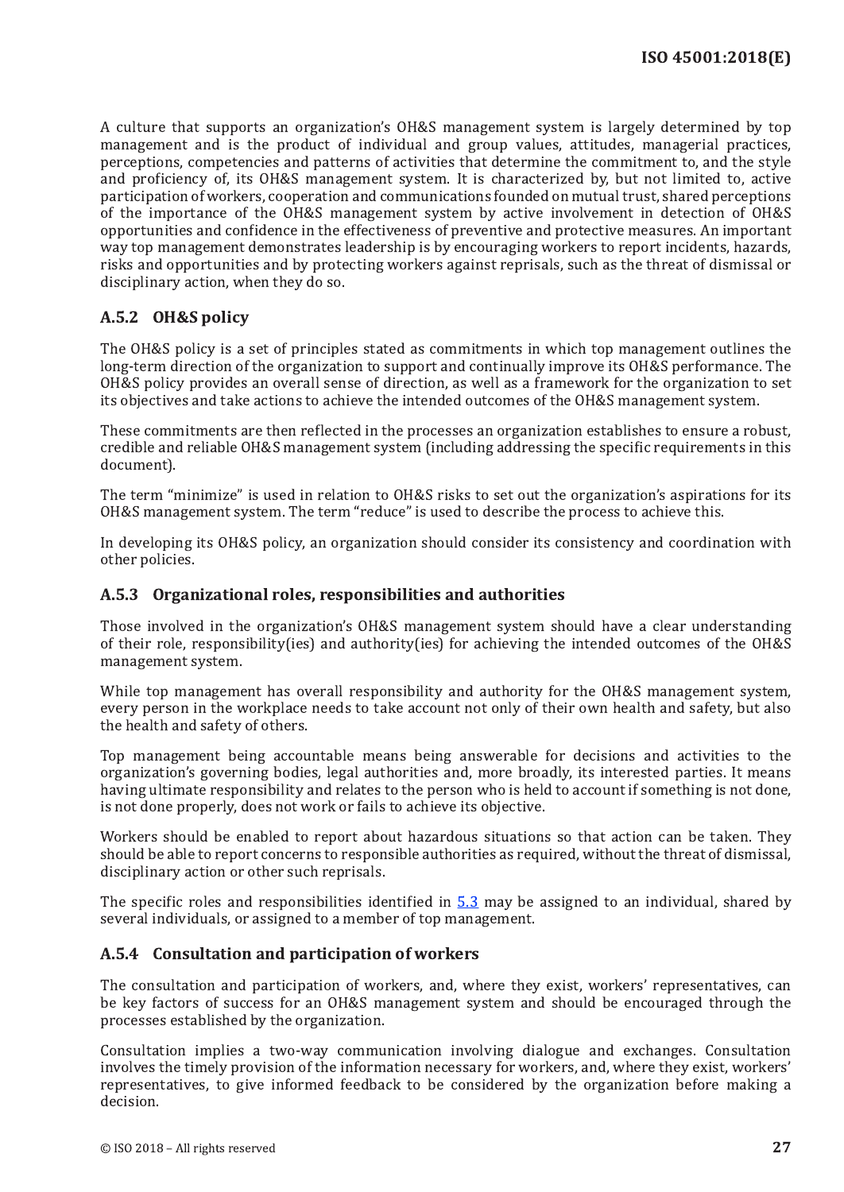A culture that supports an organization's OH&S management system is largely determined by top management and is the product of individual and group values, attitudes, managerial practices, perceptions, competencies and patterns of activities that determine the commitment to, and the style and proficiency of, its OH&S management system. It is characterized by, but not limited to, active participation of workers, cooperation and communications founded on mutual trust, shared perceptions of the importance of the OH&S management system by active involvement in detection of OH&S opportunities and confidence in the effectiveness of preventive and protective measures. An important way top management demonstrates leadership is by encouraging workers to report incidents, hazards, risks and opportunities and by protecting workers against reprisals, such as the threat of dismissal or disciplinary action, when they do so.

### A.5.2 OH&S policy

The OH&S policy is a set of principles stated as commitments in which top management outlines the long-term direction of the organization to support and continually improve its OH&S performance. The OH&S policy provides an overall sense of direction, as well as a framework for the organization to set its objectives and take actions to achieve the intended outcomes of the OH&S management system.

These commitments are then reflected in the processes an organization establishes to ensure a robust, credible and reliable OH&S management system (including addressing the specific requirements in this document).

The term "minimize" is used in relation to OH&S risks to set out the organization's aspirations for its OH&S management system. The term "reduce" is used to describe the process to achieve this.

In developing its OH&S policy, an organization should consider its consistency and coordination with other policies.

### A.5.3 Organizational roles, responsibilities and authorities

Those involved in the organization's OH&S management system should have a clear understanding of their role, responsibility(ies) and authority(ies) for achieving the intended outcomes of the OH&S management system.

While top management has overall responsibility and authority for the OH&S management system, every person in the workplace needs to take account not only of their own health and safety, but also the health and safety of others.

Top management being accountable means being answerable for decisions and activities to the organization's governing bodies, legal authorities and, more broadly, its interested parties. It means having ultimate responsibility and relates to the person who is held to account if something is not done, is not done properly, does not work or fails to achieve its objective.

Workers should be enabled to report about hazardous situations so that action can be taken. They should be able to report concerns to responsible authorities as required, without the threat of dismissal, disciplinary action or other such reprisals.

The specific roles and responsibilities identified in 5.3 may be assigned to an individual, shared by several individuals, or assigned to a member of top management.

### A.5.4 Consultation and participation of workers

The consultation and participation of workers, and, where they exist, workers' representatives, can be key factors of success for an OH&S management system and should be encouraged through the processes established by the organization.

Consultation implies a two-way communication involving dialogue and exchanges. Consultation involves the timely provision of the information necessary for workers, and, where they exist, workers' representatives, to give informed feedback to be considered by the organization before making a decision.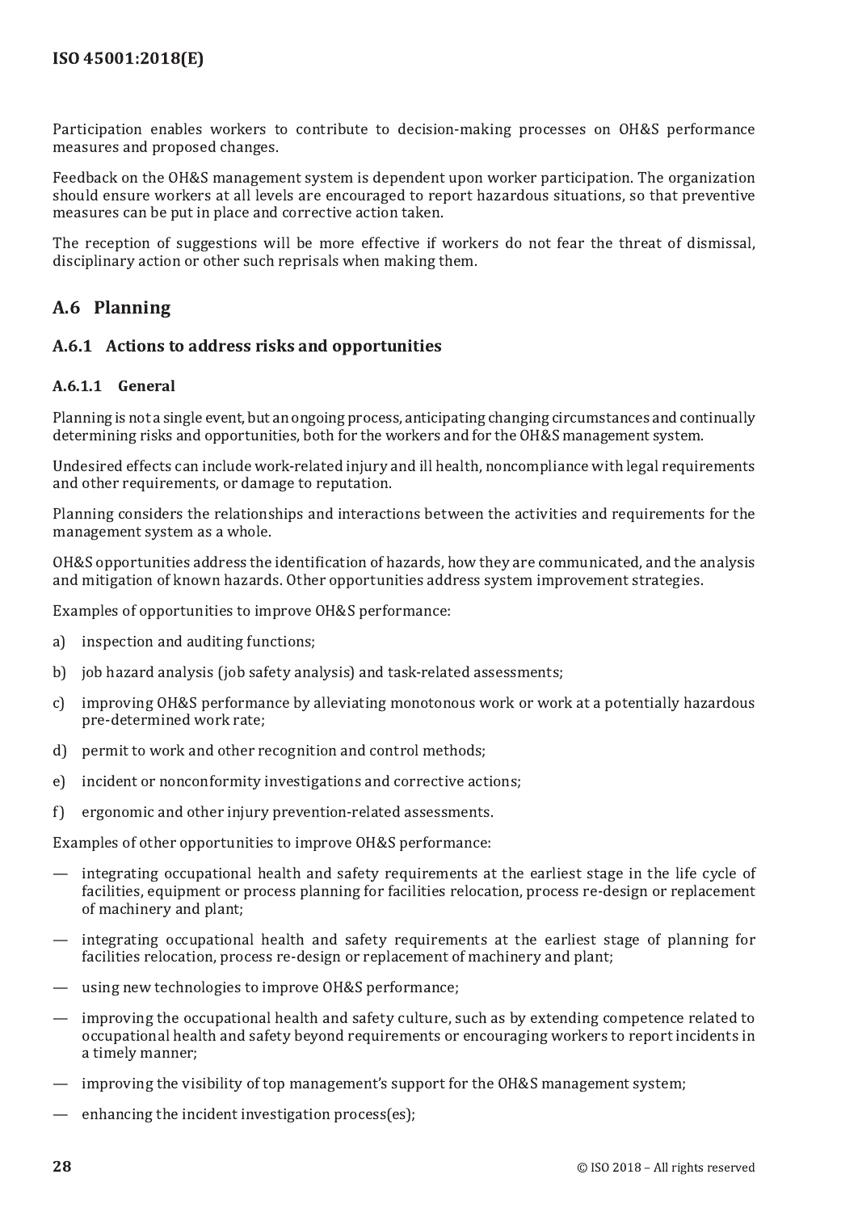Participation enables workers to contribute to decision-making processes on OH&S performance measures and proposed changes.

Feedback on the OH&S management system is dependent upon worker participation. The organization should ensure workers at all levels are encouraged to report hazardous situations, so that preventive measures can be put in place and corrective action taken.

The reception of suggestions will be more effective if workers do not fear the threat of dismissal, disciplinary action or other such reprisals when making them.

## A.6 Planning

### A.6.1 Actions to address risks and opportunities

#### A.6.1.1 General

Planning is not a single event, but an ongoing process, anticipating changing circumstances and continually determining risks and opportunities, both for the workers and for the OH&S management system.

Undesired effects can include work-related injury and ill health, noncompliance with legal requirements and other requirements, or damage to reputation.

Planning considers the relationships and interactions between the activities and requirements for the management system as a whole.

OH&S opportunities address the identification of hazards, how they are communicated, and the analysis and mitigation of known hazards. Other opportunities address system improvement strategies.

Examples of opportunities to improve OH&S performance:

a) inspection and auditing functions;

b) job hazard analysis (job safety analysis) and task-related assessments;

c) improving OH&S performance by alleviating monotonous work or work at a potentially hazardous pre-determined work rate;

d) permit to work and other recognition and control methods;

e) incident or nonconformity investigations and corrective actions;

f) ergonomic and other injury prevention-related assessments.

Examples of other opportunities to improve OH&S performance:

— integrating occupational health and safety requirements at the earliest stage in the life cycle of facilities, equipment or process planning for facilities relocation, process re-design or replacement of machinery and plant;

— integrating occupational health and safety requirements at the earliest stage of planning for facilities relocation, process re-design or replacement of machinery and plant;

— using new technologies to improve OH&S performance;

— improving the occupational health and safety culture, such as by extending competence related to occupational health and safety beyond requirements or encouraging workers to report incidents in a timely manner;

— improving the visibility of top management's support for the OH&S management system;

— enhancing the incident investigation process(es);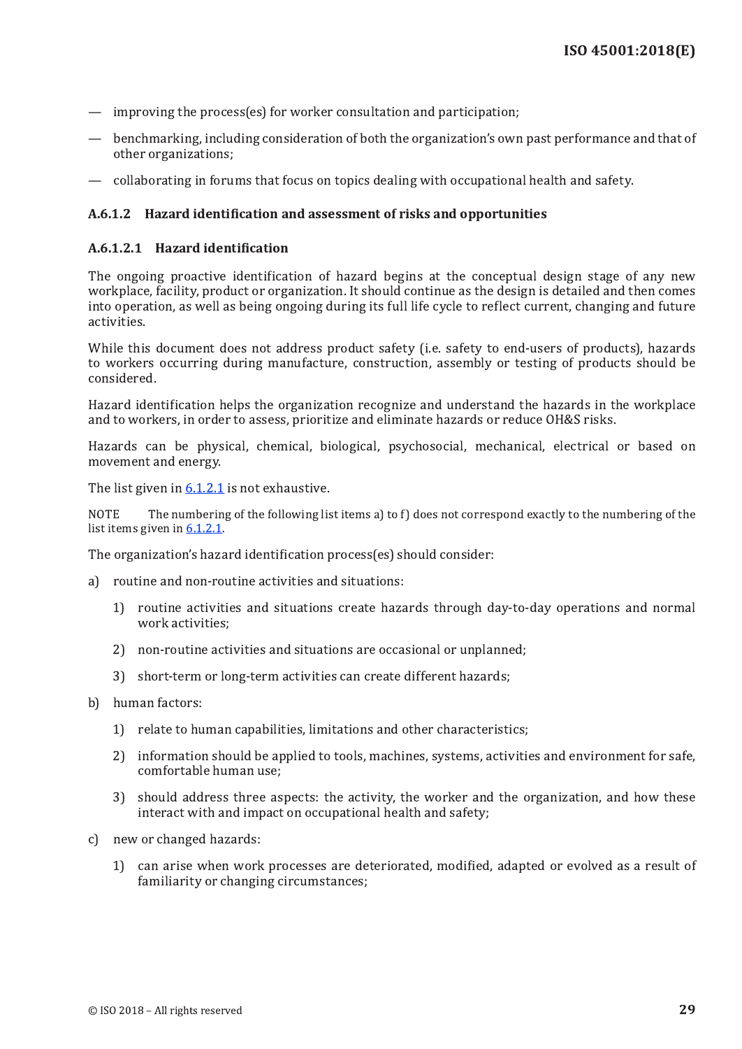— improving the process(es) for worker consultation and participation;

— benchmarking, including consideration of both the organization's own past performance and that of other organizations;

— collaborating in forums that focus on topics dealing with occupational health and safety.

#### A.6.1.2 Hazard identification and assessment of risks and opportunities

##### A.6.1.2.1 Hazard identification

The ongoing proactive identification of hazard begins at the conceptual design stage of any new workplace, facility, product or organization. It should continue as the design is detailed and then comes into operation, as well as being ongoing during its full life cycle to reflect current, changing and future activities.

While this document does not address product safety (i.e. safety to end-users of products), hazards to workers occurring during manufacture, construction, assembly or testing of products should be considered.

Hazard identification helps the organization recognize and understand the hazards in the workplace and to workers, in order to assess, prioritize and eliminate hazards or reduce OH&S risks.

Hazards can be physical, chemical, biological, psychosocial, mechanical, electrical or based on movement and energy.

The list given in 6.1.2.1 is not exhaustive.

NOTE The numbering of the following list items a) to f) does not correspond exactly to the numbering of the list items given in 6.1.2.1.

The organization's hazard identification process(es) should consider:

a) routine and non-routine activities and situations:

   1) routine activities and situations create hazards through day-to-day operations and normal work activities;

   2) non-routine activities and situations are occasional or unplanned;

   3) short-term or long-term activities can create different hazards;

b) human factors:

   1) relate to human capabilities, limitations and other characteristics;

   2) information should be applied to tools, machines, systems, activities and environment for safe, comfortable human use;

   3) should address three aspects: the activity, the worker and the organization, and how these interact with and impact on occupational health and safety;

c) new or changed hazards:

   1) can arise when work processes are deteriorated, modified, adapted or evolved as a result of familiarity or changing circumstances;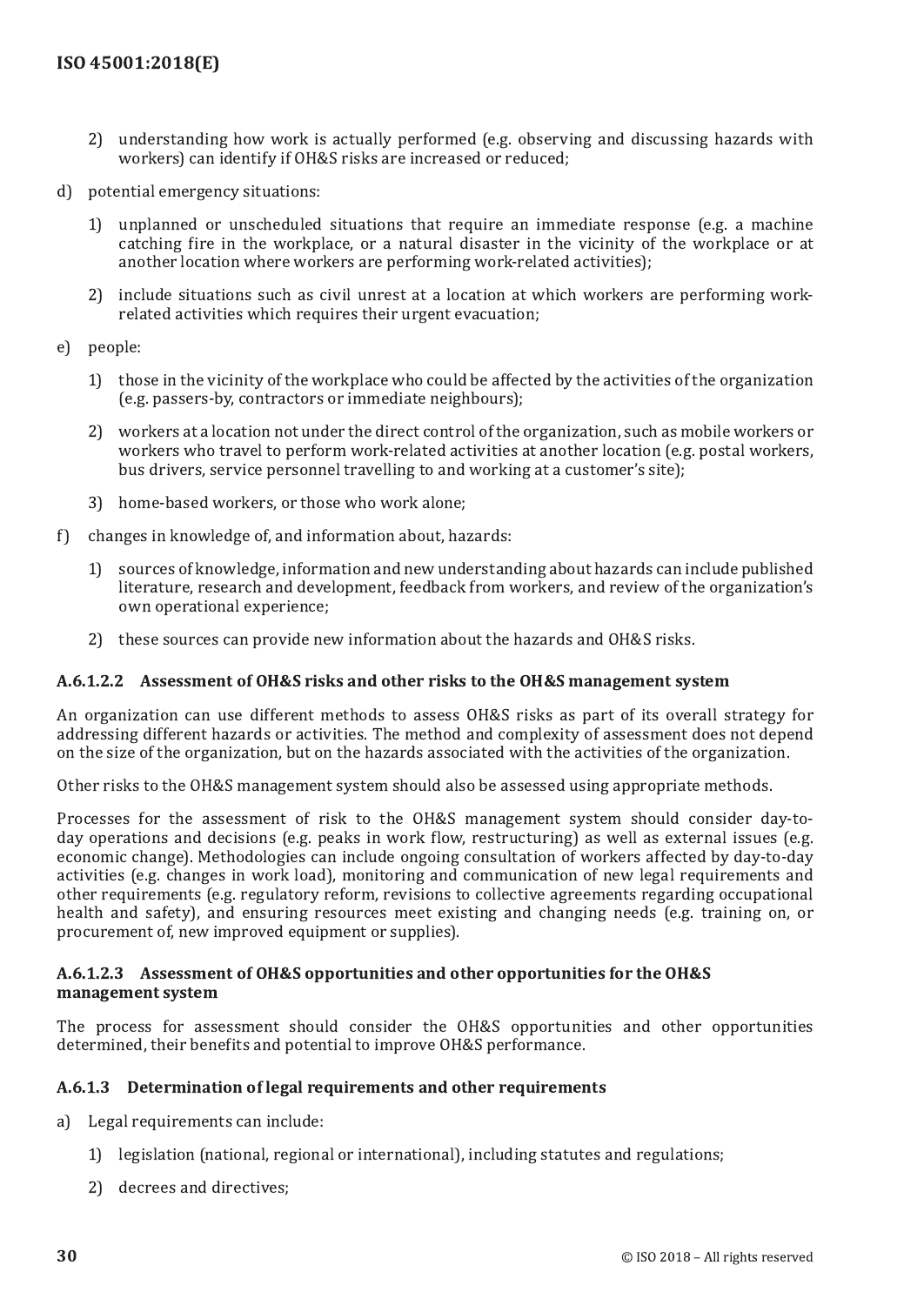2) understanding how work is actually performed (e.g. observing and discussing hazards with workers) can identify if OH&S risks are increased or reduced;

d) potential emergency situations:

   1) unplanned or unscheduled situations that require an immediate response (e.g. a machine catching fire in the workplace, or a natural disaster in the vicinity of the workplace or at another location where workers are performing work-related activities);

   2) include situations such as civil unrest at a location at which workers are performing work-related activities which requires their urgent evacuation;

e) people:

   1) those in the vicinity of the workplace who could be affected by the activities of the organization (e.g. passers-by, contractors or immediate neighbours);

   2) workers at a location not under the direct control of the organization, such as mobile workers or workers who travel to perform work-related activities at another location (e.g. postal workers, bus drivers, service personnel travelling to and working at a customer's site);

   3) home-based workers, or those who work alone;

f) changes in knowledge of, and information about, hazards:

   1) sources of knowledge, information and new understanding about hazards can include published literature, research and development, feedback from workers, and review of the organization's own operational experience;

   2) these sources can provide new information about the hazards and OH&S risks.

#### A.6.1.2.2 Assessment of OH&S risks and other risks to the OH&S management system

An organization can use different methods to assess OH&S risks as part of its overall strategy for addressing different hazards or activities. The method and complexity of assessment does not depend on the size of the organization, but on the hazards associated with the activities of the organization.

Other risks to the OH&S management system should also be assessed using appropriate methods.

Processes for the assessment of risk to the OH&S management system should consider day-to-day operations and decisions (e.g. peaks in work flow, restructuring) as well as external issues (e.g. economic change). Methodologies can include ongoing consultation of workers affected by day-to-day activities (e.g. changes in work load), monitoring and communication of new legal requirements and other requirements (e.g. regulatory reform, revisions to collective agreements regarding occupational health and safety), and ensuring resources meet existing and changing needs (e.g. training on, or procurement of, new improved equipment or supplies).

#### A.6.1.2.3 Assessment of OH&S opportunities and other opportunities for the OH&S management system

The process for assessment should consider the OH&S opportunities and other opportunities determined, their benefits and potential to improve OH&S performance.

### A.6.1.3 Determination of legal requirements and other requirements

a) Legal requirements can include:

   1) legislation (national, regional or international), including statutes and regulations;

   2) decrees and directives;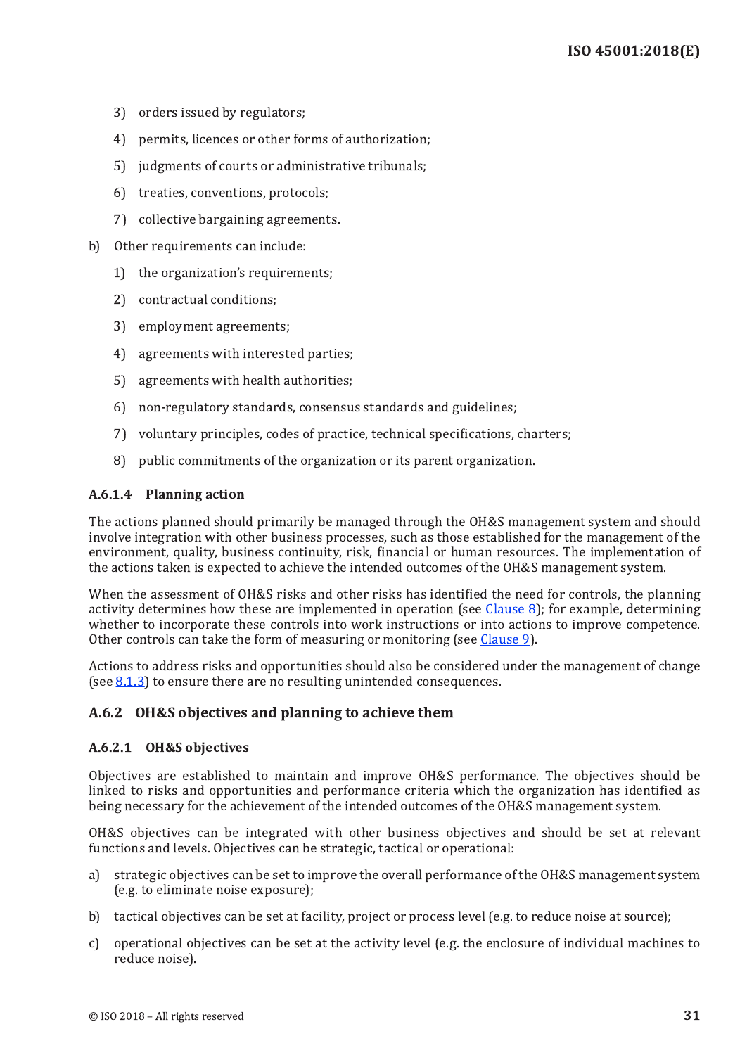3) orders issued by regulators;

4) permits, licences or other forms of authorization;

5) judgments of courts or administrative tribunals;

6) treaties, conventions, protocols;

7) collective bargaining agreements.

b) Other requirements can include:

1) the organization's requirements;

2) contractual conditions;

3) employment agreements;

4) agreements with interested parties;

5) agreements with health authorities;

6) non-regulatory standards, consensus standards and guidelines;

7) voluntary principles, codes of practice, technical specifications, charters;

8) public commitments of the organization or its parent organization.

#### A.6.1.4 Planning action

The actions planned should primarily be managed through the OH&S management system and should involve integration with other business processes, such as those established for the management of the environment, quality, business continuity, risk, financial or human resources. The implementation of the actions taken is expected to achieve the intended outcomes of the OH&S management system.

When the assessment of OH&S risks and other risks has identified the need for controls, the planning activity determines how these are implemented in operation (see Clause 8); for example, determining whether to incorporate these controls into work instructions or into actions to improve competence. Other controls can take the form of measuring or monitoring (see Clause 9).

Actions to address risks and opportunities should also be considered under the management of change (see 8.1.3) to ensure there are no resulting unintended consequences.

### A.6.2 OH&S objectives and planning to achieve them

#### A.6.2.1 OH&S objectives

Objectives are established to maintain and improve OH&S performance. The objectives should be linked to risks and opportunities and performance criteria which the organization has identified as being necessary for the achievement of the intended outcomes of the OH&S management system.

OH&S objectives can be integrated with other business objectives and should be set at relevant functions and levels. Objectives can be strategic, tactical or operational:

a) strategic objectives can be set to improve the overall performance of the OH&S management system (e.g. to eliminate noise exposure);

b) tactical objectives can be set at facility, project or process level (e.g. to reduce noise at source);

c) operational objectives can be set at the activity level (e.g. the enclosure of individual machines to reduce noise).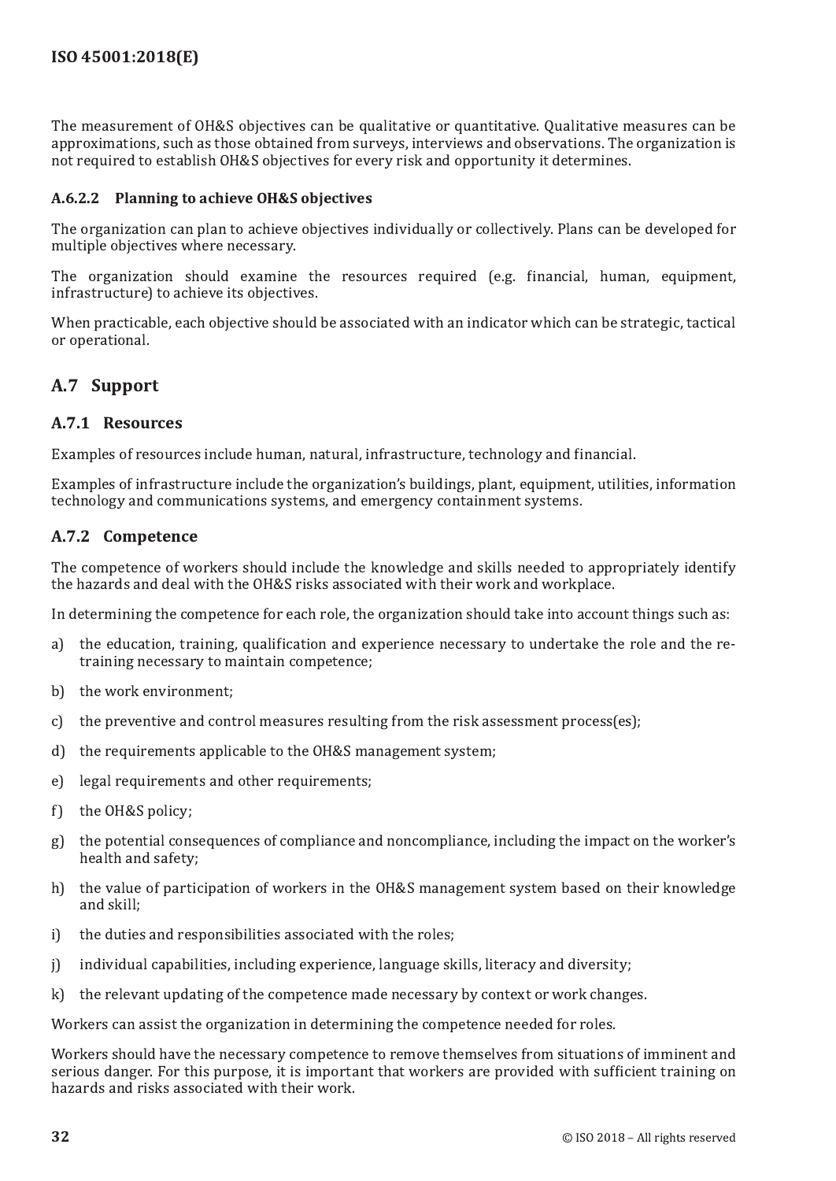The measurement of OH&S objectives can be qualitative or quantitative. Qualitative measures can be approximations, such as those obtained from surveys, interviews and observations. The organization is not required to establish OH&S objectives for every risk and opportunity it determines.

#### A.6.2.2 Planning to achieve OH&S objectives

The organization can plan to achieve objectives individually or collectively. Plans can be developed for multiple objectives where necessary.

The organization should examine the resources required (e.g. financial, human, equipment, infrastructure) to achieve its objectives.

When practicable, each objective should be associated with an indicator which can be strategic, tactical or operational.

## A.7 Support

### A.7.1 Resources

Examples of resources include human, natural, infrastructure, technology and financial.

Examples of infrastructure include the organization's buildings, plant, equipment, utilities, information technology and communications systems, and emergency containment systems.

### A.7.2 Competence

The competence of workers should include the knowledge and skills needed to appropriately identify the hazards and deal with the OH&S risks associated with their work and workplace.

In determining the competence for each role, the organization should take into account things such as:

a) the education, training, qualification and experience necessary to undertake the role and the re-training necessary to maintain competence;

b) the work environment;

c) the preventive and control measures resulting from the risk assessment process(es);

d) the requirements applicable to the OH&S management system;

e) legal requirements and other requirements;

f) the OH&S policy;

g) the potential consequences of compliance and noncompliance, including the impact on the worker's health and safety;

h) the value of participation of workers in the OH&S management system based on their knowledge and skill;

i) the duties and responsibilities associated with the roles;

j) individual capabilities, including experience, language skills, literacy and diversity;

k) the relevant updating of the competence made necessary by context or work changes.

Workers can assist the organization in determining the competence needed for roles.

Workers should have the necessary competence to remove themselves from situations of imminent and serious danger. For this purpose, it is important that workers are provided with sufficient training on hazards and risks associated with their work.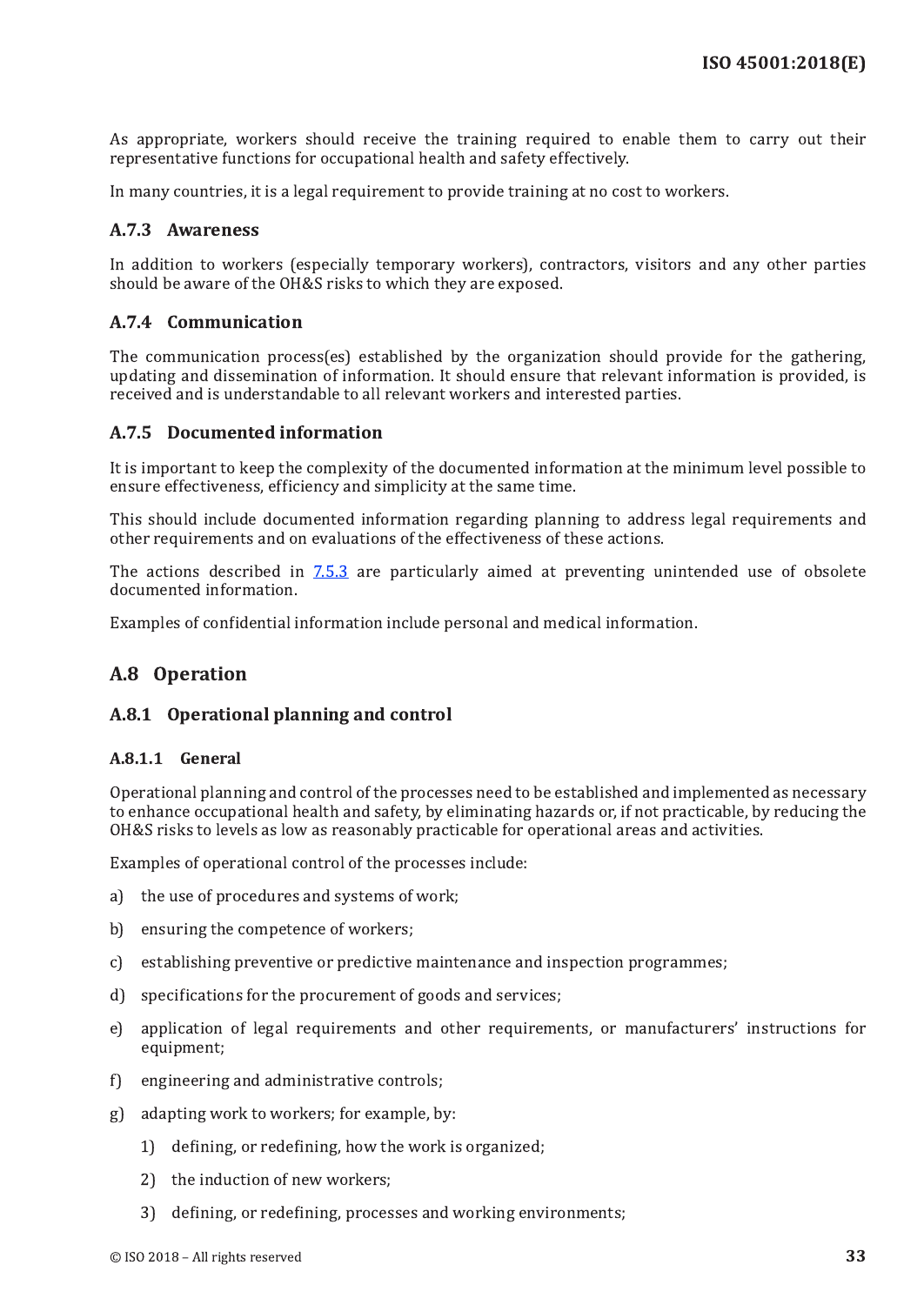As appropriate, workers should receive the training required to enable them to carry out their representative functions for occupational health and safety effectively.

In many countries, it is a legal requirement to provide training at no cost to workers.

### A.7.3 Awareness

In addition to workers (especially temporary workers), contractors, visitors and any other parties should be aware of the OH&S risks to which they are exposed.

### A.7.4 Communication

The communication process(es) established by the organization should provide for the gathering, updating and dissemination of information. It should ensure that relevant information is provided, is received and is understandable to all relevant workers and interested parties.

### A.7.5 Documented information

It is important to keep the complexity of the documented information at the minimum level possible to ensure effectiveness, efficiency and simplicity at the same time.

This should include documented information regarding planning to address legal requirements and other requirements and on evaluations of the effectiveness of these actions.

The actions described in 7.5.3 are particularly aimed at preventing unintended use of obsolete documented information.

Examples of confidential information include personal and medical information.

## A.8 Operation

### A.8.1 Operational planning and control

#### A.8.1.1 General

Operational planning and control of the processes need to be established and implemented as necessary to enhance occupational health and safety, by eliminating hazards or, if not practicable, by reducing the OH&S risks to levels as low as reasonably practicable for operational areas and activities.

Examples of operational control of the processes include:

a) the use of procedures and systems of work;

b) ensuring the competence of workers;

c) establishing preventive or predictive maintenance and inspection programmes;

d) specifications for the procurement of goods and services;

e) application of legal requirements and other requirements, or manufacturers' instructions for equipment;

f) engineering and administrative controls;

g) adapting work to workers; for example, by:

   1) defining, or redefining, how the work is organized;

   2) the induction of new workers;

   3) defining, or redefining, processes and working environments;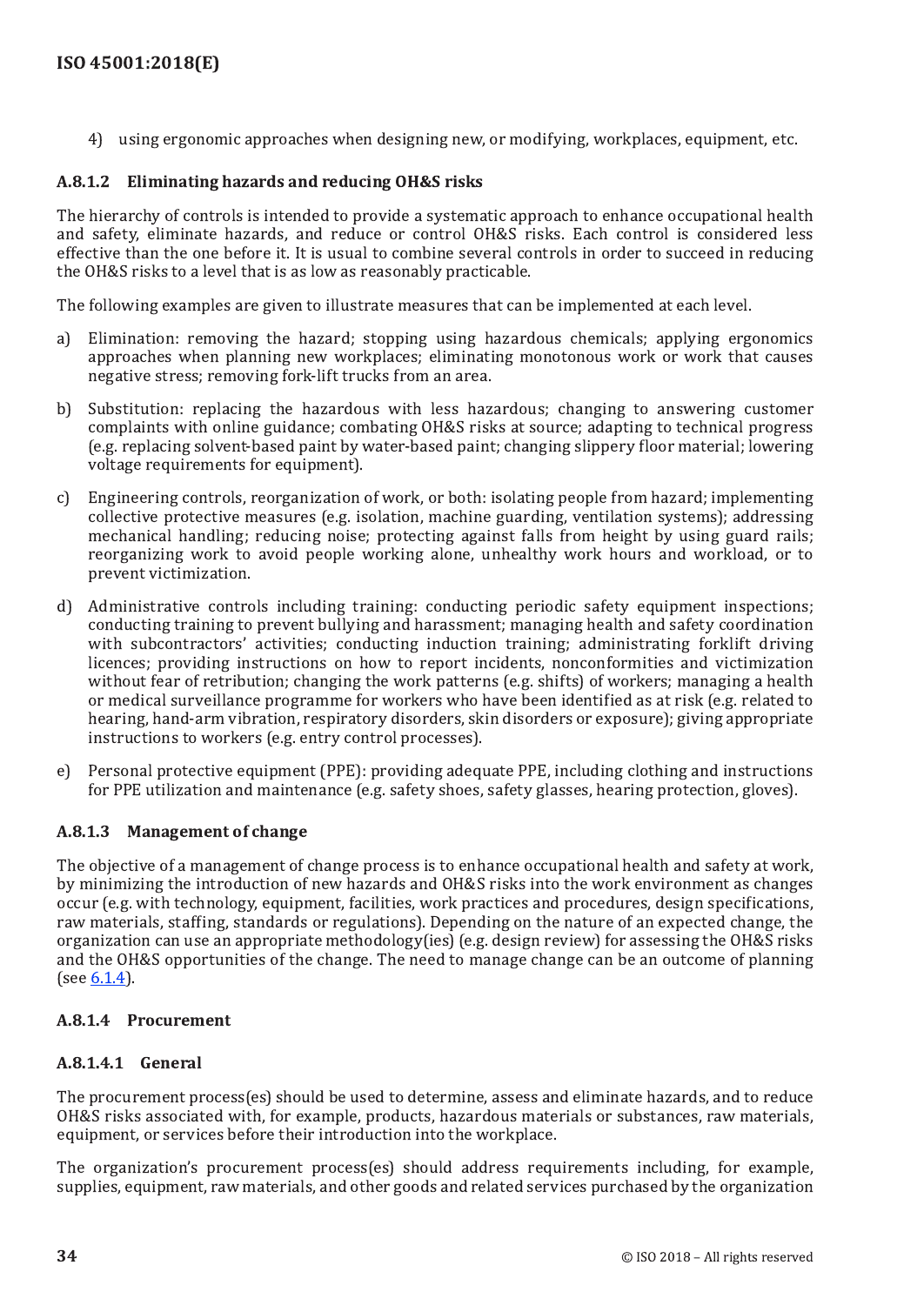4) using ergonomic approaches when designing new, or modifying, workplaces, equipment, etc.

#### A.8.1.2 Eliminating hazards and reducing OH&S risks

The hierarchy of controls is intended to provide a systematic approach to enhance occupational health and safety, eliminate hazards, and reduce or control OH&S risks. Each control is considered less effective than the one before it. It is usual to combine several controls in order to succeed in reducing the OH&S risks to a level that is as low as reasonably practicable.

The following examples are given to illustrate measures that can be implemented at each level.

a) Elimination: removing the hazard; stopping using hazardous chemicals; applying ergonomics approaches when planning new workplaces; eliminating monotonous work or work that causes negative stress; removing fork-lift trucks from an area.

b) Substitution: replacing the hazardous with less hazardous; changing to answering customer complaints with online guidance; combating OH&S risks at source; adapting to technical progress (e.g. replacing solvent-based paint by water-based paint; changing slippery floor material; lowering voltage requirements for equipment).

c) Engineering controls, reorganization of work, or both: isolating people from hazard; implementing collective protective measures (e.g. isolation, machine guarding, ventilation systems); addressing mechanical handling; reducing noise; protecting against falls from height by using guard rails; reorganizing work to avoid people working alone, unhealthy work hours and workload, or to prevent victimization.

d) Administrative controls including training: conducting periodic safety equipment inspections; conducting training to prevent bullying and harassment; managing health and safety coordination with subcontractors' activities; conducting induction training; administrating forklift driving licences; providing instructions on how to report incidents, nonconformities and victimization without fear of retribution; changing the work patterns (e.g. shifts) of workers; managing a health or medical surveillance programme for workers who have been identified as at risk (e.g. related to hearing, hand-arm vibration, respiratory disorders, skin disorders or exposure); giving appropriate instructions to workers (e.g. entry control processes).

e) Personal protective equipment (PPE): providing adequate PPE, including clothing and instructions for PPE utilization and maintenance (e.g. safety shoes, safety glasses, hearing protection, gloves).

#### A.8.1.3 Management of change

The objective of a management of change process is to enhance occupational health and safety at work, by minimizing the introduction of new hazards and OH&S risks into the work environment as changes occur (e.g. with technology, equipment, facilities, work practices and procedures, design specifications, raw materials, staffing, standards or regulations). Depending on the nature of an expected change, the organization can use an appropriate methodology(ies) (e.g. design review) for assessing the OH&S risks and the OH&S opportunities of the change. The need to manage change can be an outcome of planning (see 6.1.4).

#### A.8.1.4 Procurement

##### A.8.1.4.1 General

The procurement process(es) should be used to determine, assess and eliminate hazards, and to reduce OH&S risks associated with, for example, products, hazardous materials or substances, raw materials, equipment, or services before their introduction into the workplace.

The organization's procurement process(es) should address requirements including, for example, supplies, equipment, raw materials, and other goods and related services purchased by the organization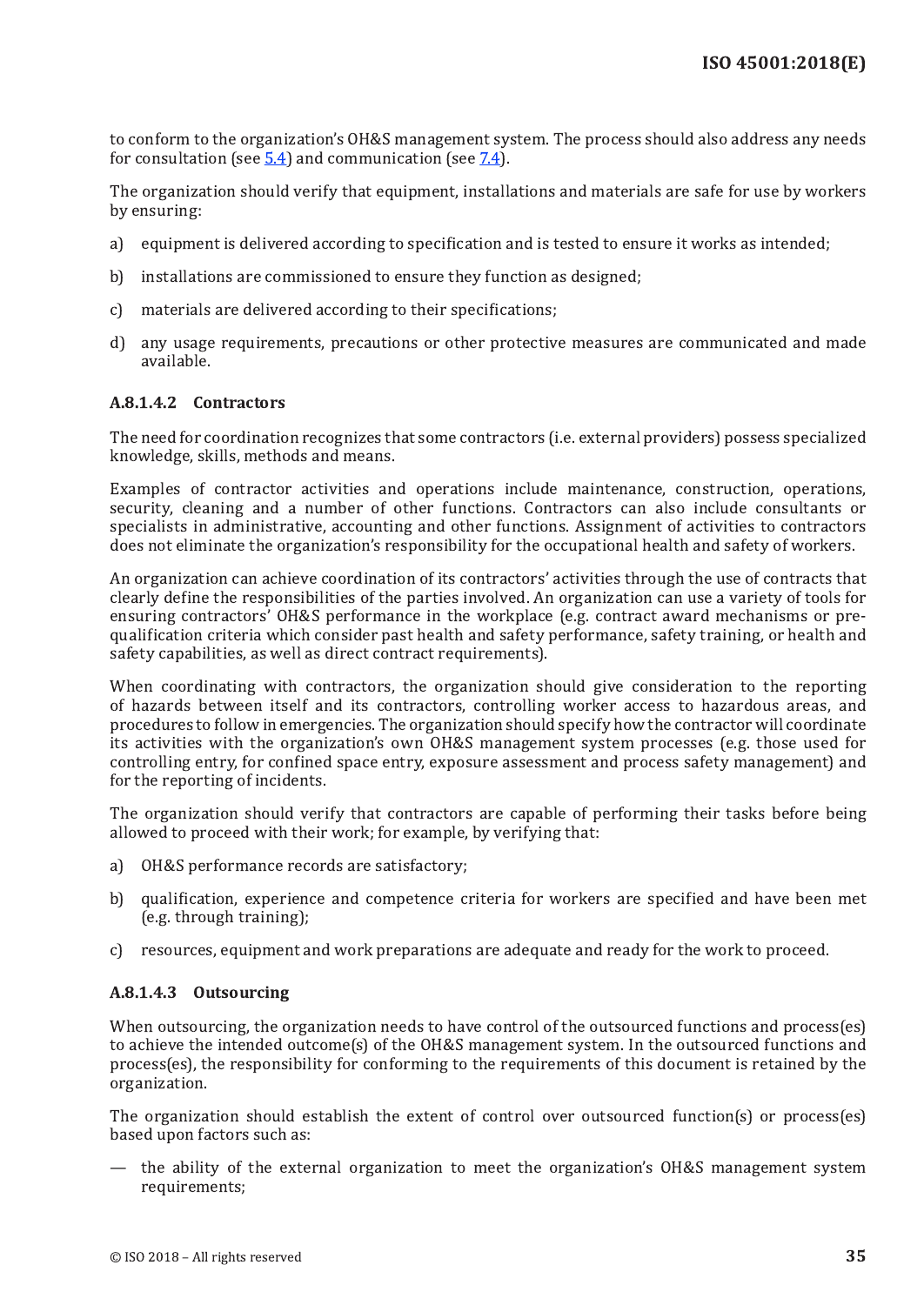to conform to the organization's OH&S management system. The process should also address any needs for consultation (see 5.4) and communication (see 7.4).

The organization should verify that equipment, installations and materials are safe for use by workers by ensuring:

a) equipment is delivered according to specification and is tested to ensure it works as intended;

b) installations are commissioned to ensure they function as designed;

c) materials are delivered according to their specifications;

d) any usage requirements, precautions or other protective measures are communicated and made available.

#### A.8.1.4.2 Contractors

The need for coordination recognizes that some contractors (i.e. external providers) possess specialized knowledge, skills, methods and means.

Examples of contractor activities and operations include maintenance, construction, operations, security, cleaning and a number of other functions. Contractors can also include consultants or specialists in administrative, accounting and other functions. Assignment of activities to contractors does not eliminate the organization's responsibility for the occupational health and safety of workers.

An organization can achieve coordination of its contractors' activities through the use of contracts that clearly define the responsibilities of the parties involved. An organization can use a variety of tools for ensuring contractors' OH&S performance in the workplace (e.g. contract award mechanisms or pre-qualification criteria which consider past health and safety performance, safety training, or health and safety capabilities, as well as direct contract requirements).

When coordinating with contractors, the organization should give consideration to the reporting of hazards between itself and its contractors, controlling worker access to hazardous areas, and procedures to follow in emergencies. The organization should specify how the contractor will coordinate its activities with the organization's own OH&S management system processes (e.g. those used for controlling entry, for confined space entry, exposure assessment and process safety management) and for the reporting of incidents.

The organization should verify that contractors are capable of performing their tasks before being allowed to proceed with their work; for example, by verifying that:

a) OH&S performance records are satisfactory;

b) qualification, experience and competence criteria for workers are specified and have been met (e.g. through training);

c) resources, equipment and work preparations are adequate and ready for the work to proceed.

#### A.8.1.4.3 Outsourcing

When outsourcing, the organization needs to have control of the outsourced functions and process(es) to achieve the intended outcome(s) of the OH&S management system. In the outsourced functions and process(es), the responsibility for conforming to the requirements of this document is retained by the organization.

The organization should establish the extent of control over outsourced function(s) or process(es) based upon factors such as:

— the ability of the external organization to meet the organization's OH&S management system requirements;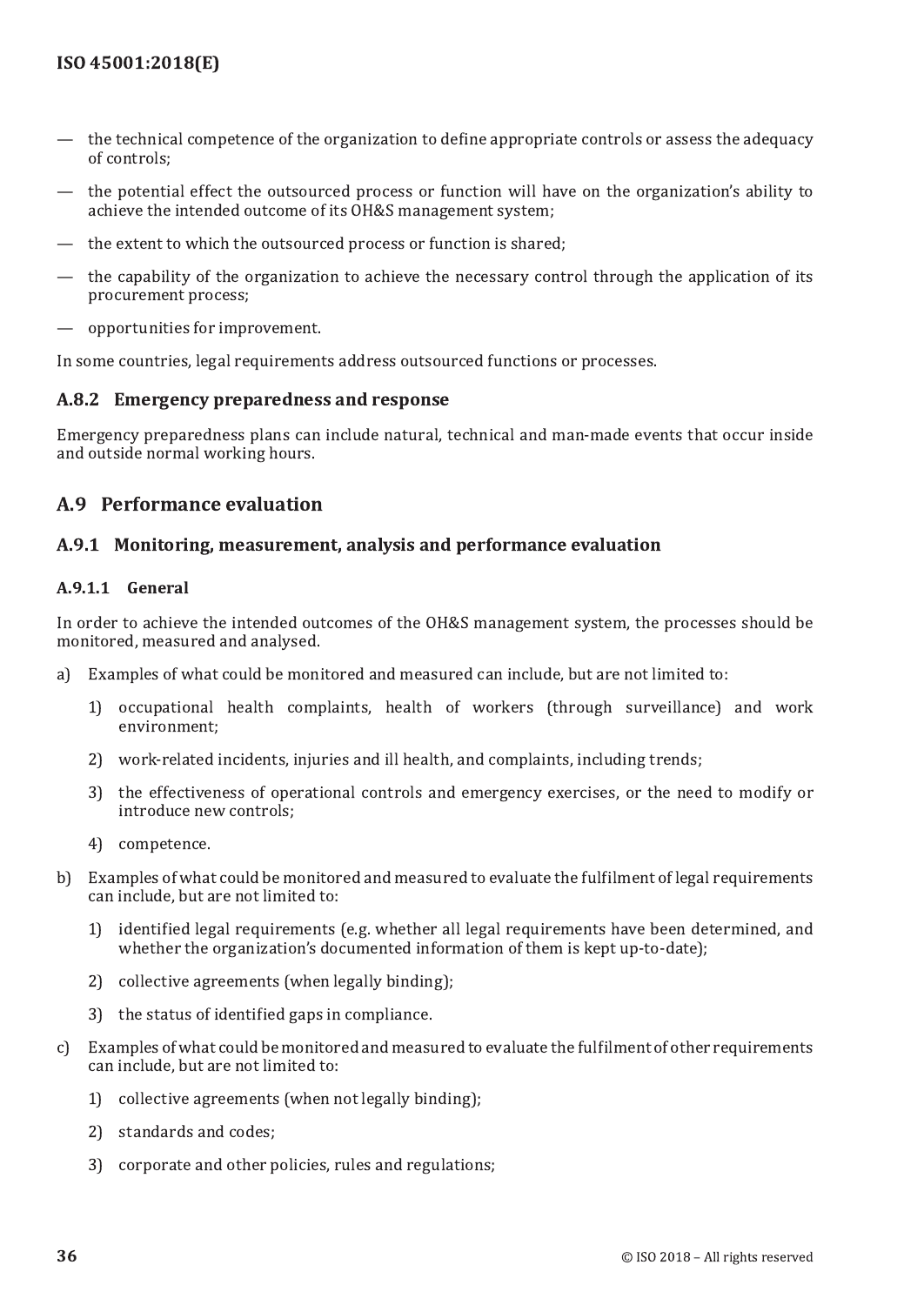- the technical competence of the organization to define appropriate controls or assess the adequacy of controls;
- the potential effect the outsourced process or function will have on the organization's ability to achieve the intended outcome of its OH&S management system;
- the extent to which the outsourced process or function is shared;
- the capability of the organization to achieve the necessary control through the application of its procurement process;
- opportunities for improvement.

In some countries, legal requirements address outsourced functions or processes.

### A.8.2 Emergency preparedness and response

Emergency preparedness plans can include natural, technical and man-made events that occur inside and outside normal working hours.

## A.9 Performance evaluation

### A.9.1 Monitoring, measurement, analysis and performance evaluation

#### A.9.1.1 General

In order to achieve the intended outcomes of the OH&S management system, the processes should be monitored, measured and analysed.

a) Examples of what could be monitored and measured can include, but are not limited to:

   1) occupational health complaints, health of workers (through surveillance) and work environment;

   2) work-related incidents, injuries and ill health, and complaints, including trends;

   3) the effectiveness of operational controls and emergency exercises, or the need to modify or introduce new controls;

   4) competence.

b) Examples of what could be monitored and measured to evaluate the fulfilment of legal requirements can include, but are not limited to:

   1) identified legal requirements (e.g. whether all legal requirements have been determined, and whether the organization's documented information of them is kept up-to-date);

   2) collective agreements (when legally binding);

   3) the status of identified gaps in compliance.

c) Examples of what could be monitored and measured to evaluate the fulfilment of other requirements can include, but are not limited to:

   1) collective agreements (when not legally binding);

   2) standards and codes;

   3) corporate and other policies, rules and regulations;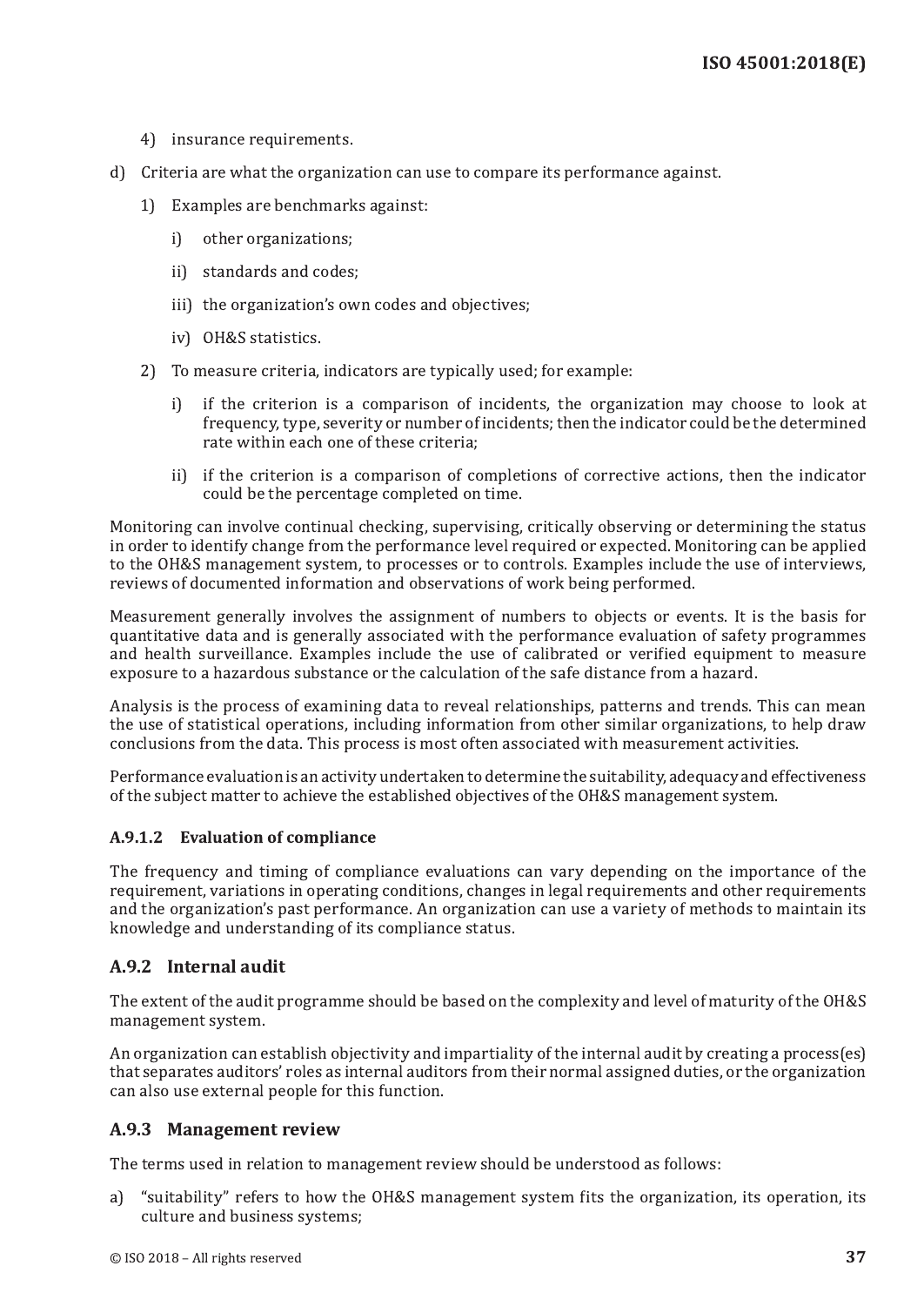4) insurance requirements.

d) Criteria are what the organization can use to compare its performance against.

   1) Examples are benchmarks against:

      i) other organizations;

      ii) standards and codes;

      iii) the organization's own codes and objectives;

      iv) OH&S statistics.

   2) To measure criteria, indicators are typically used; for example:

      i) if the criterion is a comparison of incidents, the organization may choose to look at frequency, type, severity or number of incidents; then the indicator could be the determined rate within each one of these criteria;

      ii) if the criterion is a comparison of completions of corrective actions, then the indicator could be the percentage completed on time.

Monitoring can involve continual checking, supervising, critically observing or determining the status in order to identify change from the performance level required or expected. Monitoring can be applied to the OH&S management system, to processes or to controls. Examples include the use of interviews, reviews of documented information and observations of work being performed.

Measurement generally involves the assignment of numbers to objects or events. It is the basis for quantitative data and is generally associated with the performance evaluation of safety programmes and health surveillance. Examples include the use of calibrated or verified equipment to measure exposure to a hazardous substance or the calculation of the safe distance from a hazard.

Analysis is the process of examining data to reveal relationships, patterns and trends. This can mean the use of statistical operations, including information from other similar organizations, to help draw conclusions from the data. This process is most often associated with measurement activities.

Performance evaluation is an activity undertaken to determine the suitability, adequacy and effectiveness of the subject matter to achieve the established objectives of the OH&S management system.

#### A.9.1.2 Evaluation of compliance

The frequency and timing of compliance evaluations can vary depending on the importance of the requirement, variations in operating conditions, changes in legal requirements and other requirements and the organization's past performance. An organization can use a variety of methods to maintain its knowledge and understanding of its compliance status.

### A.9.2 Internal audit

The extent of the audit programme should be based on the complexity and level of maturity of the OH&S management system.

An organization can establish objectivity and impartiality of the internal audit by creating a process(es) that separates auditors' roles as internal auditors from their normal assigned duties, or the organization can also use external people for this function.

### A.9.3 Management review

The terms used in relation to management review should be understood as follows:

a) "suitability" refers to how the OH&S management system fits the organization, its operation, its culture and business systems;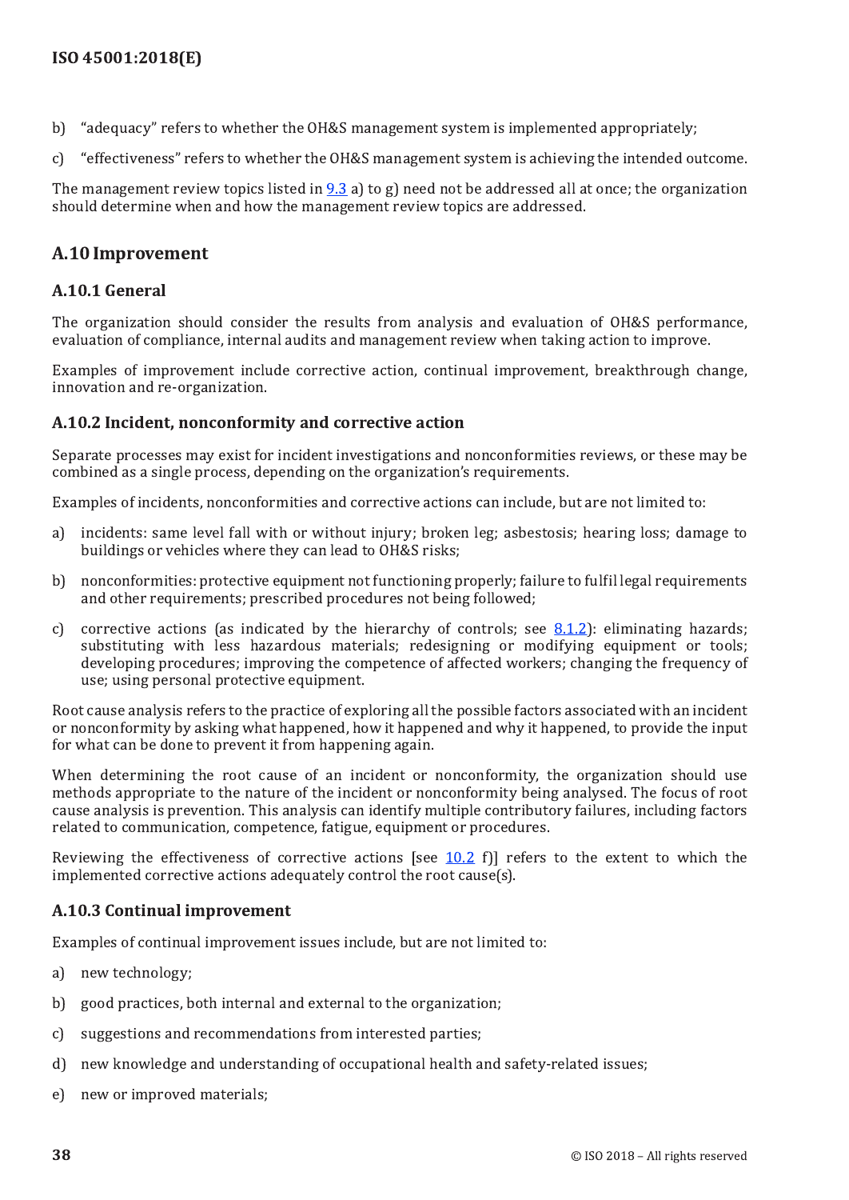b) "adequacy" refers to whether the OH&S management system is implemented appropriately;

c) "effectiveness" refers to whether the OH&S management system is achieving the intended outcome.

The management review topics listed in 9.3 a) to g) need not be addressed all at once; the organization should determine when and how the management review topics are addressed.

## A.10 Improvement

### A.10.1 General

The organization should consider the results from analysis and evaluation of OH&S performance, evaluation of compliance, internal audits and management review when taking action to improve.

Examples of improvement include corrective action, continual improvement, breakthrough change, innovation and re-organization.

### A.10.2 Incident, nonconformity and corrective action

Separate processes may exist for incident investigations and nonconformities reviews, or these may be combined as a single process, depending on the organization's requirements.

Examples of incidents, nonconformities and corrective actions can include, but are not limited to:

a) incidents: same level fall with or without injury; broken leg; asbestosis; hearing loss; damage to buildings or vehicles where they can lead to OH&S risks;

b) nonconformities: protective equipment not functioning properly; failure to fulfil legal requirements and other requirements; prescribed procedures not being followed;

c) corrective actions (as indicated by the hierarchy of controls; see 8.1.2): eliminating hazards; substituting with less hazardous materials; redesigning or modifying equipment or tools; developing procedures; improving the competence of affected workers; changing the frequency of use; using personal protective equipment.

Root cause analysis refers to the practice of exploring all the possible factors associated with an incident or nonconformity by asking what happened, how it happened and why it happened, to provide the input for what can be done to prevent it from happening again.

When determining the root cause of an incident or nonconformity, the organization should use methods appropriate to the nature of the incident or nonconformity being analysed. The focus of root cause analysis is prevention. This analysis can identify multiple contributory failures, including factors related to communication, competence, fatigue, equipment or procedures.

Reviewing the effectiveness of corrective actions [see 10.2 f)] refers to the extent to which the implemented corrective actions adequately control the root cause(s).

### A.10.3 Continual improvement

Examples of continual improvement issues include, but are not limited to:

a) new technology;

b) good practices, both internal and external to the organization;

c) suggestions and recommendations from interested parties;

d) new knowledge and understanding of occupational health and safety-related issues;

e) new or improved materials;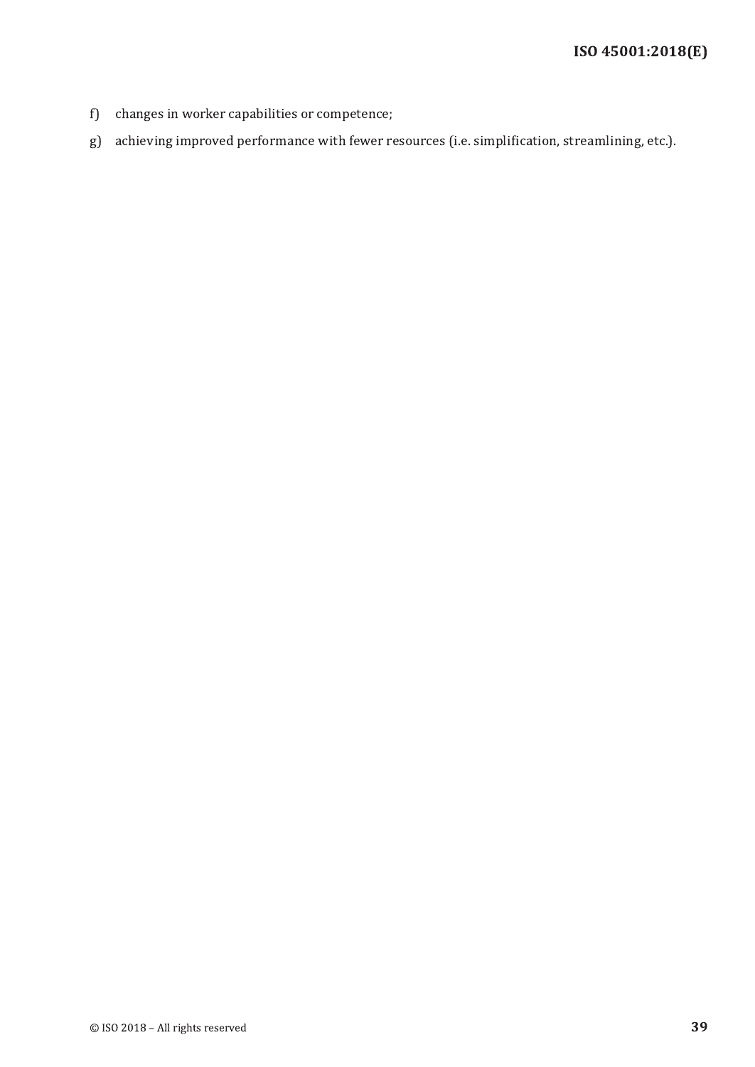f) changes in worker capabilities or competence;

g) achieving improved performance with fewer resources (i.e. simplification, streamlining, etc.).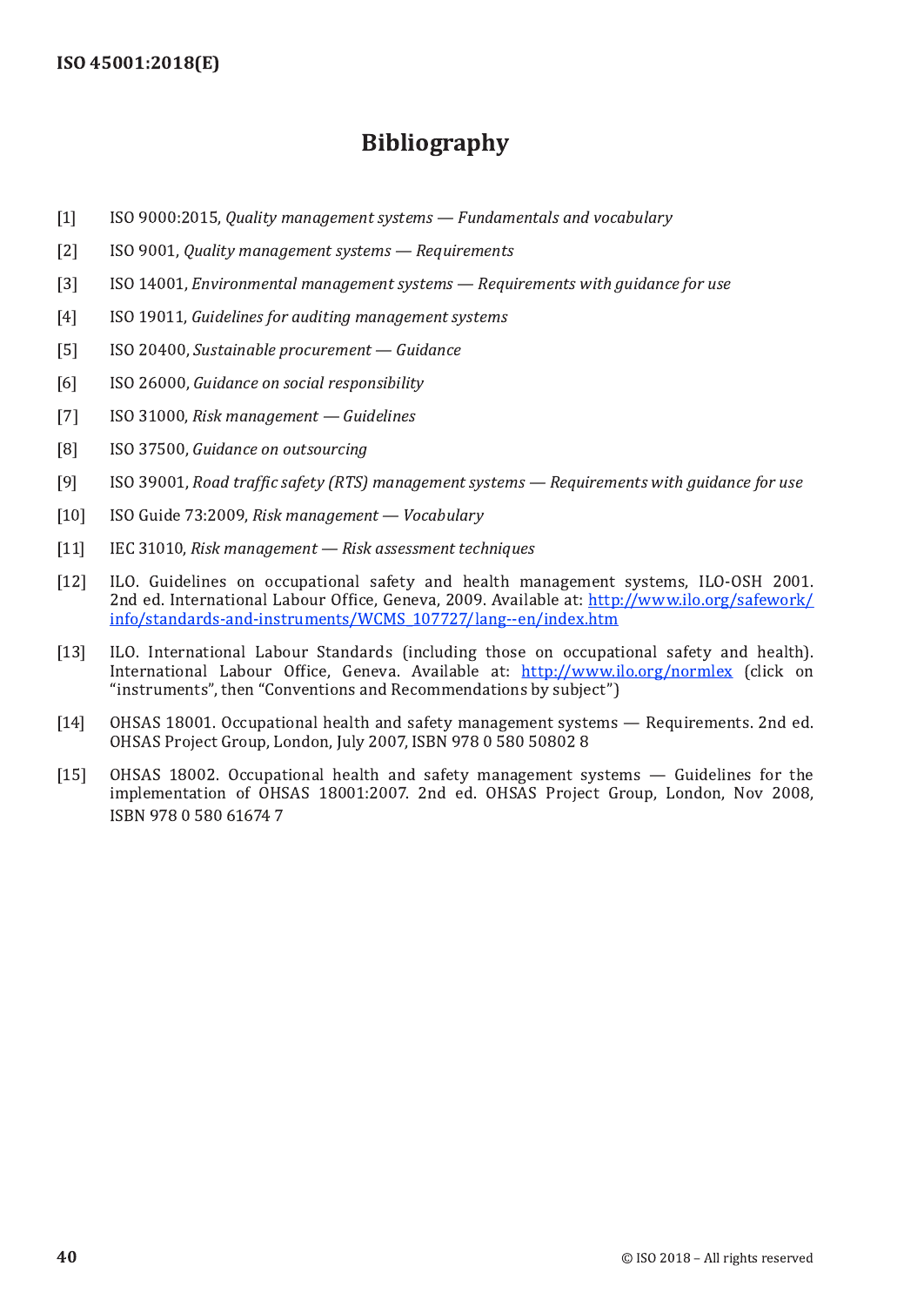# Bibliography

[1] ISO 9000:2015, *Quality management systems — Fundamentals and vocabulary*

[2] ISO 9001, *Quality management systems — Requirements*

[3] ISO 14001, *Environmental management systems — Requirements with guidance for use*

[4] ISO 19011, *Guidelines for auditing management systems*

[5] ISO 20400, *Sustainable procurement — Guidance*

[6] ISO 26000, *Guidance on social responsibility*

[7] ISO 31000, *Risk management — Guidelines*

[8] ISO 37500, *Guidance on outsourcing*

[9] ISO 39001, *Road traffic safety (RTS) management systems — Requirements with guidance for use*

[10] ISO Guide 73:2009, *Risk management — Vocabulary*

[11] IEC 31010, *Risk management — Risk assessment techniques*

[12] ILO. Guidelines on occupational safety and health management systems, ILO-OSH 2001. 2nd ed. International Labour Office, Geneva, 2009. Available at: http://www.ilo.org/safework/info/standards-and-instruments/WCMS_107727/lang--en/index.htm

[13] ILO. International Labour Standards (including those on occupational safety and health). International Labour Office, Geneva. Available at: http://www.ilo.org/normlex (click on "instruments", then "Conventions and Recommendations by subject")

[14] OHSAS 18001. Occupational health and safety management systems — Requirements. 2nd ed. OHSAS Project Group, London, July 2007, ISBN 978 0 580 50802 8

[15] OHSAS 18002. Occupational health and safety management systems — Guidelines for the implementation of OHSAS 18001:2007. 2nd ed. OHSAS Project Group, London, Nov 2008, ISBN 978 0 580 61674 7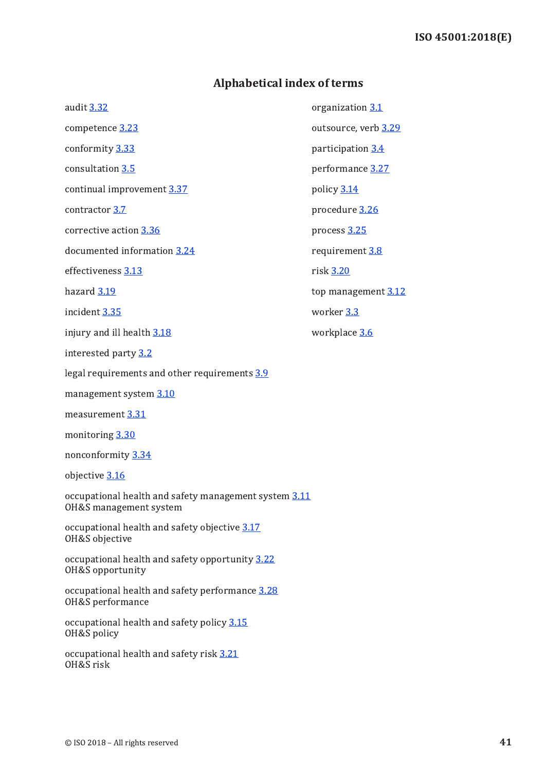# Alphabetical index of terms

audit 3.32

competence 3.23

conformity 3.33

consultation 3.5

continual improvement 3.37

contractor 3.7

corrective action 3.36

documented information 3.24

effectiveness 3.13

hazard 3.19

incident 3.35

injury and ill health 3.18

interested party 3.2

legal requirements and other requirements 3.9

management system 3.10

measurement 3.31

monitoring 3.30

nonconformity 3.34

objective 3.16

occupational health and safety management system 3.11
OH&S management system

occupational health and safety objective 3.17
OH&S objective

occupational health and safety opportunity 3.22
OH&S opportunity

occupational health and safety performance 3.28
OH&S performance

occupational health and safety policy 3.15
OH&S policy

occupational health and safety risk 3.21
OH&S risk

organization 3.1

outsource, verb 3.29

participation 3.4

performance 3.27

policy 3.14

procedure 3.26

process 3.25

requirement 3.8

risk 3.20

top management 3.12

worker 3.3

workplace 3.6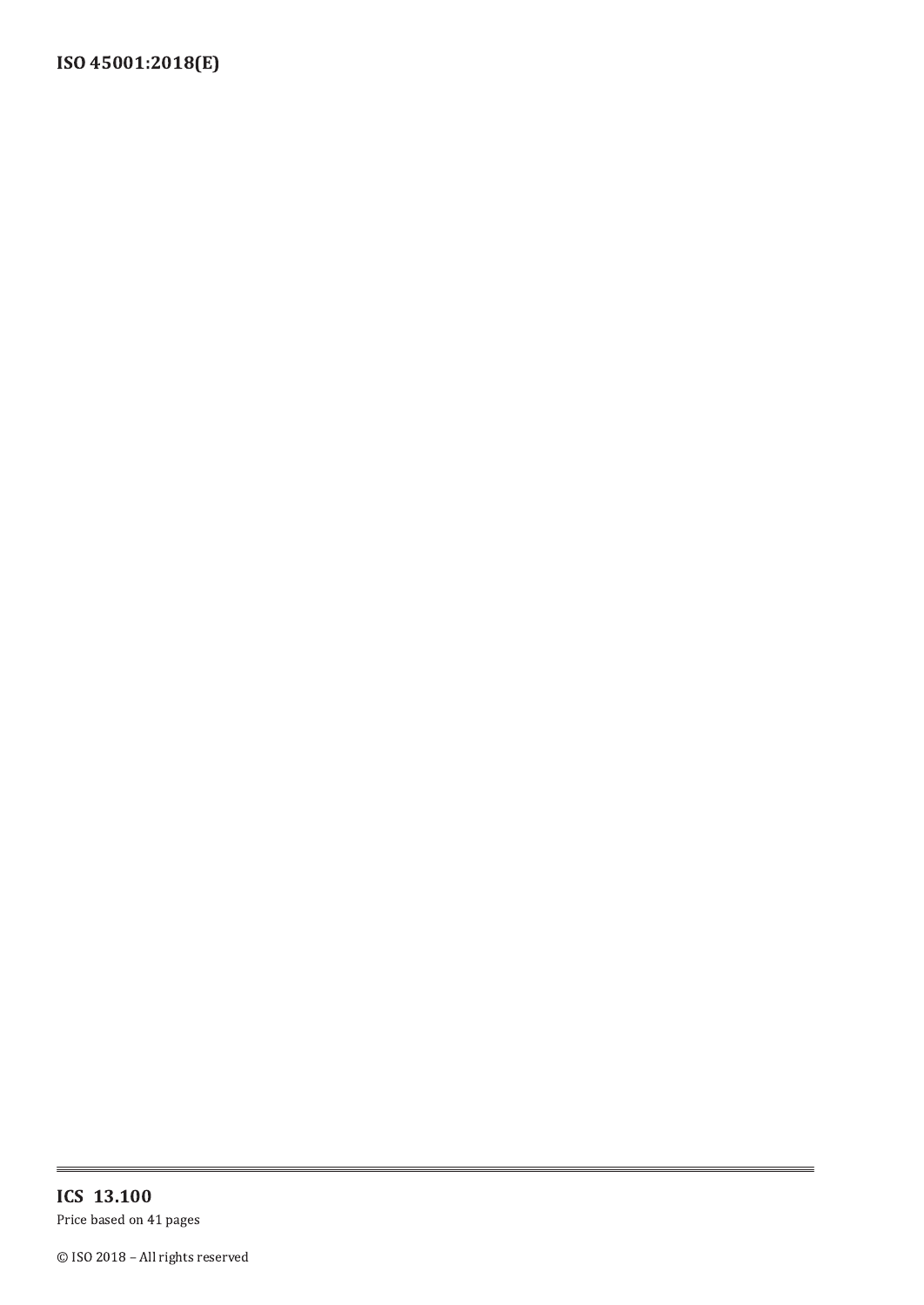**ICS 13.100**

Price based on 41 pages

© ISO 2018 – All rights reserved